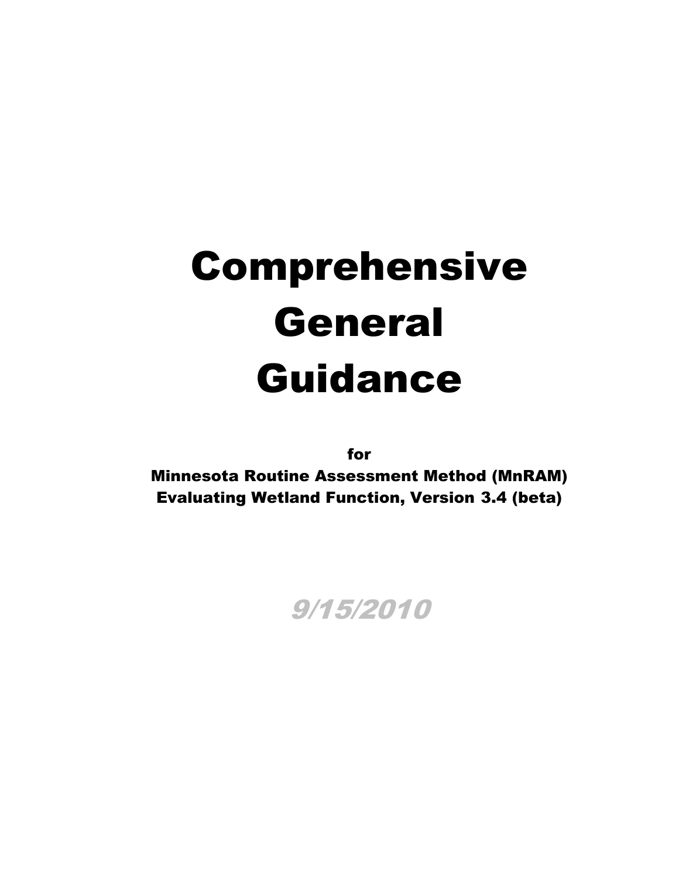# Comprehensive General Guidance

**for**
**Minnesota Routine Assessment Method (MnRAM)**
**Evaluating Wetland Function, Version 3.4 (beta)**

***9/15/2010***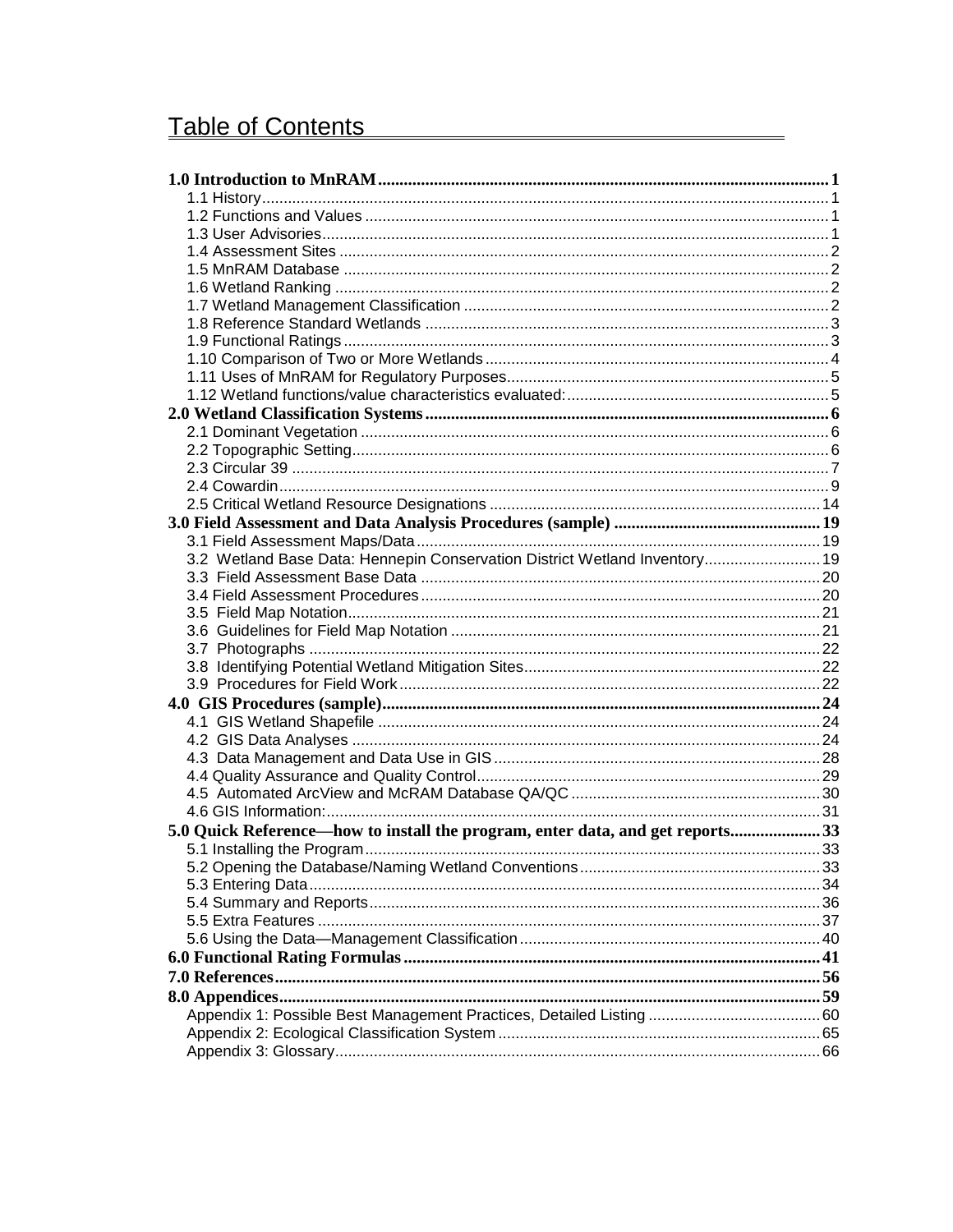# Table of Contents

**1.0 Introduction to MnRAM** .......... **1**
- 1.1 History .......... 1
- 1.2 Functions and Values .......... 1
- 1.3 User Advisories .......... 1
- 1.4 Assessment Sites .......... 2
- 1.5 MnRAM Database .......... 2
- 1.6 Wetland Ranking .......... 2
- 1.7 Wetland Management Classification .......... 2
- 1.8 Reference Standard Wetlands .......... 3
- 1.9 Functional Ratings .......... 3
- 1.10 Comparison of Two or More Wetlands .......... 4
- 1.11 Uses of MnRAM for Regulatory Purposes .......... 5
- 1.12 Wetland functions/value characteristics evaluated: .......... 5

**2.0 Wetland Classification Systems** .......... **6**
- 2.1 Dominant Vegetation .......... 6
- 2.2 Topographic Setting .......... 6
- 2.3 Circular 39 .......... 7
- 2.4 Cowardin .......... 9
- 2.5 Critical Wetland Resource Designations .......... 14

**3.0 Field Assessment and Data Analysis Procedures (sample)** .......... **19**
- 3.1 Field Assessment Maps/Data .......... 19
- 3.2 Wetland Base Data: Hennepin Conservation District Wetland Inventory .......... 19
- 3.3 Field Assessment Base Data .......... 20
- 3.4 Field Assessment Procedures .......... 20
- 3.5 Field Map Notation .......... 21
- 3.6 Guidelines for Field Map Notation .......... 21
- 3.7 Photographs .......... 22
- 3.8 Identifying Potential Wetland Mitigation Sites .......... 22
- 3.9 Procedures for Field Work .......... 22

**4.0 GIS Procedures (sample)** .......... **24**
- 4.1 GIS Wetland Shapefile .......... 24
- 4.2 GIS Data Analyses .......... 24
- 4.3 Data Management and Data Use in GIS .......... 28
- 4.4 Quality Assurance and Quality Control .......... 29
- 4.5 Automated ArcView and McRAM Database QA/QC .......... 30
- 4.6 GIS Information: .......... 31

**5.0 Quick Reference—how to install the program, enter data, and get reports** .......... **33**
- 5.1 Installing the Program .......... 33
- 5.2 Opening the Database/Naming Wetland Conventions .......... 33
- 5.3 Entering Data .......... 34
- 5.4 Summary and Reports .......... 36
- 5.5 Extra Features .......... 37
- 5.6 Using the Data—Management Classification .......... 40

**6.0 Functional Rating Formulas** .......... **41**

**7.0 References** .......... **56**

**8.0 Appendices** .......... **59**
- Appendix 1: Possible Best Management Practices, Detailed Listing .......... 60
- Appendix 2: Ecological Classification System .......... 65
- Appendix 3: Glossary .......... 66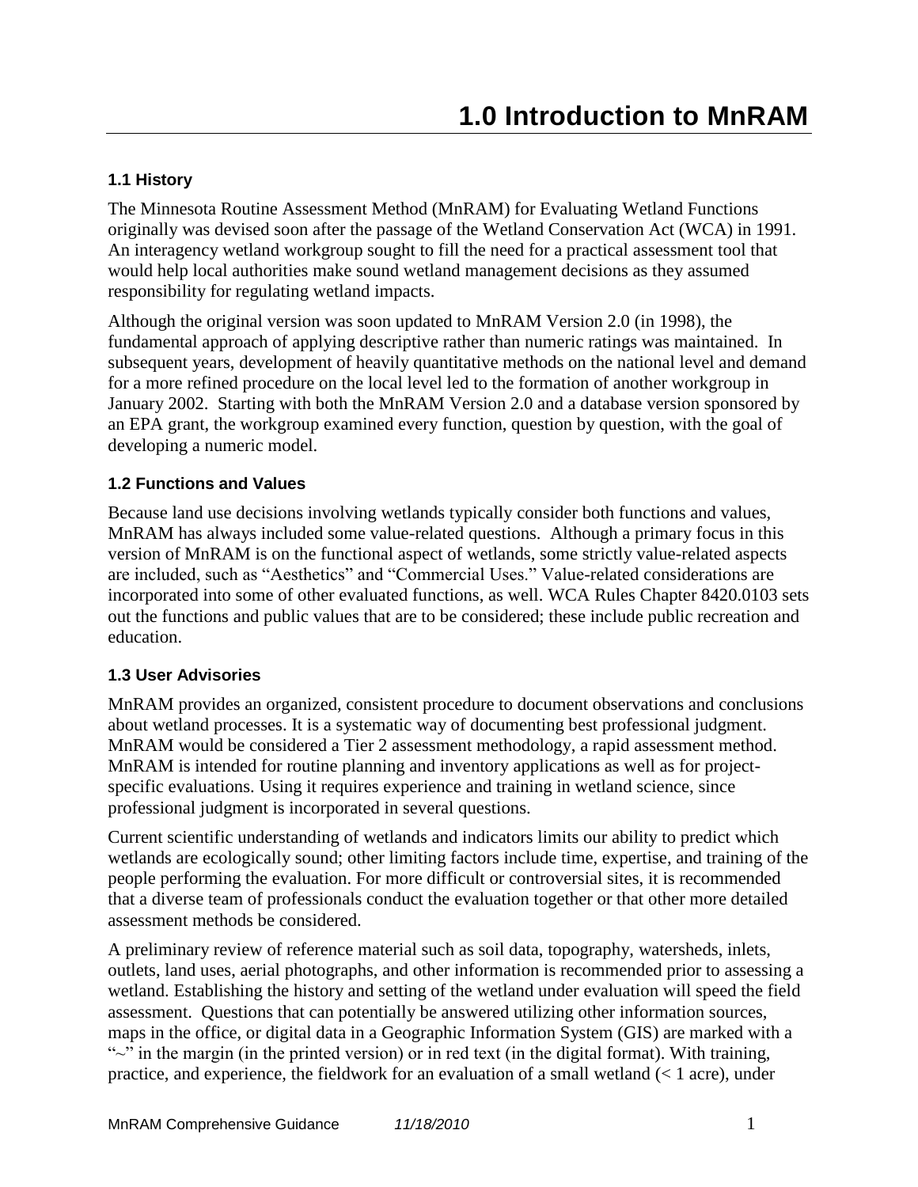# 1.0 Introduction to MnRAM

### 1.1 History

The Minnesota Routine Assessment Method (MnRAM) for Evaluating Wetland Functions originally was devised soon after the passage of the Wetland Conservation Act (WCA) in 1991. An interagency wetland workgroup sought to fill the need for a practical assessment tool that would help local authorities make sound wetland management decisions as they assumed responsibility for regulating wetland impacts.

Although the original version was soon updated to MnRAM Version 2.0 (in 1998), the fundamental approach of applying descriptive rather than numeric ratings was maintained. In subsequent years, development of heavily quantitative methods on the national level and demand for a more refined procedure on the local level led to the formation of another workgroup in January 2002. Starting with both the MnRAM Version 2.0 and a database version sponsored by an EPA grant, the workgroup examined every function, question by question, with the goal of developing a numeric model.

### 1.2 Functions and Values

Because land use decisions involving wetlands typically consider both functions and values, MnRAM has always included some value-related questions. Although a primary focus in this version of MnRAM is on the functional aspect of wetlands, some strictly value-related aspects are included, such as "Aesthetics" and "Commercial Uses." Value-related considerations are incorporated into some of other evaluated functions, as well. WCA Rules Chapter 8420.0103 sets out the functions and public values that are to be considered; these include public recreation and education.

### 1.3 User Advisories

MnRAM provides an organized, consistent procedure to document observations and conclusions about wetland processes. It is a systematic way of documenting best professional judgment. MnRAM would be considered a Tier 2 assessment methodology, a rapid assessment method. MnRAM is intended for routine planning and inventory applications as well as for project-specific evaluations. Using it requires experience and training in wetland science, since professional judgment is incorporated in several questions.

Current scientific understanding of wetlands and indicators limits our ability to predict which wetlands are ecologically sound; other limiting factors include time, expertise, and training of the people performing the evaluation. For more difficult or controversial sites, it is recommended that a diverse team of professionals conduct the evaluation together or that other more detailed assessment methods be considered.

A preliminary review of reference material such as soil data, topography, watersheds, inlets, outlets, land uses, aerial photographs, and other information is recommended prior to assessing a wetland. Establishing the history and setting of the wetland under evaluation will speed the field assessment. Questions that can potentially be answered utilizing other information sources, maps in the office, or digital data in a Geographic Information System (GIS) are marked with a "~" in the margin (in the printed version) or in red text (in the digital format). With training, practice, and experience, the fieldwork for an evaluation of a small wetland (< 1 acre), under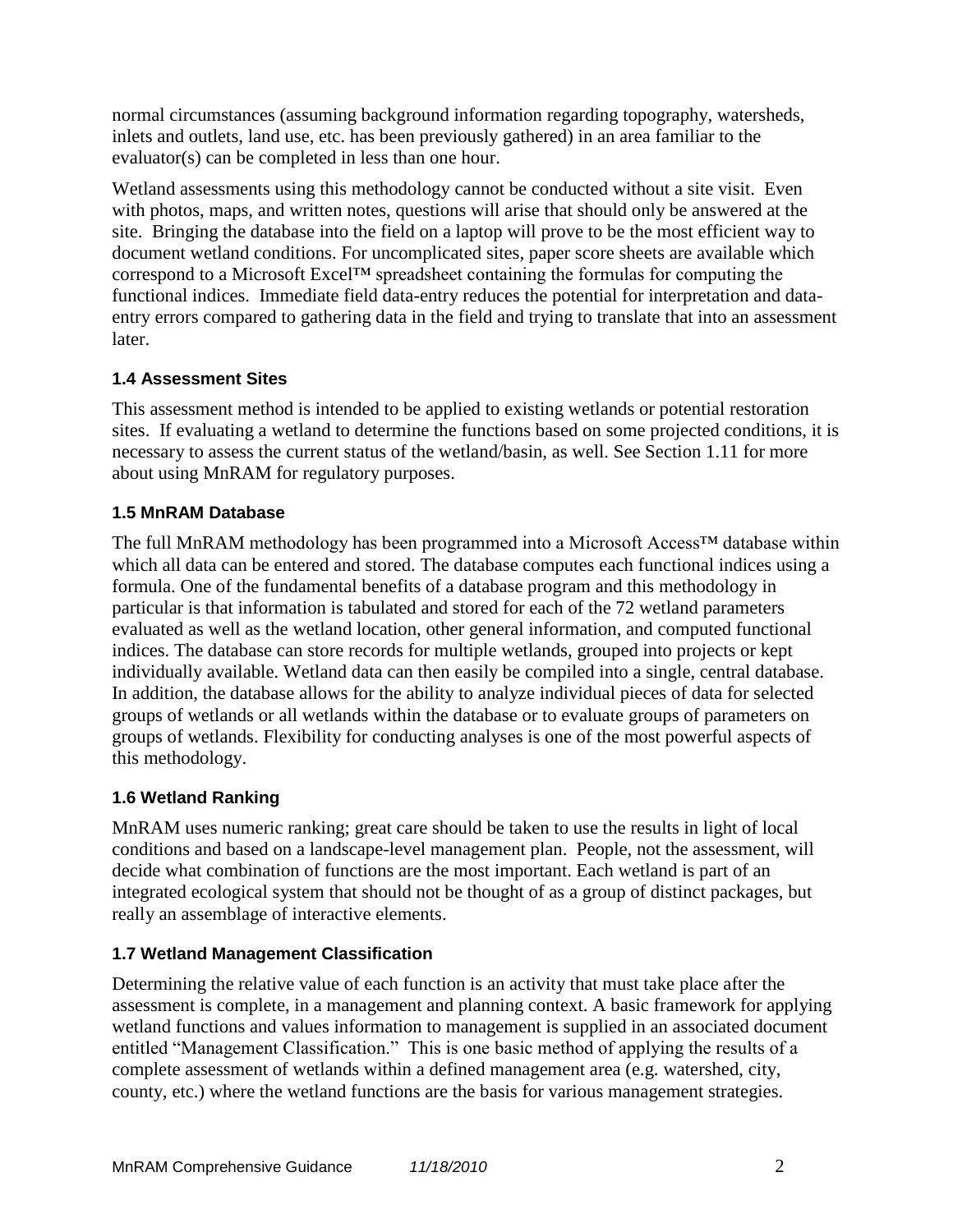normal circumstances (assuming background information regarding topography, watersheds, inlets and outlets, land use, etc. has been previously gathered) in an area familiar to the evaluator(s) can be completed in less than one hour.

Wetland assessments using this methodology cannot be conducted without a site visit. Even with photos, maps, and written notes, questions will arise that should only be answered at the site. Bringing the database into the field on a laptop will prove to be the most efficient way to document wetland conditions. For uncomplicated sites, paper score sheets are available which correspond to a Microsoft Excel™ spreadsheet containing the formulas for computing the functional indices. Immediate field data-entry reduces the potential for interpretation and data-entry errors compared to gathering data in the field and trying to translate that into an assessment later.

### 1.4 Assessment Sites

This assessment method is intended to be applied to existing wetlands or potential restoration sites. If evaluating a wetland to determine the functions based on some projected conditions, it is necessary to assess the current status of the wetland/basin, as well. See Section 1.11 for more about using MnRAM for regulatory purposes.

### 1.5 MnRAM Database

The full MnRAM methodology has been programmed into a Microsoft Access™ database within which all data can be entered and stored. The database computes each functional indices using a formula. One of the fundamental benefits of a database program and this methodology in particular is that information is tabulated and stored for each of the 72 wetland parameters evaluated as well as the wetland location, other general information, and computed functional indices. The database can store records for multiple wetlands, grouped into projects or kept individually available. Wetland data can then easily be compiled into a single, central database. In addition, the database allows for the ability to analyze individual pieces of data for selected groups of wetlands or all wetlands within the database or to evaluate groups of parameters on groups of wetlands. Flexibility for conducting analyses is one of the most powerful aspects of this methodology.

### 1.6 Wetland Ranking

MnRAM uses numeric ranking; great care should be taken to use the results in light of local conditions and based on a landscape-level management plan. People, not the assessment, will decide what combination of functions are the most important. Each wetland is part of an integrated ecological system that should not be thought of as a group of distinct packages, but really an assemblage of interactive elements.

### 1.7 Wetland Management Classification

Determining the relative value of each function is an activity that must take place after the assessment is complete, in a management and planning context. A basic framework for applying wetland functions and values information to management is supplied in an associated document entitled "Management Classification." This is one basic method of applying the results of a complete assessment of wetlands within a defined management area (e.g. watershed, city, county, etc.) where the wetland functions are the basis for various management strategies.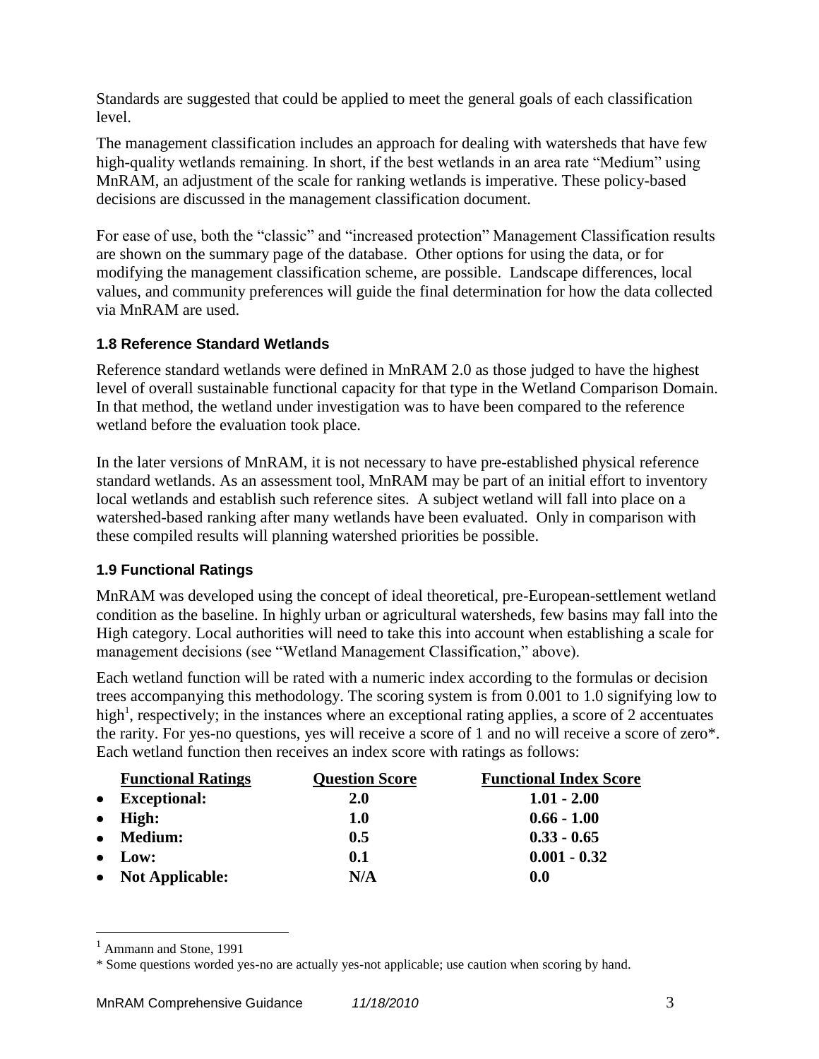Standards are suggested that could be applied to meet the general goals of each classification level.

The management classification includes an approach for dealing with watersheds that have few high-quality wetlands remaining. In short, if the best wetlands in an area rate "Medium" using MnRAM, an adjustment of the scale for ranking wetlands is imperative. These policy-based decisions are discussed in the management classification document.

For ease of use, both the "classic" and "increased protection" Management Classification results are shown on the summary page of the database. Other options for using the data, or for modifying the management classification scheme, are possible. Landscape differences, local values, and community preferences will guide the final determination for how the data collected via MnRAM are used.

### 1.8 Reference Standard Wetlands

Reference standard wetlands were defined in MnRAM 2.0 as those judged to have the highest level of overall sustainable functional capacity for that type in the Wetland Comparison Domain. In that method, the wetland under investigation was to have been compared to the reference wetland before the evaluation took place.

In the later versions of MnRAM, it is not necessary to have pre-established physical reference standard wetlands. As an assessment tool, MnRAM may be part of an initial effort to inventory local wetlands and establish such reference sites. A subject wetland will fall into place on a watershed-based ranking after many wetlands have been evaluated. Only in comparison with these compiled results will planning watershed priorities be possible.

### 1.9 Functional Ratings

MnRAM was developed using the concept of ideal theoretical, pre-European-settlement wetland condition as the baseline. In highly urban or agricultural watersheds, few basins may fall into the High category. Local authorities will need to take this into account when establishing a scale for management decisions (see "Wetland Management Classification," above).

Each wetland function will be rated with a numeric index according to the formulas or decision trees accompanying this methodology. The scoring system is from 0.001 to 1.0 signifying low to high[1], respectively; in the instances where an exceptional rating applies, a score of 2 accentuates the rarity. For yes-no questions, yes will receive a score of 1 and no will receive a score of zero*. Each wetland function then receives an index score with ratings as follows:

| Functional Ratings | Question Score | Functional Index Score |
|---|---|---|
| • **Exceptional:** | **2.0** | **1.01 - 2.00** |
| • **High:** | **1.0** | **0.66 - 1.00** |
| • **Medium:** | **0.5** | **0.33 - 0.65** |
| • **Low:** | **0.1** | **0.001 - 0.32** |
| • **Not Applicable:** | **N/A** | **0.0** |

[1] Ammann and Stone, 1991

* Some questions worded yes-no are actually yes-not applicable; use caution when scoring by hand.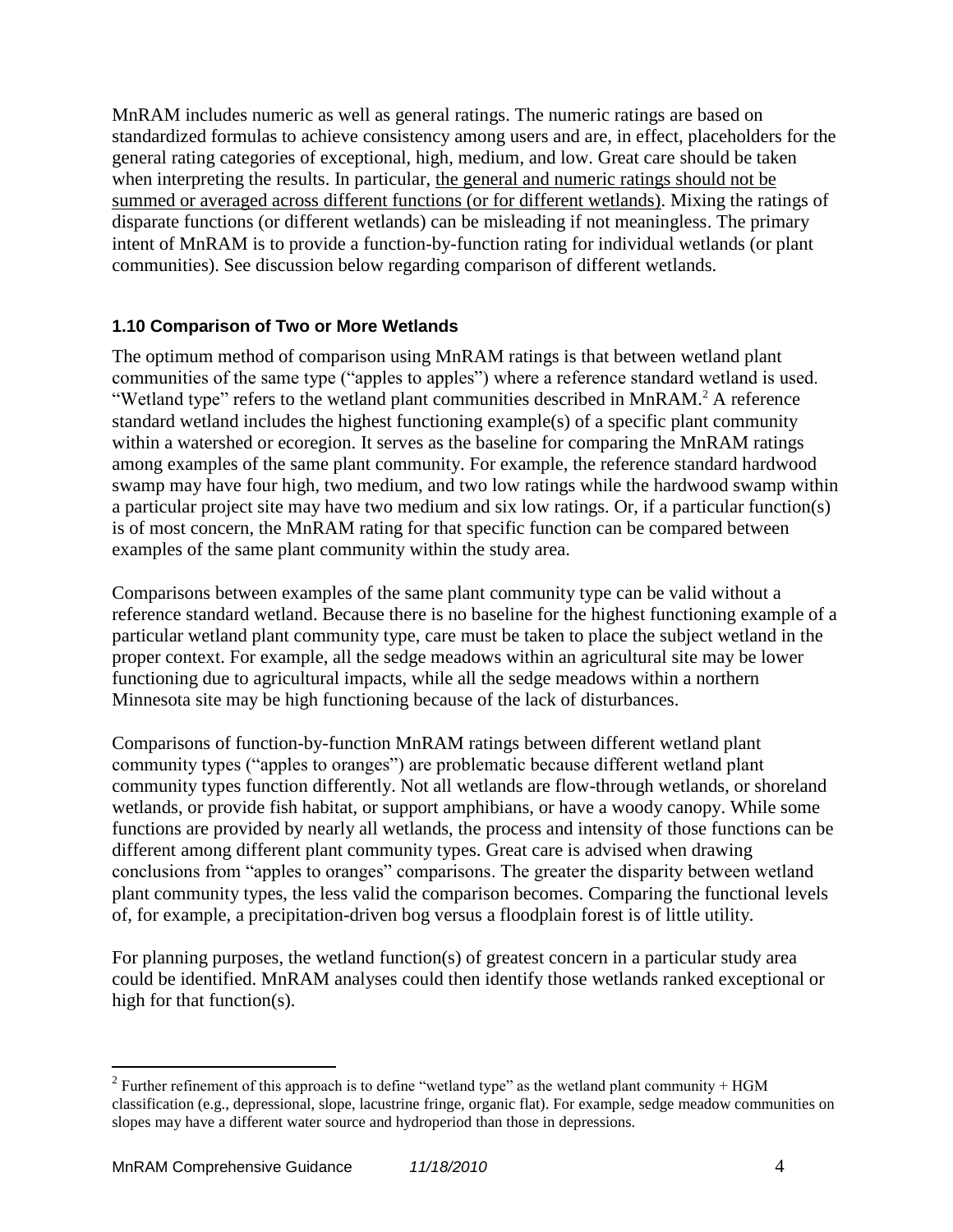MnRAM includes numeric as well as general ratings. The numeric ratings are based on standardized formulas to achieve consistency among users and are, in effect, placeholders for the general rating categories of exceptional, high, medium, and low. Great care should be taken when interpreting the results. In particular, <u>the general and numeric ratings should not be summed or averaged across different functions (or for different wetlands)</u>. Mixing the ratings of disparate functions (or different wetlands) can be misleading if not meaningless. The primary intent of MnRAM is to provide a function-by-function rating for individual wetlands (or plant communities). See discussion below regarding comparison of different wetlands.

### 1.10 Comparison of Two or More Wetlands

The optimum method of comparison using MnRAM ratings is that between wetland plant communities of the same type ("apples to apples") where a reference standard wetland is used. "Wetland type" refers to the wetland plant communities described in MnRAM.[2] A reference standard wetland includes the highest functioning example(s) of a specific plant community within a watershed or ecoregion. It serves as the baseline for comparing the MnRAM ratings among examples of the same plant community. For example, the reference standard hardwood swamp may have four high, two medium, and two low ratings while the hardwood swamp within a particular project site may have two medium and six low ratings. Or, if a particular function(s) is of most concern, the MnRAM rating for that specific function can be compared between examples of the same plant community within the study area.

Comparisons between examples of the same plant community type can be valid without a reference standard wetland. Because there is no baseline for the highest functioning example of a particular wetland plant community type, care must be taken to place the subject wetland in the proper context. For example, all the sedge meadows within an agricultural site may be lower functioning due to agricultural impacts, while all the sedge meadows within a northern Minnesota site may be high functioning because of the lack of disturbances.

Comparisons of function-by-function MnRAM ratings between different wetland plant community types ("apples to oranges") are problematic because different wetland plant community types function differently. Not all wetlands are flow-through wetlands, or shoreland wetlands, or provide fish habitat, or support amphibians, or have a woody canopy. While some functions are provided by nearly all wetlands, the process and intensity of those functions can be different among different plant community types. Great care is advised when drawing conclusions from "apples to oranges" comparisons. The greater the disparity between wetland plant community types, the less valid the comparison becomes. Comparing the functional levels of, for example, a precipitation-driven bog versus a floodplain forest is of little utility.

For planning purposes, the wetland function(s) of greatest concern in a particular study area could be identified. MnRAM analyses could then identify those wetlands ranked exceptional or high for that function(s).

---

[2] Further refinement of this approach is to define "wetland type" as the wetland plant community + HGM classification (e.g., depressional, slope, lacustrine fringe, organic flat). For example, sedge meadow communities on slopes may have a different water source and hydroperiod than those in depressions.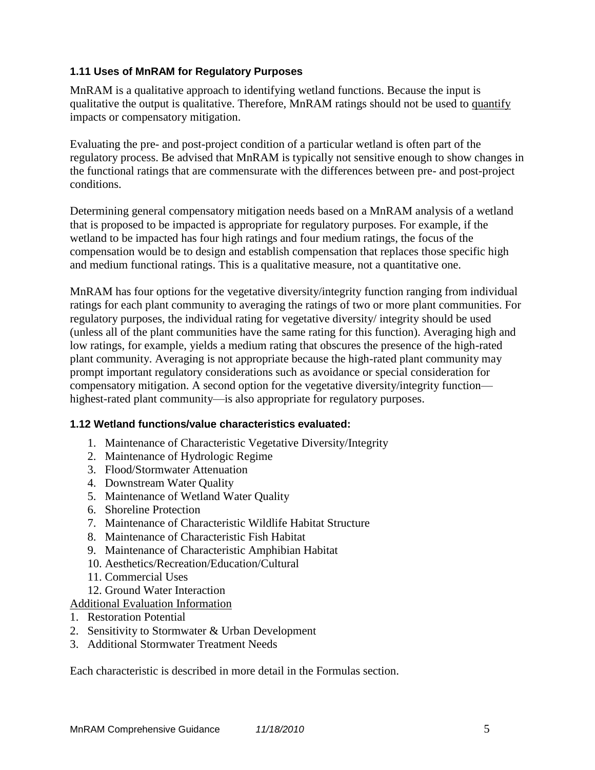### 1.11 Uses of MnRAM for Regulatory Purposes

MnRAM is a qualitative approach to identifying wetland functions. Because the input is qualitative the output is qualitative. Therefore, MnRAM ratings should not be used to <u>quantify</u> impacts or compensatory mitigation.

Evaluating the pre- and post-project condition of a particular wetland is often part of the regulatory process. Be advised that MnRAM is typically not sensitive enough to show changes in the functional ratings that are commensurate with the differences between pre- and post-project conditions.

Determining general compensatory mitigation needs based on a MnRAM analysis of a wetland that is proposed to be impacted is appropriate for regulatory purposes. For example, if the wetland to be impacted has four high ratings and four medium ratings, the focus of the compensation would be to design and establish compensation that replaces those specific high and medium functional ratings. This is a qualitative measure, not a quantitative one.

MnRAM has four options for the vegetative diversity/integrity function ranging from individual ratings for each plant community to averaging the ratings of two or more plant communities. For regulatory purposes, the individual rating for vegetative diversity/ integrity should be used (unless all of the plant communities have the same rating for this function). Averaging high and low ratings, for example, yields a medium rating that obscures the presence of the high-rated plant community. Averaging is not appropriate because the high-rated plant community may prompt important regulatory considerations such as avoidance or special consideration for compensatory mitigation. A second option for the vegetative diversity/integrity function—highest-rated plant community—is also appropriate for regulatory purposes.

### 1.12 Wetland functions/value characteristics evaluated:

1. Maintenance of Characteristic Vegetative Diversity/Integrity
2. Maintenance of Hydrologic Regime
3. Flood/Stormwater Attenuation
4. Downstream Water Quality
5. Maintenance of Wetland Water Quality
6. Shoreline Protection
7. Maintenance of Characteristic Wildlife Habitat Structure
8. Maintenance of Characteristic Fish Habitat
9. Maintenance of Characteristic Amphibian Habitat
10. Aesthetics/Recreation/Education/Cultural
11. Commercial Uses
12. Ground Water Interaction

<u>Additional Evaluation Information</u>

1. Restoration Potential
2. Sensitivity to Stormwater & Urban Development
3. Additional Stormwater Treatment Needs

Each characteristic is described in more detail in the Formulas section.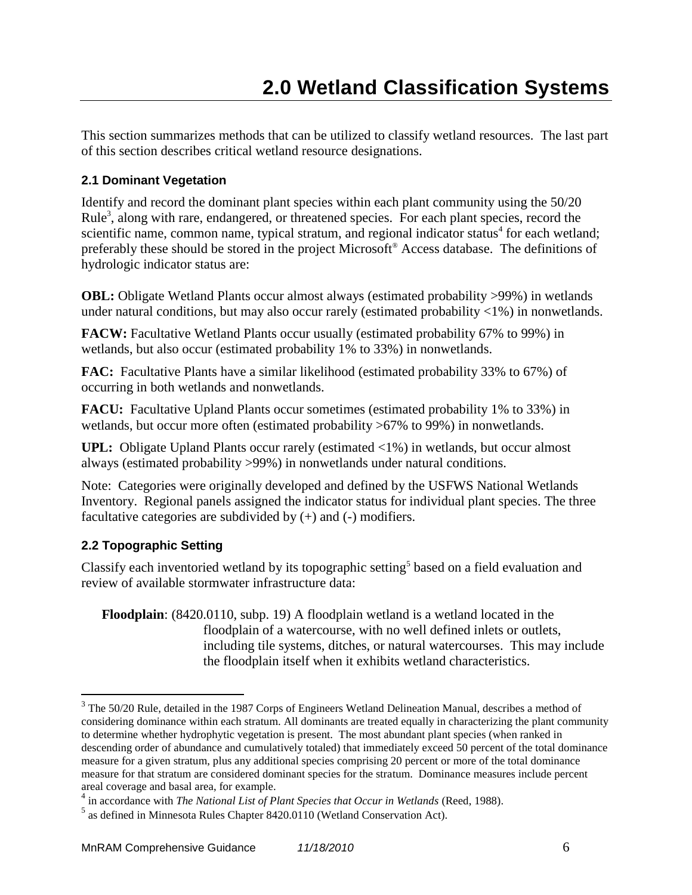# 2.0 Wetland Classification Systems

This section summarizes methods that can be utilized to classify wetland resources. The last part of this section describes critical wetland resource designations.

## 2.1 Dominant Vegetation

Identify and record the dominant plant species within each plant community using the 50/20 Rule[3], along with rare, endangered, or threatened species. For each plant species, record the scientific name, common name, typical stratum, and regional indicator status[4] for each wetland; preferably these should be stored in the project Microsoft® Access database. The definitions of hydrologic indicator status are:

**OBL:** Obligate Wetland Plants occur almost always (estimated probability >99%) in wetlands under natural conditions, but may also occur rarely (estimated probability <1%) in nonwetlands.

**FACW:** Facultative Wetland Plants occur usually (estimated probability 67% to 99%) in wetlands, but also occur (estimated probability 1% to 33%) in nonwetlands.

**FAC:** Facultative Plants have a similar likelihood (estimated probability 33% to 67%) of occurring in both wetlands and nonwetlands.

**FACU:** Facultative Upland Plants occur sometimes (estimated probability 1% to 33%) in wetlands, but occur more often (estimated probability >67% to 99%) in nonwetlands.

**UPL:** Obligate Upland Plants occur rarely (estimated <1%) in wetlands, but occur almost always (estimated probability >99%) in nonwetlands under natural conditions.

Note: Categories were originally developed and defined by the USFWS National Wetlands Inventory. Regional panels assigned the indicator status for individual plant species. The three facultative categories are subdivided by (+) and (-) modifiers.

## 2.2 Topographic Setting

Classify each inventoried wetland by its topographic setting[5] based on a field evaluation and review of available stormwater infrastructure data:

**Floodplain**: (8420.0110, subp. 19) A floodplain wetland is a wetland located in the floodplain of a watercourse, with no well defined inlets or outlets, including tile systems, ditches, or natural watercourses. This may include the floodplain itself when it exhibits wetland characteristics.

---

[3] The 50/20 Rule, detailed in the 1987 Corps of Engineers Wetland Delineation Manual, describes a method of considering dominance within each stratum. All dominants are treated equally in characterizing the plant community to determine whether hydrophytic vegetation is present. The most abundant plant species (when ranked in descending order of abundance and cumulatively totaled) that immediately exceed 50 percent of the total dominance measure for a given stratum, plus any additional species comprising 20 percent or more of the total dominance measure for that stratum are considered dominant species for the stratum. Dominance measures include percent areal coverage and basal area, for example.

[4] in accordance with *The National List of Plant Species that Occur in Wetlands* (Reed, 1988).

[5] as defined in Minnesota Rules Chapter 8420.0110 (Wetland Conservation Act).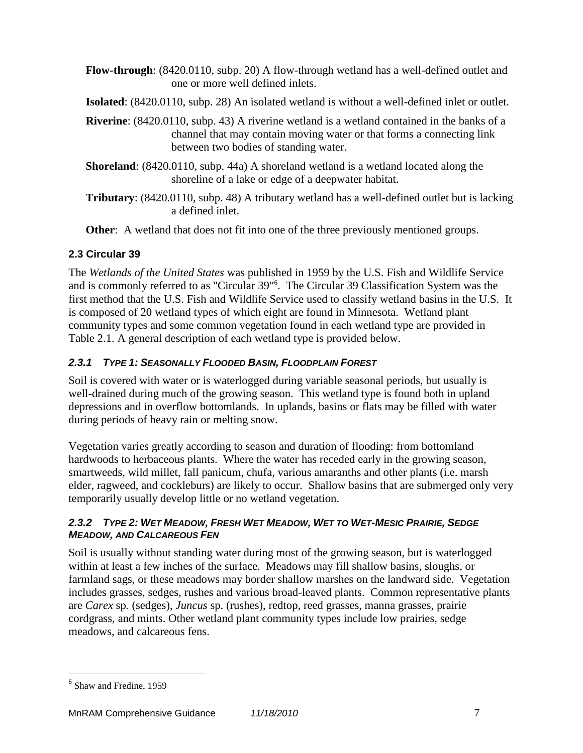**Flow-through**: (8420.0110, subp. 20) A flow-through wetland has a well-defined outlet and one or more well defined inlets.

**Isolated**: (8420.0110, subp. 28) An isolated wetland is without a well-defined inlet or outlet.

**Riverine**: (8420.0110, subp. 43) A riverine wetland is a wetland contained in the banks of a channel that may contain moving water or that forms a connecting link between two bodies of standing water.

**Shoreland**: (8420.0110, subp. 44a) A shoreland wetland is a wetland located along the shoreline of a lake or edge of a deepwater habitat.

**Tributary**: (8420.0110, subp. 48) A tributary wetland has a well-defined outlet but is lacking a defined inlet.

**Other**: A wetland that does not fit into one of the three previously mentioned groups.

### 2.3 Circular 39

The *Wetlands of the United States* was published in 1959 by the U.S. Fish and Wildlife Service and is commonly referred to as "Circular 39"[6]. The Circular 39 Classification System was the first method that the U.S. Fish and Wildlife Service used to classify wetland basins in the U.S. It is composed of 20 wetland types of which eight are found in Minnesota. Wetland plant community types and some common vegetation found in each wetland type are provided in Table 2.1. A general description of each wetland type is provided below.

#### *2.3.1 Type 1: Seasonally Flooded Basin, Floodplain Forest*

Soil is covered with water or is waterlogged during variable seasonal periods, but usually is well-drained during much of the growing season. This wetland type is found both in upland depressions and in overflow bottomlands. In uplands, basins or flats may be filled with water during periods of heavy rain or melting snow.

Vegetation varies greatly according to season and duration of flooding: from bottomland hardwoods to herbaceous plants. Where the water has receded early in the growing season, smartweeds, wild millet, fall panicum, chufa, various amaranths and other plants (i.e. marsh elder, ragweed, and cockleburs) are likely to occur. Shallow basins that are submerged only very temporarily usually develop little or no wetland vegetation.

#### *2.3.2 Type 2: Wet Meadow, Fresh Wet Meadow, Wet to Wet-Mesic Prairie, Sedge Meadow, and Calcareous Fen*

Soil is usually without standing water during most of the growing season, but is waterlogged within at least a few inches of the surface. Meadows may fill shallow basins, sloughs, or farmland sags, or these meadows may border shallow marshes on the landward side. Vegetation includes grasses, sedges, rushes and various broad-leaved plants. Common representative plants are *Carex* sp. (sedges), *Juncus* sp. (rushes), redtop, reed grasses, manna grasses, prairie cordgrass, and mints. Other wetland plant community types include low prairies, sedge meadows, and calcareous fens.

[6] Shaw and Fredine, 1959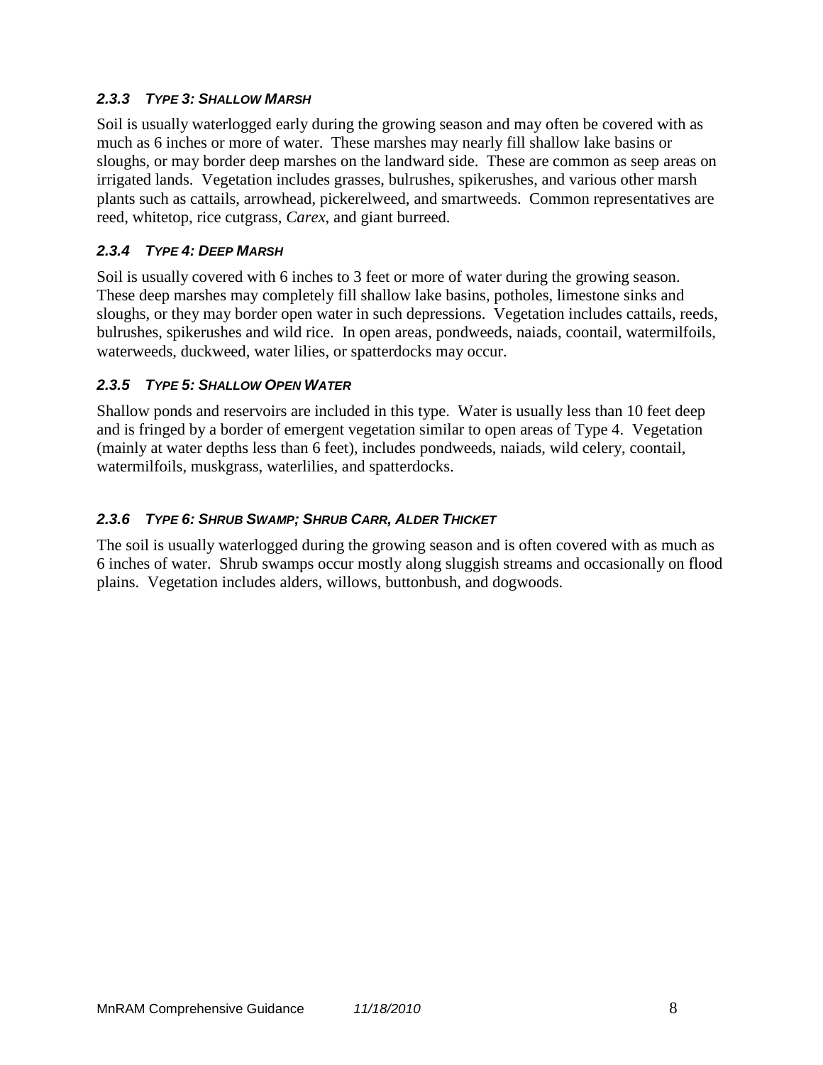### *2.3.3 TYPE 3: SHALLOW MARSH*

Soil is usually waterlogged early during the growing season and may often be covered with as much as 6 inches or more of water. These marshes may nearly fill shallow lake basins or sloughs, or may border deep marshes on the landward side. These are common as seep areas on irrigated lands. Vegetation includes grasses, bulrushes, spikerushes, and various other marsh plants such as cattails, arrowhead, pickerelweed, and smartweeds. Common representatives are reed, whitetop, rice cutgrass, *Carex,* and giant burreed.

### *2.3.4 TYPE 4: DEEP MARSH*

Soil is usually covered with 6 inches to 3 feet or more of water during the growing season. These deep marshes may completely fill shallow lake basins, potholes, limestone sinks and sloughs, or they may border open water in such depressions. Vegetation includes cattails, reeds, bulrushes, spikerushes and wild rice. In open areas, pondweeds, naiads, coontail, watermilfoils, waterweeds, duckweed, water lilies, or spatterdocks may occur.

### *2.3.5 TYPE 5: SHALLOW OPEN WATER*

Shallow ponds and reservoirs are included in this type. Water is usually less than 10 feet deep and is fringed by a border of emergent vegetation similar to open areas of Type 4. Vegetation (mainly at water depths less than 6 feet), includes pondweeds, naiads, wild celery, coontail, watermilfoils, muskgrass, waterlilies, and spatterdocks.

### *2.3.6 TYPE 6: SHRUB SWAMP; SHRUB CARR, ALDER THICKET*

The soil is usually waterlogged during the growing season and is often covered with as much as 6 inches of water. Shrub swamps occur mostly along sluggish streams and occasionally on flood plains. Vegetation includes alders, willows, buttonbush, and dogwoods.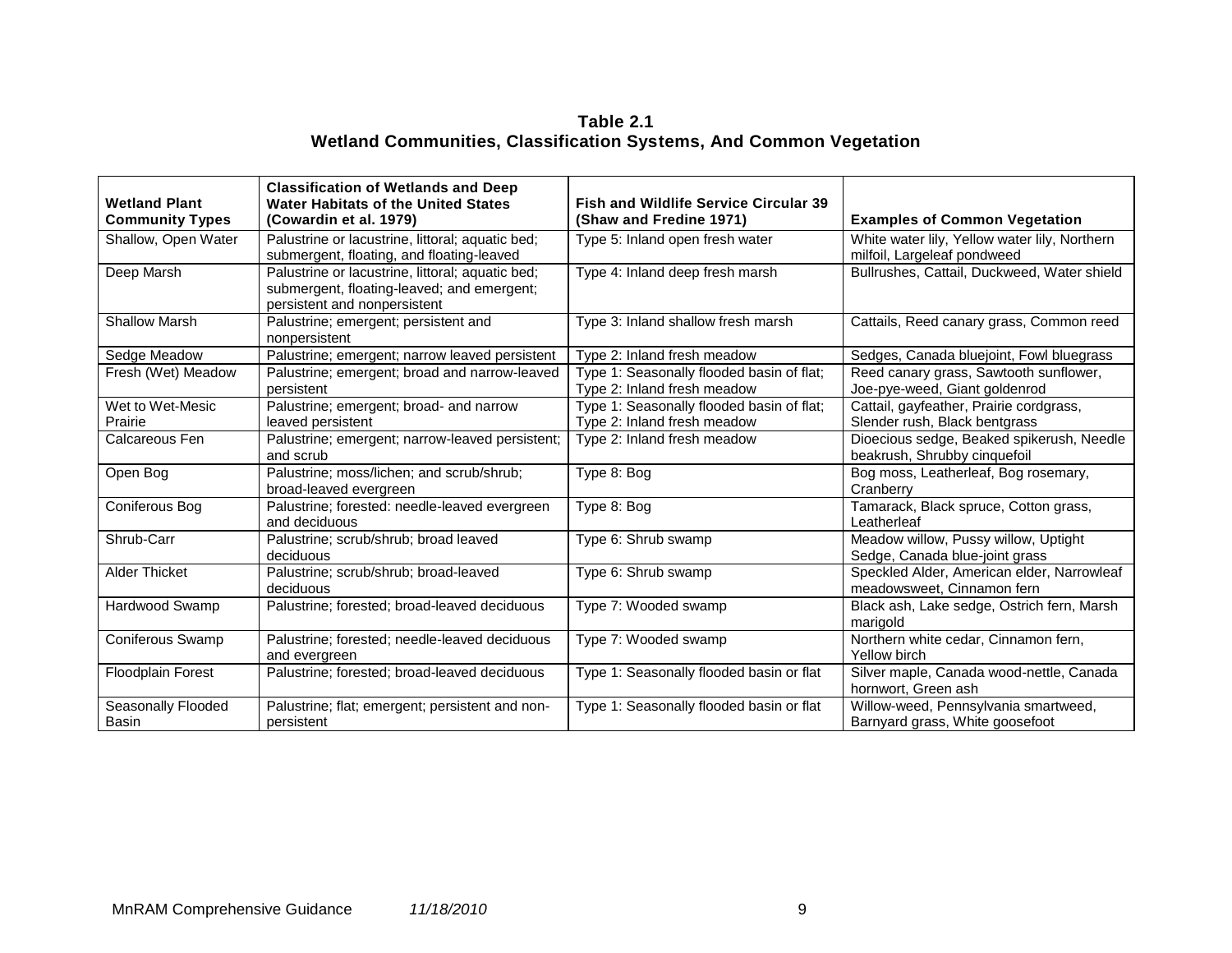**Table 2.1**
**Wetland Communities, Classification Systems, And Common Vegetation**

| Wetland Plant Community Types | Classification of Wetlands and Deep Water Habitats of the United States (Cowardin et al. 1979) | Fish and Wildlife Service Circular 39 (Shaw and Fredine 1971) | Examples of Common Vegetation |
|---|---|---|---|
| Shallow, Open Water | Palustrine or lacustrine, littoral; aquatic bed; submergent, floating, and floating-leaved | Type 5: Inland open fresh water | White water lily, Yellow water lily, Northern milfoil, Largeleaf pondweed |
| Deep Marsh | Palustrine or lacustrine, littoral; aquatic bed; submergent, floating-leaved; and emergent; persistent and nonpersistent | Type 4: Inland deep fresh marsh | Bullrushes, Cattail, Duckweed, Water shield |
| Shallow Marsh | Palustrine; emergent; persistent and nonpersistent | Type 3: Inland shallow fresh marsh | Cattails, Reed canary grass, Common reed |
| Sedge Meadow | Palustrine; emergent; narrow leaved persistent | Type 2: Inland fresh meadow | Sedges, Canada bluejoint, Fowl bluegrass |
| Fresh (Wet) Meadow | Palustrine; emergent; broad and narrow-leaved persistent | Type 1: Seasonally flooded basin of flat; Type 2: Inland fresh meadow | Reed canary grass, Sawtooth sunflower, Joe-pye-weed, Giant goldenrod |
| Wet to Wet-Mesic Prairie | Palustrine; emergent; broad- and narrow leaved persistent | Type 1: Seasonally flooded basin of flat; Type 2: Inland fresh meadow | Cattail, gayfeather, Prairie cordgrass, Slender rush, Black bentgrass |
| Calcareous Fen | Palustrine; emergent; narrow-leaved persistent; and scrub | Type 2: Inland fresh meadow | Dioecious sedge, Beaked spikerush, Needle beakrush, Shrubby cinquefoil |
| Open Bog | Palustrine; moss/lichen; and scrub/shrub; broad-leaved evergreen | Type 8: Bog | Bog moss, Leatherleaf, Bog rosemary, Cranberry |
| Coniferous Bog | Palustrine; forested: needle-leaved evergreen and deciduous | Type 8: Bog | Tamarack, Black spruce, Cotton grass, Leatherleaf |
| Shrub-Carr | Palustrine; scrub/shrub; broad leaved deciduous | Type 6: Shrub swamp | Meadow willow, Pussy willow, Uptight Sedge, Canada blue-joint grass |
| Alder Thicket | Palustrine; scrub/shrub; broad-leaved deciduous | Type 6: Shrub swamp | Speckled Alder, American elder, Narrowleaf meadowsweet, Cinnamon fern |
| Hardwood Swamp | Palustrine; forested; broad-leaved deciduous | Type 7: Wooded swamp | Black ash, Lake sedge, Ostrich fern, Marsh marigold |
| Coniferous Swamp | Palustrine; forested; needle-leaved deciduous and evergreen | Type 7: Wooded swamp | Northern white cedar, Cinnamon fern, Yellow birch |
| Floodplain Forest | Palustrine; forested; broad-leaved deciduous | Type 1: Seasonally flooded basin or flat | Silver maple, Canada wood-nettle, Canada hornwort, Green ash |
| Seasonally Flooded Basin | Palustrine; flat; emergent; persistent and non-persistent | Type 1: Seasonally flooded basin or flat | Willow-weed, Pennsylvania smartweed, Barnyard grass, White goosefoot |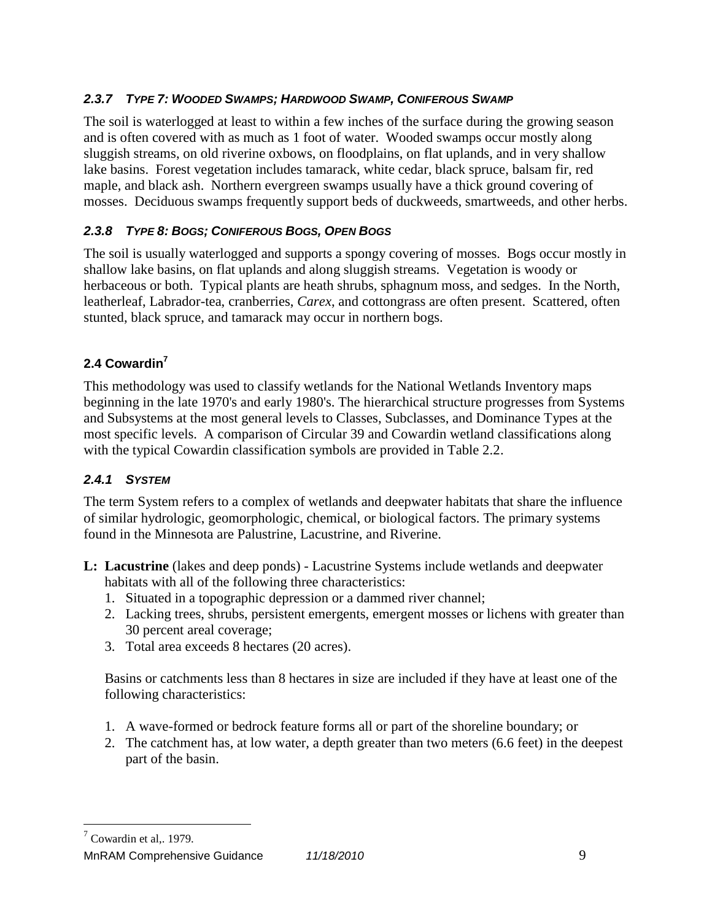### *2.3.7 TYPE 7: WOODED SWAMPS; HARDWOOD SWAMP, CONIFEROUS SWAMP*

The soil is waterlogged at least to within a few inches of the surface during the growing season and is often covered with as much as 1 foot of water. Wooded swamps occur mostly along sluggish streams, on old riverine oxbows, on floodplains, on flat uplands, and in very shallow lake basins. Forest vegetation includes tamarack, white cedar, black spruce, balsam fir, red maple, and black ash. Northern evergreen swamps usually have a thick ground covering of mosses. Deciduous swamps frequently support beds of duckweeds, smartweeds, and other herbs.

### *2.3.8 TYPE 8: BOGS; CONIFEROUS BOGS, OPEN BOGS*

The soil is usually waterlogged and supports a spongy covering of mosses. Bogs occur mostly in shallow lake basins, on flat uplands and along sluggish streams. Vegetation is woody or herbaceous or both. Typical plants are heath shrubs, sphagnum moss, and sedges. In the North, leatherleaf, Labrador-tea, cranberries, *Carex*, and cottongrass are often present. Scattered, often stunted, black spruce, and tamarack may occur in northern bogs.

## 2.4 Cowardin[7]

This methodology was used to classify wetlands for the National Wetlands Inventory maps beginning in the late 1970's and early 1980's. The hierarchical structure progresses from Systems and Subsystems at the most general levels to Classes, Subclasses, and Dominance Types at the most specific levels. A comparison of Circular 39 and Cowardin wetland classifications along with the typical Cowardin classification symbols are provided in Table 2.2.

### *2.4.1 SYSTEM*

The term System refers to a complex of wetlands and deepwater habitats that share the influence of similar hydrologic, geomorphologic, chemical, or biological factors. The primary systems found in the Minnesota are Palustrine, Lacustrine, and Riverine.

**L: Lacustrine** (lakes and deep ponds) - Lacustrine Systems include wetlands and deepwater habitats with all of the following three characteristics:

1. Situated in a topographic depression or a dammed river channel;
2. Lacking trees, shrubs, persistent emergents, emergent mosses or lichens with greater than 30 percent areal coverage;
3. Total area exceeds 8 hectares (20 acres).

Basins or catchments less than 8 hectares in size are included if they have at least one of the following characteristics:

1. A wave-formed or bedrock feature forms all or part of the shoreline boundary; or
2. The catchment has, at low water, a depth greater than two meters (6.6 feet) in the deepest part of the basin.

---

[7] Cowardin et al,. 1979.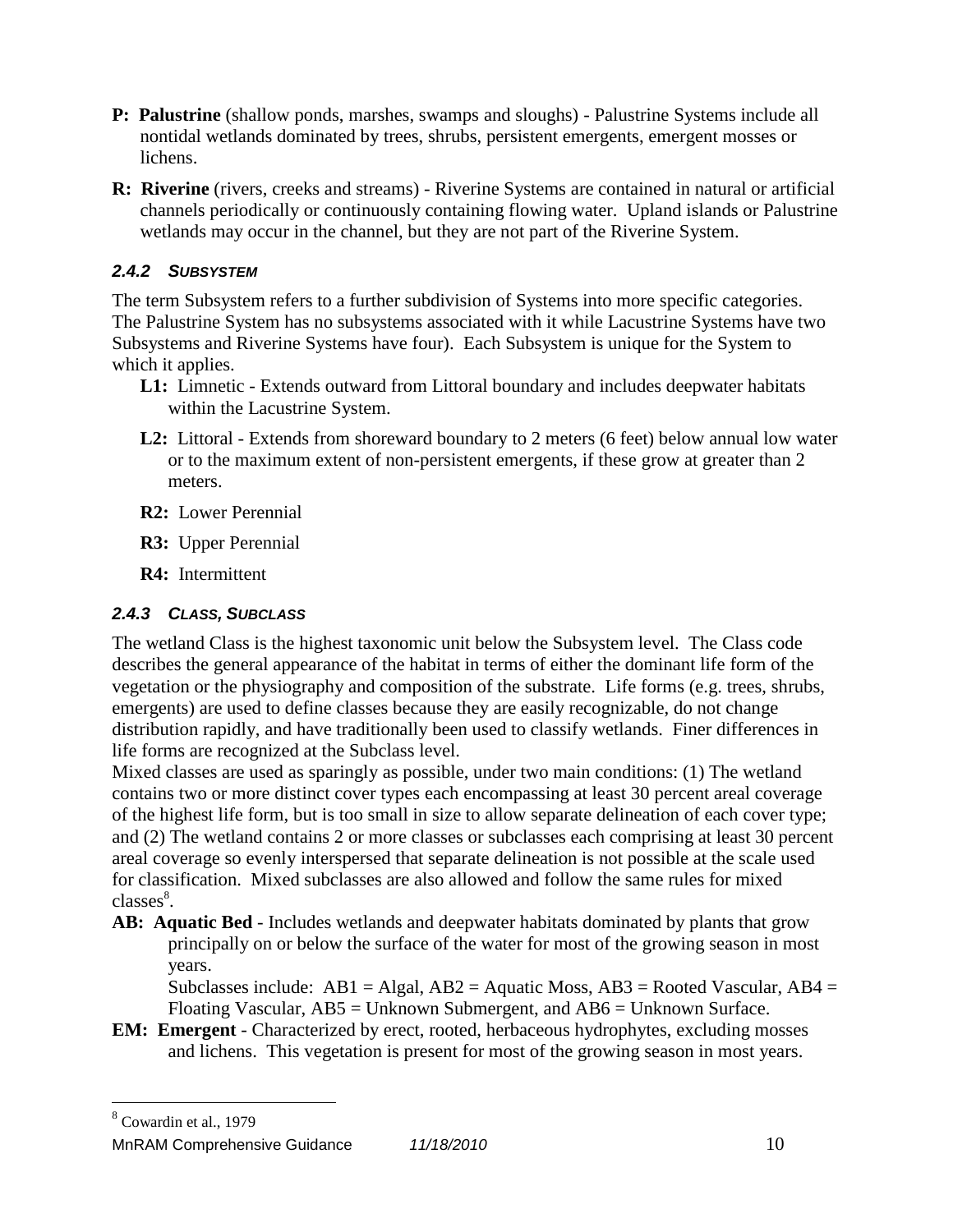**P: Palustrine** (shallow ponds, marshes, swamps and sloughs) - Palustrine Systems include all nontidal wetlands dominated by trees, shrubs, persistent emergents, emergent mosses or lichens.

**R: Riverine** (rivers, creeks and streams) - Riverine Systems are contained in natural or artificial channels periodically or continuously containing flowing water. Upland islands or Palustrine wetlands may occur in the channel, but they are not part of the Riverine System.

#### *2.4.2 SUBSYSTEM*

The term Subsystem refers to a further subdivision of Systems into more specific categories. The Palustrine System has no subsystems associated with it while Lacustrine Systems have two Subsystems and Riverine Systems have four). Each Subsystem is unique for the System to which it applies.

- **L1:** Limnetic - Extends outward from Littoral boundary and includes deepwater habitats within the Lacustrine System.
- **L2:** Littoral - Extends from shoreward boundary to 2 meters (6 feet) below annual low water or to the maximum extent of non-persistent emergents, if these grow at greater than 2 meters.
- **R2:** Lower Perennial
- **R3:** Upper Perennial
- **R4:** Intermittent

#### *2.4.3 CLASS, SUBCLASS*

The wetland Class is the highest taxonomic unit below the Subsystem level. The Class code describes the general appearance of the habitat in terms of either the dominant life form of the vegetation or the physiography and composition of the substrate. Life forms (e.g. trees, shrubs, emergents) are used to define classes because they are easily recognizable, do not change distribution rapidly, and have traditionally been used to classify wetlands. Finer differences in life forms are recognized at the Subclass level.

Mixed classes are used as sparingly as possible, under two main conditions: (1) The wetland contains two or more distinct cover types each encompassing at least 30 percent areal coverage of the highest life form, but is too small in size to allow separate delineation of each cover type; and (2) The wetland contains 2 or more classes or subclasses each comprising at least 30 percent areal coverage so evenly interspersed that separate delineation is not possible at the scale used for classification. Mixed subclasses are also allowed and follow the same rules for mixed classes[8].

**AB: Aquatic Bed** - Includes wetlands and deepwater habitats dominated by plants that grow principally on or below the surface of the water for most of the growing season in most years.

Subclasses include: AB1 = Algal, AB2 = Aquatic Moss, AB3 = Rooted Vascular, AB4 = Floating Vascular, AB5 = Unknown Submergent, and AB6 = Unknown Surface.

**EM: Emergent** - Characterized by erect, rooted, herbaceous hydrophytes, excluding mosses and lichens. This vegetation is present for most of the growing season in most years.

---

[8] Cowardin et al., 1979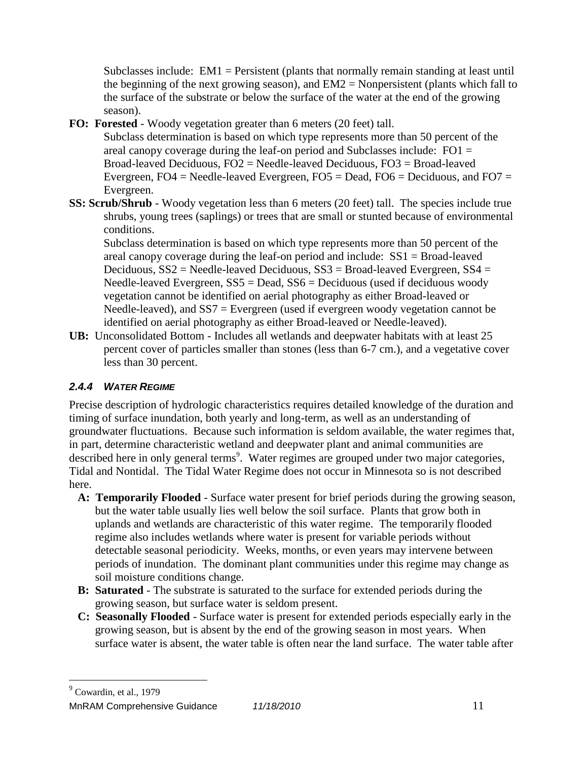Subclasses include: EM1 = Persistent (plants that normally remain standing at least until the beginning of the next growing season), and EM2 = Nonpersistent (plants which fall to the surface of the substrate or below the surface of the water at the end of the growing season).

**FO: Forested** - Woody vegetation greater than 6 meters (20 feet) tall.
Subclass determination is based on which type represents more than 50 percent of the areal canopy coverage during the leaf-on period and Subclasses include: FO1 = Broad-leaved Deciduous, FO2 = Needle-leaved Deciduous, FO3 = Broad-leaved Evergreen, FO4 = Needle-leaved Evergreen, FO5 = Dead, FO6 = Deciduous, and FO7 = Evergreen.

**SS: Scrub/Shrub** - Woody vegetation less than 6 meters (20 feet) tall. The species include true shrubs, young trees (saplings) or trees that are small or stunted because of environmental conditions.
Subclass determination is based on which type represents more than 50 percent of the areal canopy coverage during the leaf-on period and include: SS1 = Broad-leaved Deciduous, SS2 = Needle-leaved Deciduous, SS3 = Broad-leaved Evergreen, SS4 = Needle-leaved Evergreen, SS5 = Dead, SS6 = Deciduous (used if deciduous woody vegetation cannot be identified on aerial photography as either Broad-leaved or Needle-leaved), and SS7 = Evergreen (used if evergreen woody vegetation cannot be identified on aerial photography as either Broad-leaved or Needle-leaved).

**UB:** Unconsolidated Bottom - Includes all wetlands and deepwater habitats with at least 25 percent cover of particles smaller than stones (less than 6-7 cm.), and a vegetative cover less than 30 percent.

### *2.4.4 Water Regime*

Precise description of hydrologic characteristics requires detailed knowledge of the duration and timing of surface inundation, both yearly and long-term, as well as an understanding of groundwater fluctuations. Because such information is seldom available, the water regimes that, in part, determine characteristic wetland and deepwater plant and animal communities are described here in only general terms[9]. Water regimes are grouped under two major categories, Tidal and Nontidal. The Tidal Water Regime does not occur in Minnesota so is not described here.

**A: Temporarily Flooded** - Surface water present for brief periods during the growing season, but the water table usually lies well below the soil surface. Plants that grow both in uplands and wetlands are characteristic of this water regime. The temporarily flooded regime also includes wetlands where water is present for variable periods without detectable seasonal periodicity. Weeks, months, or even years may intervene between periods of inundation. The dominant plant communities under this regime may change as soil moisture conditions change.

**B: Saturated** - The substrate is saturated to the surface for extended periods during the growing season, but surface water is seldom present.

**C: Seasonally Flooded** - Surface water is present for extended periods especially early in the growing season, but is absent by the end of the growing season in most years. When surface water is absent, the water table is often near the land surface. The water table after

[9] Cowardin, et al., 1979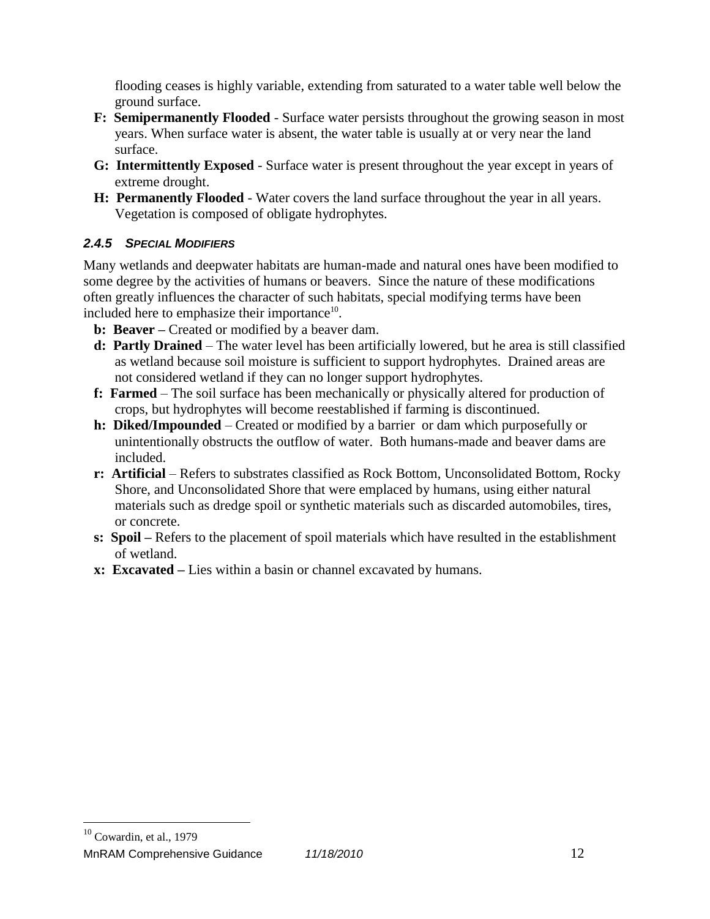flooding ceases is highly variable, extending from saturated to a water table well below the ground surface.

- **F: Semipermanently Flooded** - Surface water persists throughout the growing season in most years. When surface water is absent, the water table is usually at or very near the land surface.
- **G: Intermittently Exposed** - Surface water is present throughout the year except in years of extreme drought.
- **H: Permanently Flooded** - Water covers the land surface throughout the year in all years. Vegetation is composed of obligate hydrophytes.

#### *2.4.5 SPECIAL MODIFIERS*

Many wetlands and deepwater habitats are human-made and natural ones have been modified to some degree by the activities of humans or beavers. Since the nature of these modifications often greatly influences the character of such habitats, special modifying terms have been included here to emphasize their importance[10].

- **b: Beaver –** Created or modified by a beaver dam.
- **d: Partly Drained** – The water level has been artificially lowered, but he area is still classified as wetland because soil moisture is sufficient to support hydrophytes. Drained areas are not considered wetland if they can no longer support hydrophytes.
- **f: Farmed** – The soil surface has been mechanically or physically altered for production of crops, but hydrophytes will become reestablished if farming is discontinued.
- **h: Diked/Impounded** – Created or modified by a barrier or dam which purposefully or unintentionally obstructs the outflow of water. Both humans-made and beaver dams are included.
- **r: Artificial** – Refers to substrates classified as Rock Bottom, Unconsolidated Bottom, Rocky Shore, and Unconsolidated Shore that were emplaced by humans, using either natural materials such as dredge spoil or synthetic materials such as discarded automobiles, tires, or concrete.
- **s: Spoil –** Refers to the placement of spoil materials which have resulted in the establishment of wetland.
- **x: Excavated –** Lies within a basin or channel excavated by humans.

---

[10] Cowardin, et al., 1979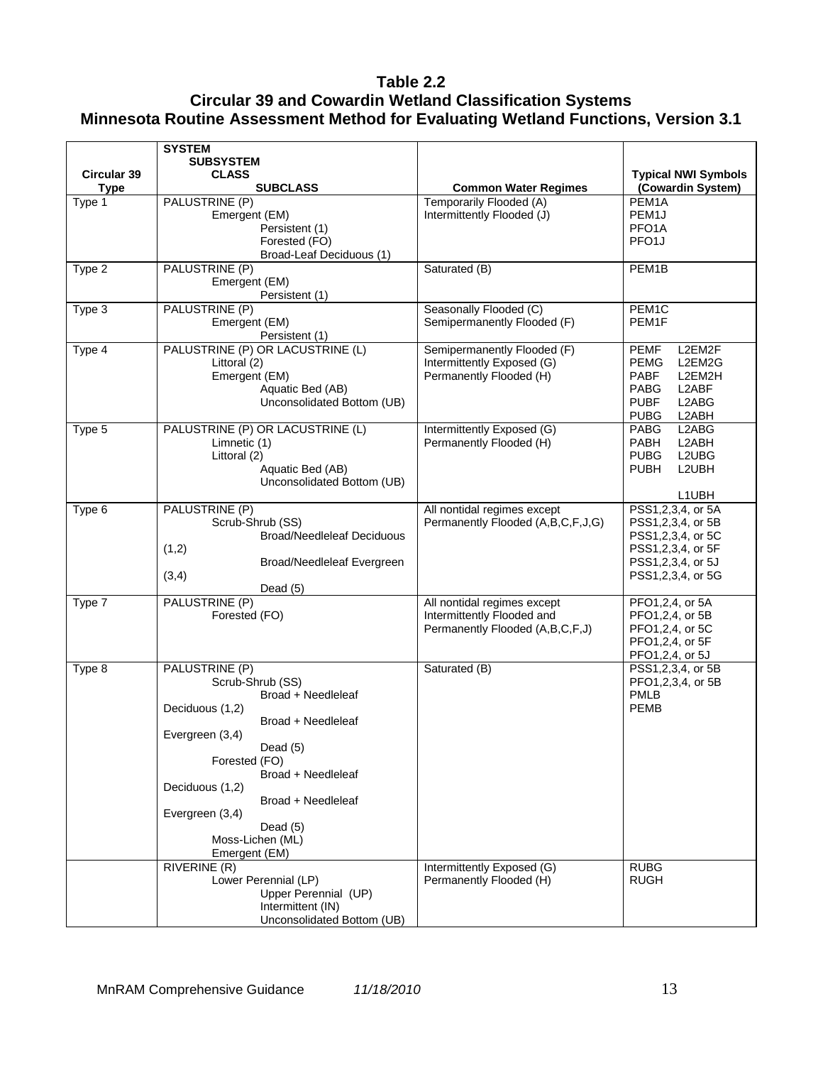# Table 2.2
## Circular 39 and Cowardin Wetland Classification Systems
## Minnesota Routine Assessment Method for Evaluating Wetland Functions, Version 3.1

| Circular 39 Type | SYSTEM / SUBSYSTEM / CLASS / SUBCLASS | Common Water Regimes | Typical NWI Symbols (Cowardin System) |
|---|---|---|---|
| Type 1 | PALUSTRINE (P)<br>Emergent (EM)<br>Persistent (1)<br>Forested (FO)<br>Broad-Leaf Deciduous (1) | Temporarily Flooded (A)<br>Intermittently Flooded (J) | PEM1A<br>PEM1J<br>PFO1A<br>PFO1J |
| Type 2 | PALUSTRINE (P)<br>Emergent (EM)<br>Persistent (1) | Saturated (B) | PEM1B |
| Type 3 | PALUSTRINE (P)<br>Emergent (EM)<br>Persistent (1) | Seasonally Flooded (C)<br>Semipermanently Flooded (F) | PEM1C<br>PEM1F |
| Type 4 | PALUSTRINE (P) OR LACUSTRINE (L)<br>Littoral (2)<br>Emergent (EM)<br>Aquatic Bed (AB)<br>Unconsolidated Bottom (UB) | Semipermanently Flooded (F)<br>Intermittently Exposed (G)<br>Permanently Flooded (H) | PEMF L2EM2F<br>PEMG L2EM2G<br>PABF L2EM2H<br>PABG L2ABF<br>PUBF L2ABG<br>PUBG L2ABH |
| Type 5 | PALUSTRINE (P) OR LACUSTRINE (L)<br>Limnetic (1)<br>Littoral (2)<br>Aquatic Bed (AB)<br>Unconsolidated Bottom (UB) | Intermittently Exposed (G)<br>Permanently Flooded (H) | PABG L2ABG<br>PABH L2ABH<br>PUBG L2UBG<br>PUBH L2UBH<br>L1UBH |
| Type 6 | PALUSTRINE (P)<br>Scrub-Shrub (SS)<br>Broad/Needleleaf Deciduous (1,2)<br>Broad/Needleleaf Evergreen (3,4)<br>Dead (5) | All nontidal regimes except Permanently Flooded (A,B,C,F,J,G) | PSS1,2,3,4, or 5A<br>PSS1,2,3,4, or 5B<br>PSS1,2,3,4, or 5C<br>PSS1,2,3,4, or 5F<br>PSS1,2,3,4, or 5J<br>PSS1,2,3,4, or 5G |
| Type 7 | PALUSTRINE (P)<br>Forested (FO) | All nontidal regimes except Intermittently Flooded and Permanently Flooded (A,B,C,F,J) | PFO1,2,4, or 5A<br>PFO1,2,4, or 5B<br>PFO1,2,4, or 5C<br>PFO1,2,4, or 5F<br>PFO1,2,4, or 5J |
| Type 8 | PALUSTRINE (P)<br>Scrub-Shrub (SS)<br>Broad + Needleleaf Deciduous (1,2)<br>Broad + Needleleaf Evergreen (3,4)<br>Dead (5)<br>Forested (FO)<br>Broad + Needleleaf Deciduous (1,2)<br>Broad + Needleleaf Evergreen (3,4)<br>Dead (5)<br>Moss-Lichen (ML)<br>Emergent (EM) | Saturated (B) | PSS1,2,3,4, or 5B<br>PFO1,2,3,4, or 5B<br>PMLB<br>PEMB |
| | RIVERINE (R)<br>Lower Perennial (LP)<br>Upper Perennial (UP)<br>Intermittent (IN)<br>Unconsolidated Bottom (UB) | Intermittently Exposed (G)<br>Permanently Flooded (H) | RUBG<br>RUGH |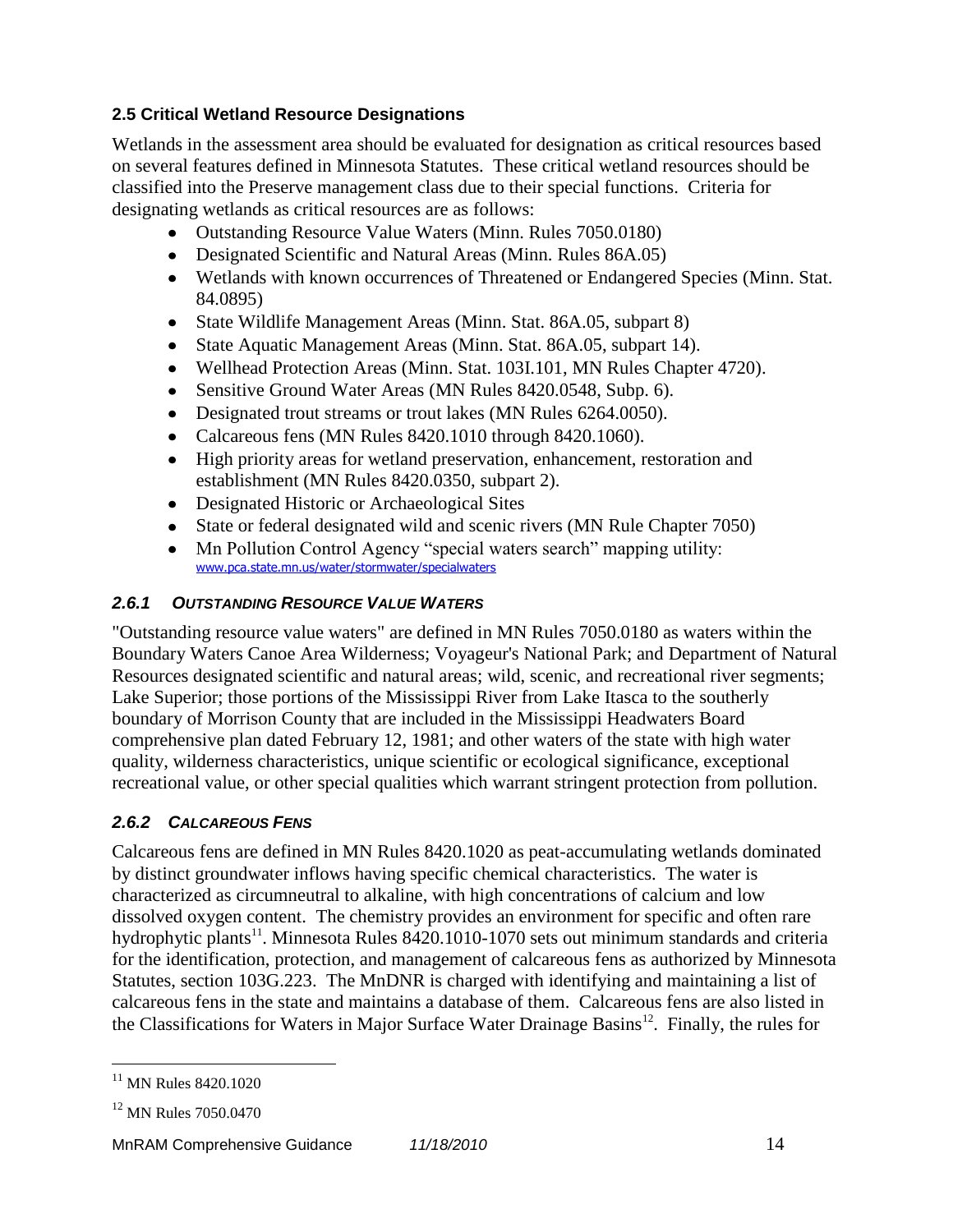### 2.5 Critical Wetland Resource Designations

Wetlands in the assessment area should be evaluated for designation as critical resources based on several features defined in Minnesota Statutes. These critical wetland resources should be classified into the Preserve management class due to their special functions. Criteria for designating wetlands as critical resources are as follows:

- Outstanding Resource Value Waters (Minn. Rules 7050.0180)
- Designated Scientific and Natural Areas (Minn. Rules 86A.05)
- Wetlands with known occurrences of Threatened or Endangered Species (Minn. Stat. 84.0895)
- State Wildlife Management Areas (Minn. Stat. 86A.05, subpart 8)
- State Aquatic Management Areas (Minn. Stat. 86A.05, subpart 14).
- Wellhead Protection Areas (Minn. Stat. 103I.101, MN Rules Chapter 4720).
- Sensitive Ground Water Areas (MN Rules 8420.0548, Subp. 6).
- Designated trout streams or trout lakes (MN Rules 6264.0050).
- Calcareous fens (MN Rules 8420.1010 through 8420.1060).
- High priority areas for wetland preservation, enhancement, restoration and establishment (MN Rules 8420.0350, subpart 2).
- Designated Historic or Archaeological Sites
- State or federal designated wild and scenic rivers (MN Rule Chapter 7050)
- Mn Pollution Control Agency "special waters search" mapping utility: www.pca.state.mn.us/water/stormwater/specialwaters

#### *2.6.1 OUTSTANDING RESOURCE VALUE WATERS*

"Outstanding resource value waters" are defined in MN Rules 7050.0180 as waters within the Boundary Waters Canoe Area Wilderness; Voyageur's National Park; and Department of Natural Resources designated scientific and natural areas; wild, scenic, and recreational river segments; Lake Superior; those portions of the Mississippi River from Lake Itasca to the southerly boundary of Morrison County that are included in the Mississippi Headwaters Board comprehensive plan dated February 12, 1981; and other waters of the state with high water quality, wilderness characteristics, unique scientific or ecological significance, exceptional recreational value, or other special qualities which warrant stringent protection from pollution.

#### *2.6.2 CALCAREOUS FENS*

Calcareous fens are defined in MN Rules 8420.1020 as peat-accumulating wetlands dominated by distinct groundwater inflows having specific chemical characteristics. The water is characterized as circumneutral to alkaline, with high concentrations of calcium and low dissolved oxygen content. The chemistry provides an environment for specific and often rare hydrophytic plants[11]. Minnesota Rules 8420.1010-1070 sets out minimum standards and criteria for the identification, protection, and management of calcareous fens as authorized by Minnesota Statutes, section 103G.223. The MnDNR is charged with identifying and maintaining a list of calcareous fens in the state and maintains a database of them. Calcareous fens are also listed in the Classifications for Waters in Major Surface Water Drainage Basins[12]. Finally, the rules for

---

[11] MN Rules 8420.1020

[12] MN Rules 7050.0470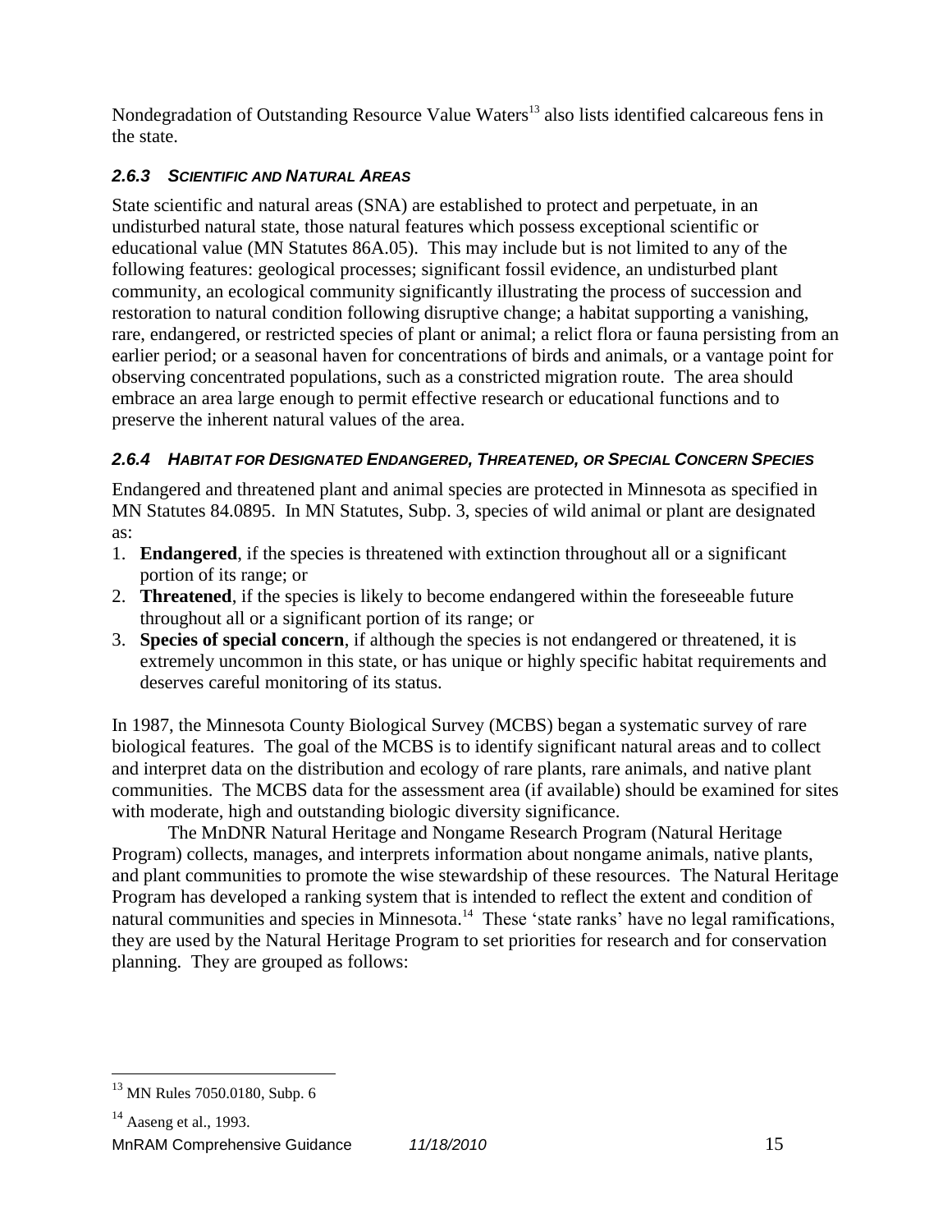Nondegradation of Outstanding Resource Value Waters[13] also lists identified calcareous fens in the state.

### *2.6.3 Scientific and Natural Areas*

State scientific and natural areas (SNA) are established to protect and perpetuate, in an undisturbed natural state, those natural features which possess exceptional scientific or educational value (MN Statutes 86A.05). This may include but is not limited to any of the following features: geological processes; significant fossil evidence, an undisturbed plant community, an ecological community significantly illustrating the process of succession and restoration to natural condition following disruptive change; a habitat supporting a vanishing, rare, endangered, or restricted species of plant or animal; a relict flora or fauna persisting from an earlier period; or a seasonal haven for concentrations of birds and animals, or a vantage point for observing concentrated populations, such as a constricted migration route. The area should embrace an area large enough to permit effective research or educational functions and to preserve the inherent natural values of the area.

### *2.6.4 Habitat for Designated Endangered, Threatened, or Special Concern Species*

Endangered and threatened plant and animal species are protected in Minnesota as specified in MN Statutes 84.0895. In MN Statutes, Subp. 3, species of wild animal or plant are designated as:

1. **Endangered**, if the species is threatened with extinction throughout all or a significant portion of its range; or
2. **Threatened**, if the species is likely to become endangered within the foreseeable future throughout all or a significant portion of its range; or
3. **Species of special concern**, if although the species is not endangered or threatened, it is extremely uncommon in this state, or has unique or highly specific habitat requirements and deserves careful monitoring of its status.

In 1987, the Minnesota County Biological Survey (MCBS) began a systematic survey of rare biological features. The goal of the MCBS is to identify significant natural areas and to collect and interpret data on the distribution and ecology of rare plants, rare animals, and native plant communities. The MCBS data for the assessment area (if available) should be examined for sites with moderate, high and outstanding biologic diversity significance.

The MnDNR Natural Heritage and Nongame Research Program (Natural Heritage Program) collects, manages, and interprets information about nongame animals, native plants, and plant communities to promote the wise stewardship of these resources. The Natural Heritage Program has developed a ranking system that is intended to reflect the extent and condition of natural communities and species in Minnesota.[14] These 'state ranks' have no legal ramifications, they are used by the Natural Heritage Program to set priorities for research and for conservation planning. They are grouped as follows:

---

[13] MN Rules 7050.0180, Subp. 6

[14] Aaseng et al., 1993.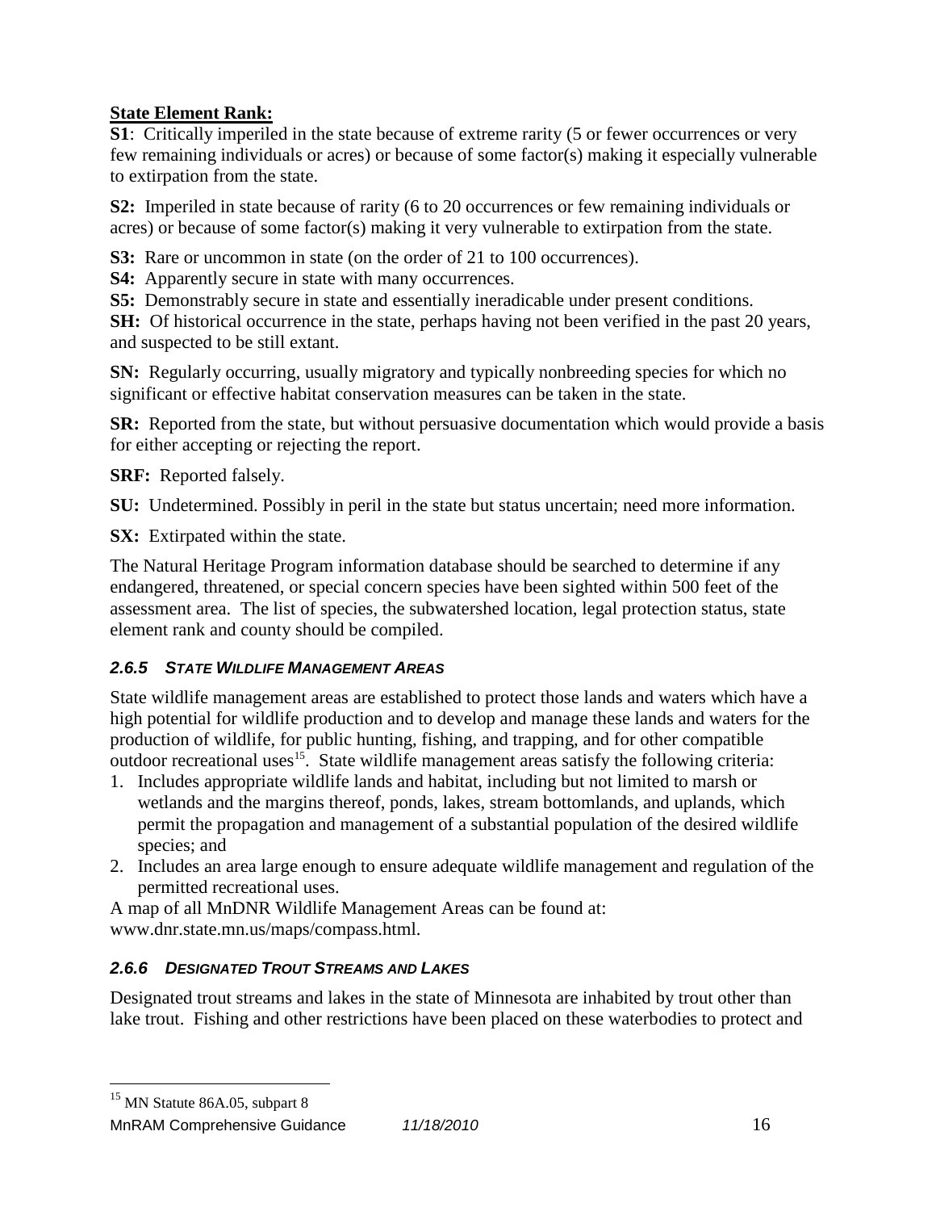**State Element Rank:**

**S1**: Critically imperiled in the state because of extreme rarity (5 or fewer occurrences or very few remaining individuals or acres) or because of some factor(s) making it especially vulnerable to extirpation from the state.

**S2:** Imperiled in state because of rarity (6 to 20 occurrences or few remaining individuals or acres) or because of some factor(s) making it very vulnerable to extirpation from the state.

**S3:** Rare or uncommon in state (on the order of 21 to 100 occurrences).
**S4:** Apparently secure in state with many occurrences.
**S5:** Demonstrably secure in state and essentially ineradicable under present conditions.
**SH:** Of historical occurrence in the state, perhaps having not been verified in the past 20 years, and suspected to be still extant.

**SN:** Regularly occurring, usually migratory and typically nonbreeding species for which no significant or effective habitat conservation measures can be taken in the state.

**SR:** Reported from the state, but without persuasive documentation which would provide a basis for either accepting or rejecting the report.

**SRF:** Reported falsely.

**SU:** Undetermined. Possibly in peril in the state but status uncertain; need more information.

**SX:** Extirpated within the state.

The Natural Heritage Program information database should be searched to determine if any endangered, threatened, or special concern species have been sighted within 500 feet of the assessment area. The list of species, the subwatershed location, legal protection status, state element rank and county should be compiled.

### *2.6.5 STATE WILDLIFE MANAGEMENT AREAS*

State wildlife management areas are established to protect those lands and waters which have a high potential for wildlife production and to develop and manage these lands and waters for the production of wildlife, for public hunting, fishing, and trapping, and for other compatible outdoor recreational uses[15]. State wildlife management areas satisfy the following criteria:

1. Includes appropriate wildlife lands and habitat, including but not limited to marsh or wetlands and the margins thereof, ponds, lakes, stream bottomlands, and uplands, which permit the propagation and management of a substantial population of the desired wildlife species; and
2. Includes an area large enough to ensure adequate wildlife management and regulation of the permitted recreational uses.

A map of all MnDNR Wildlife Management Areas can be found at:
www.dnr.state.mn.us/maps/compass.html.

### *2.6.6 DESIGNATED TROUT STREAMS AND LAKES*

Designated trout streams and lakes in the state of Minnesota are inhabited by trout other than lake trout. Fishing and other restrictions have been placed on these waterbodies to protect and

[15] MN Statute 86A.05, subpart 8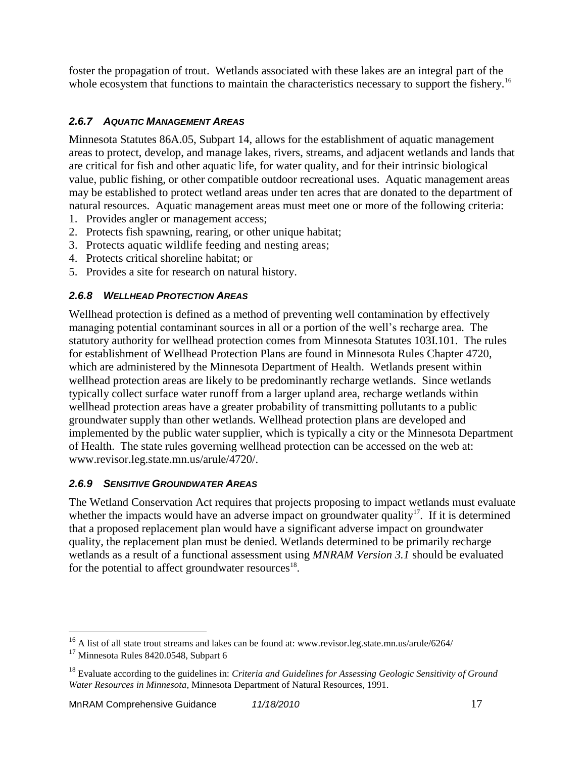foster the propagation of trout. Wetlands associated with these lakes are an integral part of the whole ecosystem that functions to maintain the characteristics necessary to support the fishery.[16]

### *2.6.7 AQUATIC MANAGEMENT AREAS*

Minnesota Statutes 86A.05, Subpart 14, allows for the establishment of aquatic management areas to protect, develop, and manage lakes, rivers, streams, and adjacent wetlands and lands that are critical for fish and other aquatic life, for water quality, and for their intrinsic biological value, public fishing, or other compatible outdoor recreational uses. Aquatic management areas may be established to protect wetland areas under ten acres that are donated to the department of natural resources. Aquatic management areas must meet one or more of the following criteria:

1. Provides angler or management access;
2. Protects fish spawning, rearing, or other unique habitat;
3. Protects aquatic wildlife feeding and nesting areas;
4. Protects critical shoreline habitat; or
5. Provides a site for research on natural history.

### *2.6.8 WELLHEAD PROTECTION AREAS*

Wellhead protection is defined as a method of preventing well contamination by effectively managing potential contaminant sources in all or a portion of the well's recharge area. The statutory authority for wellhead protection comes from Minnesota Statutes 103I.101. The rules for establishment of Wellhead Protection Plans are found in Minnesota Rules Chapter 4720, which are administered by the Minnesota Department of Health. Wetlands present within wellhead protection areas are likely to be predominantly recharge wetlands. Since wetlands typically collect surface water runoff from a larger upland area, recharge wetlands within wellhead protection areas have a greater probability of transmitting pollutants to a public groundwater supply than other wetlands. Wellhead protection plans are developed and implemented by the public water supplier, which is typically a city or the Minnesota Department of Health. The state rules governing wellhead protection can be accessed on the web at: www.revisor.leg.state.mn.us/arule/4720/.

### *2.6.9 SENSITIVE GROUNDWATER AREAS*

The Wetland Conservation Act requires that projects proposing to impact wetlands must evaluate whether the impacts would have an adverse impact on groundwater quality[17]. If it is determined that a proposed replacement plan would have a significant adverse impact on groundwater quality, the replacement plan must be denied. Wetlands determined to be primarily recharge wetlands as a result of a functional assessment using *MNRAM Version 3.1* should be evaluated for the potential to affect groundwater resources[18].

---

[16] A list of all state trout streams and lakes can be found at: www.revisor.leg.state.mn.us/arule/6264/

[17] Minnesota Rules 8420.0548, Subpart 6

[18] Evaluate according to the guidelines in: *Criteria and Guidelines for Assessing Geologic Sensitivity of Ground Water Resources in Minnesota*, Minnesota Department of Natural Resources, 1991.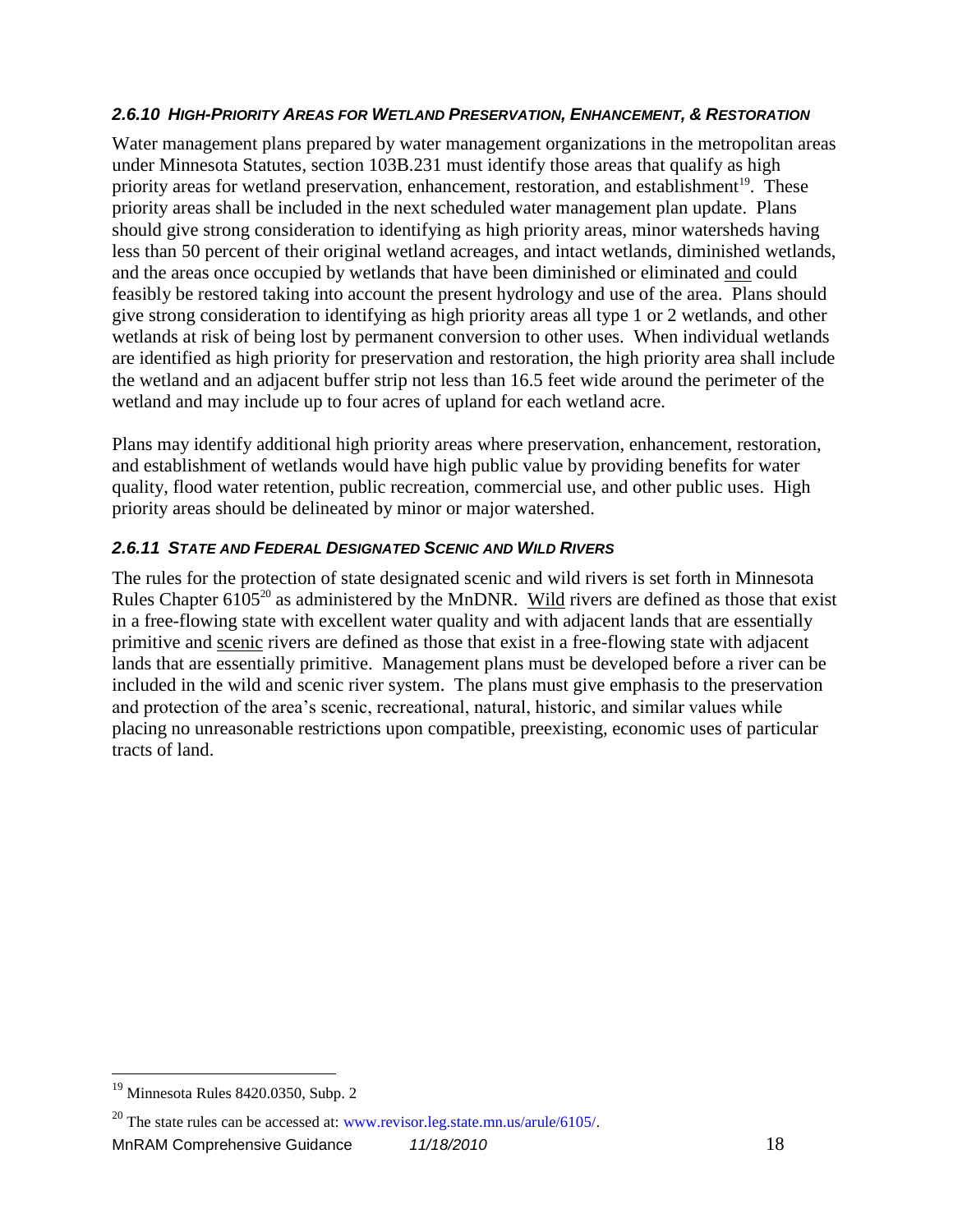#### *2.6.10 High-Priority Areas for Wetland Preservation, Enhancement, & Restoration*

Water management plans prepared by water management organizations in the metropolitan areas under Minnesota Statutes, section 103B.231 must identify those areas that qualify as high priority areas for wetland preservation, enhancement, restoration, and establishment[19]. These priority areas shall be included in the next scheduled water management plan update. Plans should give strong consideration to identifying as high priority areas, minor watersheds having less than 50 percent of their original wetland acreages, and intact wetlands, diminished wetlands, and the areas once occupied by wetlands that have been diminished or eliminated and could feasibly be restored taking into account the present hydrology and use of the area. Plans should give strong consideration to identifying as high priority areas all type 1 or 2 wetlands, and other wetlands at risk of being lost by permanent conversion to other uses. When individual wetlands are identified as high priority for preservation and restoration, the high priority area shall include the wetland and an adjacent buffer strip not less than 16.5 feet wide around the perimeter of the wetland and may include up to four acres of upland for each wetland acre.

Plans may identify additional high priority areas where preservation, enhancement, restoration, and establishment of wetlands would have high public value by providing benefits for water quality, flood water retention, public recreation, commercial use, and other public uses. High priority areas should be delineated by minor or major watershed.

#### *2.6.11 State and Federal Designated Scenic and Wild Rivers*

The rules for the protection of state designated scenic and wild rivers is set forth in Minnesota Rules Chapter 6105[20] as administered by the MnDNR. Wild rivers are defined as those that exist in a free-flowing state with excellent water quality and with adjacent lands that are essentially primitive and scenic rivers are defined as those that exist in a free-flowing state with adjacent lands that are essentially primitive. Management plans must be developed before a river can be included in the wild and scenic river system. The plans must give emphasis to the preservation and protection of the area's scenic, recreational, natural, historic, and similar values while placing no unreasonable restrictions upon compatible, preexisting, economic uses of particular tracts of land.

---

[19] Minnesota Rules 8420.0350, Subp. 2

[20] The state rules can be accessed at: www.revisor.leg.state.mn.us/arule/6105/.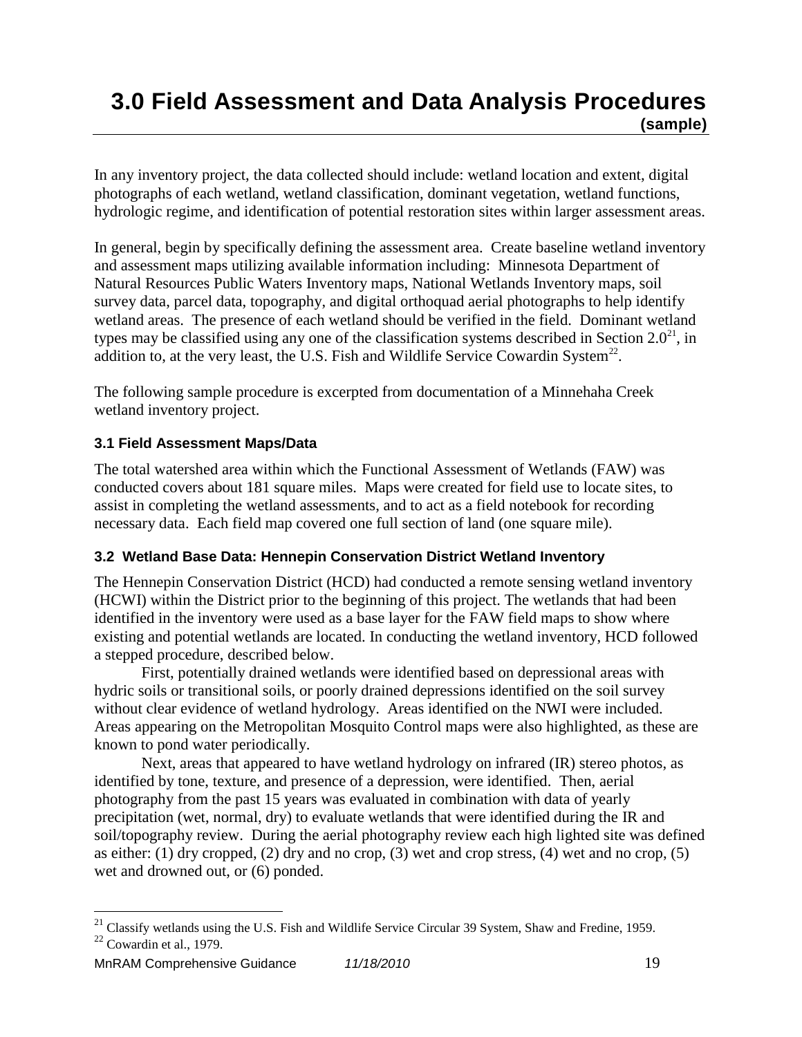# 3.0 Field Assessment and Data Analysis Procedures (sample)

In any inventory project, the data collected should include: wetland location and extent, digital photographs of each wetland, wetland classification, dominant vegetation, wetland functions, hydrologic regime, and identification of potential restoration sites within larger assessment areas.

In general, begin by specifically defining the assessment area. Create baseline wetland inventory and assessment maps utilizing available information including: Minnesota Department of Natural Resources Public Waters Inventory maps, National Wetlands Inventory maps, soil survey data, parcel data, topography, and digital orthoquad aerial photographs to help identify wetland areas. The presence of each wetland should be verified in the field. Dominant wetland types may be classified using any one of the classification systems described in Section 2.0[21], in addition to, at the very least, the U.S. Fish and Wildlife Service Cowardin System[22].

The following sample procedure is excerpted from documentation of a Minnehaha Creek wetland inventory project.

### 3.1 Field Assessment Maps/Data

The total watershed area within which the Functional Assessment of Wetlands (FAW) was conducted covers about 181 square miles. Maps were created for field use to locate sites, to assist in completing the wetland assessments, and to act as a field notebook for recording necessary data. Each field map covered one full section of land (one square mile).

### 3.2 Wetland Base Data: Hennepin Conservation District Wetland Inventory

The Hennepin Conservation District (HCD) had conducted a remote sensing wetland inventory (HCWI) within the District prior to the beginning of this project. The wetlands that had been identified in the inventory were used as a base layer for the FAW field maps to show where existing and potential wetlands are located. In conducting the wetland inventory, HCD followed a stepped procedure, described below.

First, potentially drained wetlands were identified based on depressional areas with hydric soils or transitional soils, or poorly drained depressions identified on the soil survey without clear evidence of wetland hydrology. Areas identified on the NWI were included. Areas appearing on the Metropolitan Mosquito Control maps were also highlighted, as these are known to pond water periodically.

Next, areas that appeared to have wetland hydrology on infrared (IR) stereo photos, as identified by tone, texture, and presence of a depression, were identified. Then, aerial photography from the past 15 years was evaluated in combination with data of yearly precipitation (wet, normal, dry) to evaluate wetlands that were identified during the IR and soil/topography review. During the aerial photography review each high lighted site was defined as either: (1) dry cropped, (2) dry and no crop, (3) wet and crop stress, (4) wet and no crop, (5) wet and drowned out, or (6) ponded.

---

[21] Classify wetlands using the U.S. Fish and Wildlife Service Circular 39 System, Shaw and Fredine, 1959.

[22] Cowardin et al., 1979.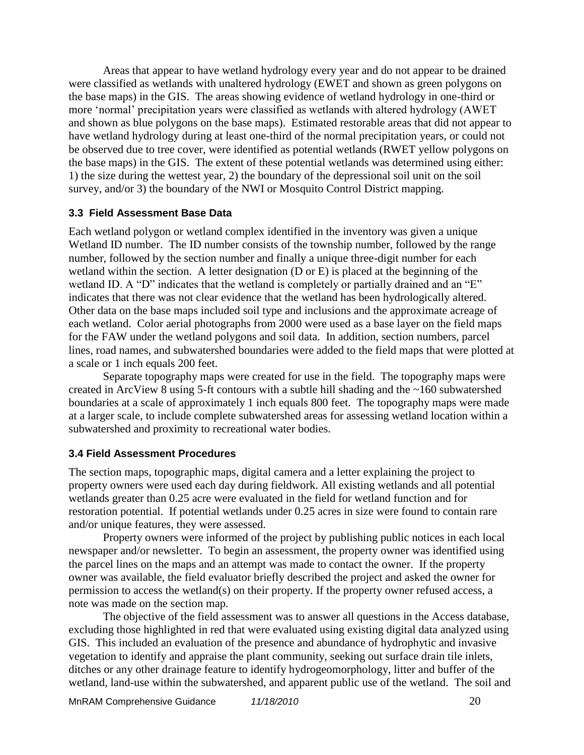Areas that appear to have wetland hydrology every year and do not appear to be drained were classified as wetlands with unaltered hydrology (EWET and shown as green polygons on the base maps) in the GIS. The areas showing evidence of wetland hydrology in one-third or more 'normal' precipitation years were classified as wetlands with altered hydrology (AWET and shown as blue polygons on the base maps). Estimated restorable areas that did not appear to have wetland hydrology during at least one-third of the normal precipitation years, or could not be observed due to tree cover, were identified as potential wetlands (RWET yellow polygons on the base maps) in the GIS. The extent of these potential wetlands was determined using either: 1) the size during the wettest year, 2) the boundary of the depressional soil unit on the soil survey, and/or 3) the boundary of the NWI or Mosquito Control District mapping.

### 3.3 Field Assessment Base Data

Each wetland polygon or wetland complex identified in the inventory was given a unique Wetland ID number. The ID number consists of the township number, followed by the range number, followed by the section number and finally a unique three-digit number for each wetland within the section. A letter designation (D or E) is placed at the beginning of the wetland ID. A "D" indicates that the wetland is completely or partially drained and an "E" indicates that there was not clear evidence that the wetland has been hydrologically altered. Other data on the base maps included soil type and inclusions and the approximate acreage of each wetland. Color aerial photographs from 2000 were used as a base layer on the field maps for the FAW under the wetland polygons and soil data. In addition, section numbers, parcel lines, road names, and subwatershed boundaries were added to the field maps that were plotted at a scale or 1 inch equals 200 feet.

Separate topography maps were created for use in the field. The topography maps were created in ArcView 8 using 5-ft contours with a subtle hill shading and the ~160 subwatershed boundaries at a scale of approximately 1 inch equals 800 feet. The topography maps were made at a larger scale, to include complete subwatershed areas for assessing wetland location within a subwatershed and proximity to recreational water bodies.

### 3.4 Field Assessment Procedures

The section maps, topographic maps, digital camera and a letter explaining the project to property owners were used each day during fieldwork. All existing wetlands and all potential wetlands greater than 0.25 acre were evaluated in the field for wetland function and for restoration potential. If potential wetlands under 0.25 acres in size were found to contain rare and/or unique features, they were assessed.

Property owners were informed of the project by publishing public notices in each local newspaper and/or newsletter. To begin an assessment, the property owner was identified using the parcel lines on the maps and an attempt was made to contact the owner. If the property owner was available, the field evaluator briefly described the project and asked the owner for permission to access the wetland(s) on their property. If the property owner refused access, a note was made on the section map.

The objective of the field assessment was to answer all questions in the Access database, excluding those highlighted in red that were evaluated using existing digital data analyzed using GIS. This included an evaluation of the presence and abundance of hydrophytic and invasive vegetation to identify and appraise the plant community, seeking out surface drain tile inlets, ditches or any other drainage feature to identify hydrogeomorphology, litter and buffer of the wetland, land-use within the subwatershed, and apparent public use of the wetland. The soil and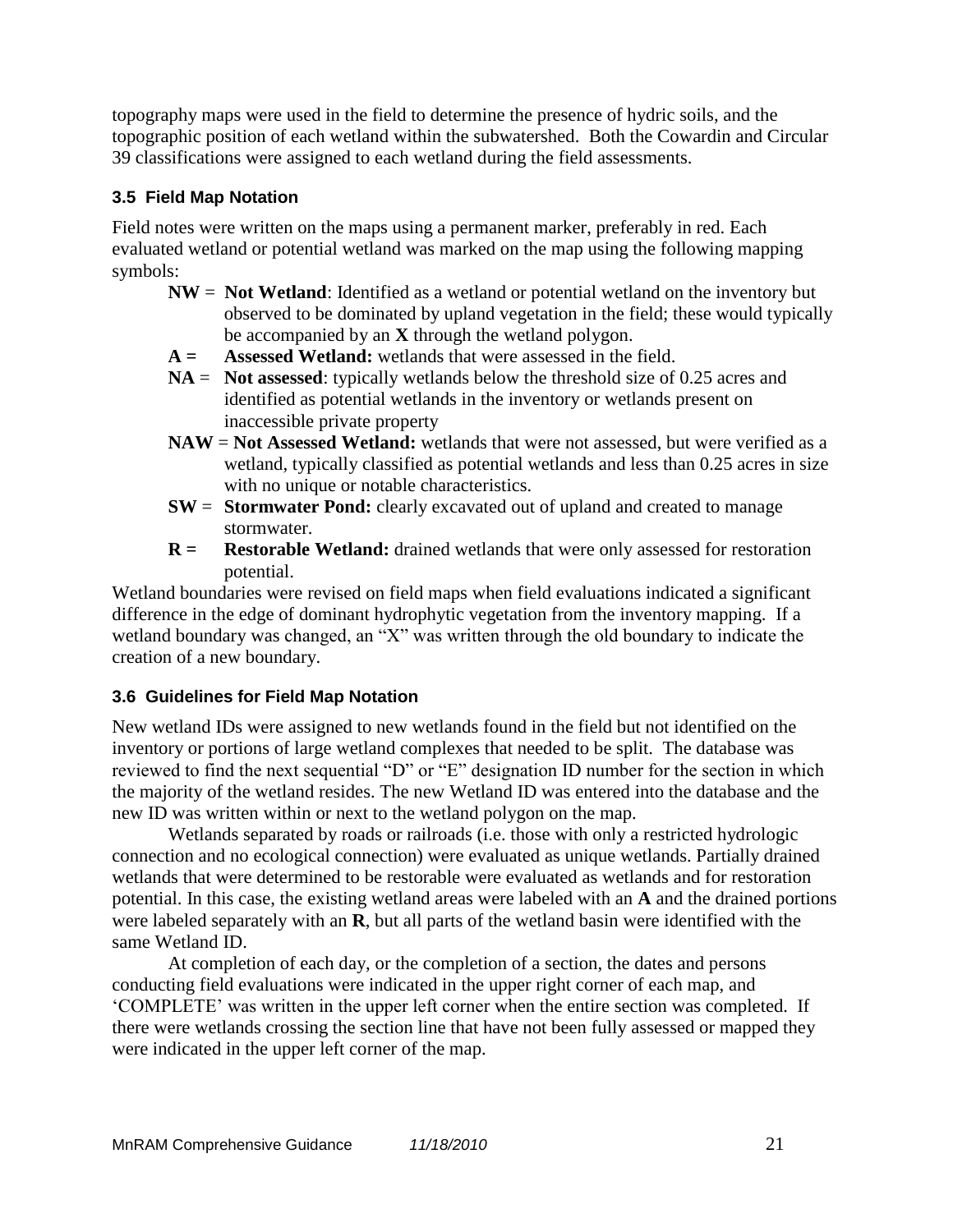topography maps were used in the field to determine the presence of hydric soils, and the topographic position of each wetland within the subwatershed. Both the Cowardin and Circular 39 classifications were assigned to each wetland during the field assessments.

### 3.5 Field Map Notation

Field notes were written on the maps using a permanent marker, preferably in red. Each evaluated wetland or potential wetland was marked on the map using the following mapping symbols:

- **NW** = **Not Wetland**: Identified as a wetland or potential wetland on the inventory but observed to be dominated by upland vegetation in the field; these would typically be accompanied by an **X** through the wetland polygon.
- **A =** **Assessed Wetland:** wetlands that were assessed in the field.
- **NA** = **Not assessed**: typically wetlands below the threshold size of 0.25 acres and identified as potential wetlands in the inventory or wetlands present on inaccessible private property
- **NAW** = **Not Assessed Wetland:** wetlands that were not assessed, but were verified as a wetland, typically classified as potential wetlands and less than 0.25 acres in size with no unique or notable characteristics.
- **SW** = **Stormwater Pond:** clearly excavated out of upland and created to manage stormwater.
- **R =** **Restorable Wetland:** drained wetlands that were only assessed for restoration potential.

Wetland boundaries were revised on field maps when field evaluations indicated a significant difference in the edge of dominant hydrophytic vegetation from the inventory mapping. If a wetland boundary was changed, an "X" was written through the old boundary to indicate the creation of a new boundary.

### 3.6 Guidelines for Field Map Notation

New wetland IDs were assigned to new wetlands found in the field but not identified on the inventory or portions of large wetland complexes that needed to be split. The database was reviewed to find the next sequential "D" or "E" designation ID number for the section in which the majority of the wetland resides. The new Wetland ID was entered into the database and the new ID was written within or next to the wetland polygon on the map.

Wetlands separated by roads or railroads (i.e. those with only a restricted hydrologic connection and no ecological connection) were evaluated as unique wetlands. Partially drained wetlands that were determined to be restorable were evaluated as wetlands and for restoration potential. In this case, the existing wetland areas were labeled with an **A** and the drained portions were labeled separately with an **R**, but all parts of the wetland basin were identified with the same Wetland ID.

At completion of each day, or the completion of a section, the dates and persons conducting field evaluations were indicated in the upper right corner of each map, and 'COMPLETE' was written in the upper left corner when the entire section was completed. If there were wetlands crossing the section line that have not been fully assessed or mapped they were indicated in the upper left corner of the map.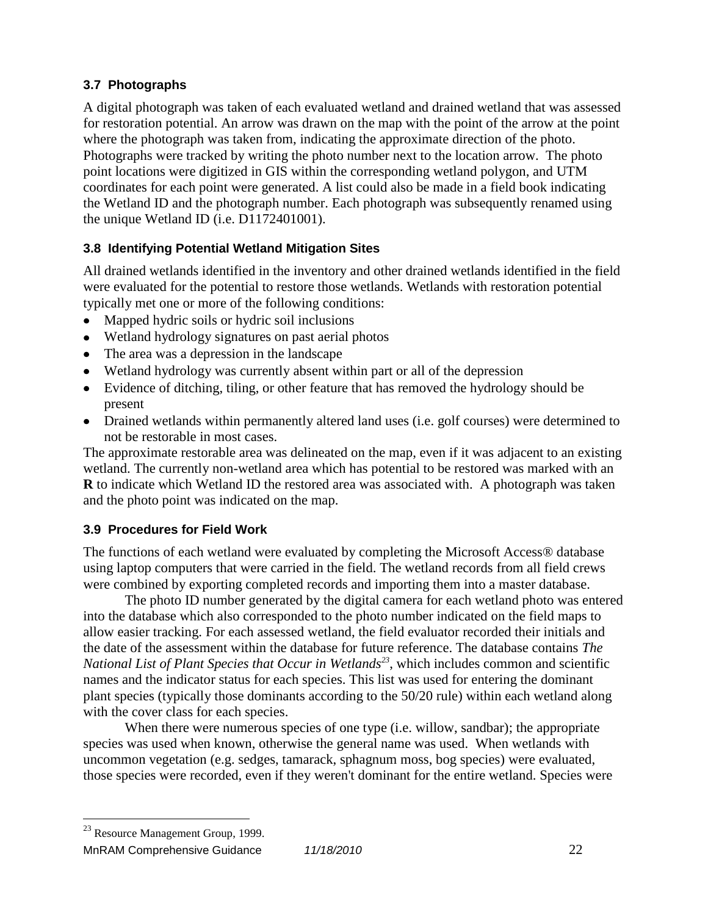### 3.7 Photographs

A digital photograph was taken of each evaluated wetland and drained wetland that was assessed for restoration potential. An arrow was drawn on the map with the point of the arrow at the point where the photograph was taken from, indicating the approximate direction of the photo. Photographs were tracked by writing the photo number next to the location arrow. The photo point locations were digitized in GIS within the corresponding wetland polygon, and UTM coordinates for each point were generated. A list could also be made in a field book indicating the Wetland ID and the photograph number. Each photograph was subsequently renamed using the unique Wetland ID (i.e. D1172401001).

### 3.8 Identifying Potential Wetland Mitigation Sites

All drained wetlands identified in the inventory and other drained wetlands identified in the field were evaluated for the potential to restore those wetlands. Wetlands with restoration potential typically met one or more of the following conditions:

- Mapped hydric soils or hydric soil inclusions
- Wetland hydrology signatures on past aerial photos
- The area was a depression in the landscape
- Wetland hydrology was currently absent within part or all of the depression
- Evidence of ditching, tiling, or other feature that has removed the hydrology should be present
- Drained wetlands within permanently altered land uses (i.e. golf courses) were determined to not be restorable in most cases.

The approximate restorable area was delineated on the map, even if it was adjacent to an existing wetland. The currently non-wetland area which has potential to be restored was marked with an **R** to indicate which Wetland ID the restored area was associated with. A photograph was taken and the photo point was indicated on the map.

### 3.9 Procedures for Field Work

The functions of each wetland were evaluated by completing the Microsoft Access® database using laptop computers that were carried in the field. The wetland records from all field crews were combined by exporting completed records and importing them into a master database.

The photo ID number generated by the digital camera for each wetland photo was entered into the database which also corresponded to the photo number indicated on the field maps to allow easier tracking. For each assessed wetland, the field evaluator recorded their initials and the date of the assessment within the database for future reference. The database contains *The National List of Plant Species that Occur in Wetlands*[23], which includes common and scientific names and the indicator status for each species. This list was used for entering the dominant plant species (typically those dominants according to the 50/20 rule) within each wetland along with the cover class for each species.

When there were numerous species of one type (i.e. willow, sandbar); the appropriate species was used when known, otherwise the general name was used. When wetlands with uncommon vegetation (e.g. sedges, tamarack, sphagnum moss, bog species) were evaluated, those species were recorded, even if they weren't dominant for the entire wetland. Species were

[23] Resource Management Group, 1999.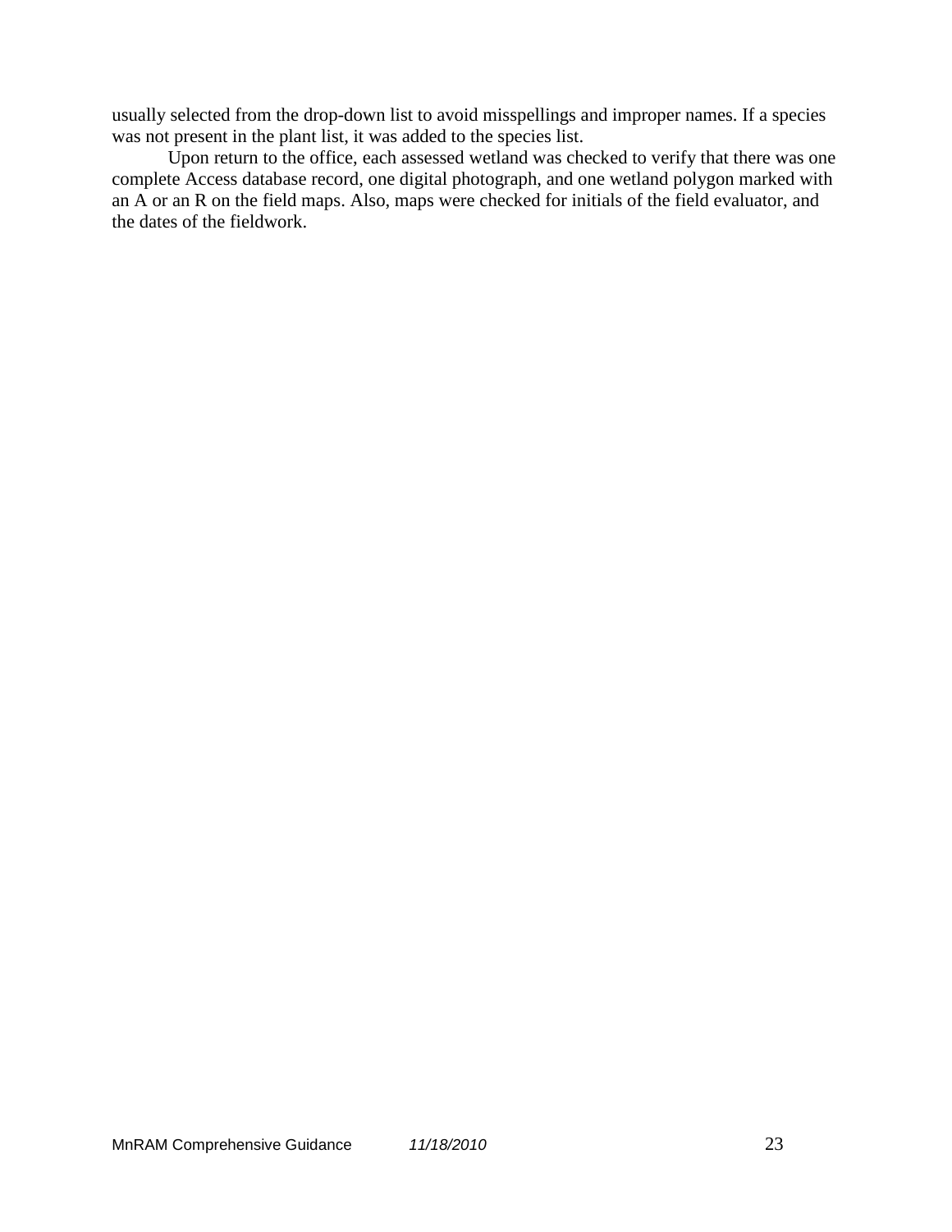usually selected from the drop-down list to avoid misspellings and improper names. If a species was not present in the plant list, it was added to the species list.

Upon return to the office, each assessed wetland was checked to verify that there was one complete Access database record, one digital photograph, and one wetland polygon marked with an A or an R on the field maps. Also, maps were checked for initials of the field evaluator, and the dates of the fieldwork.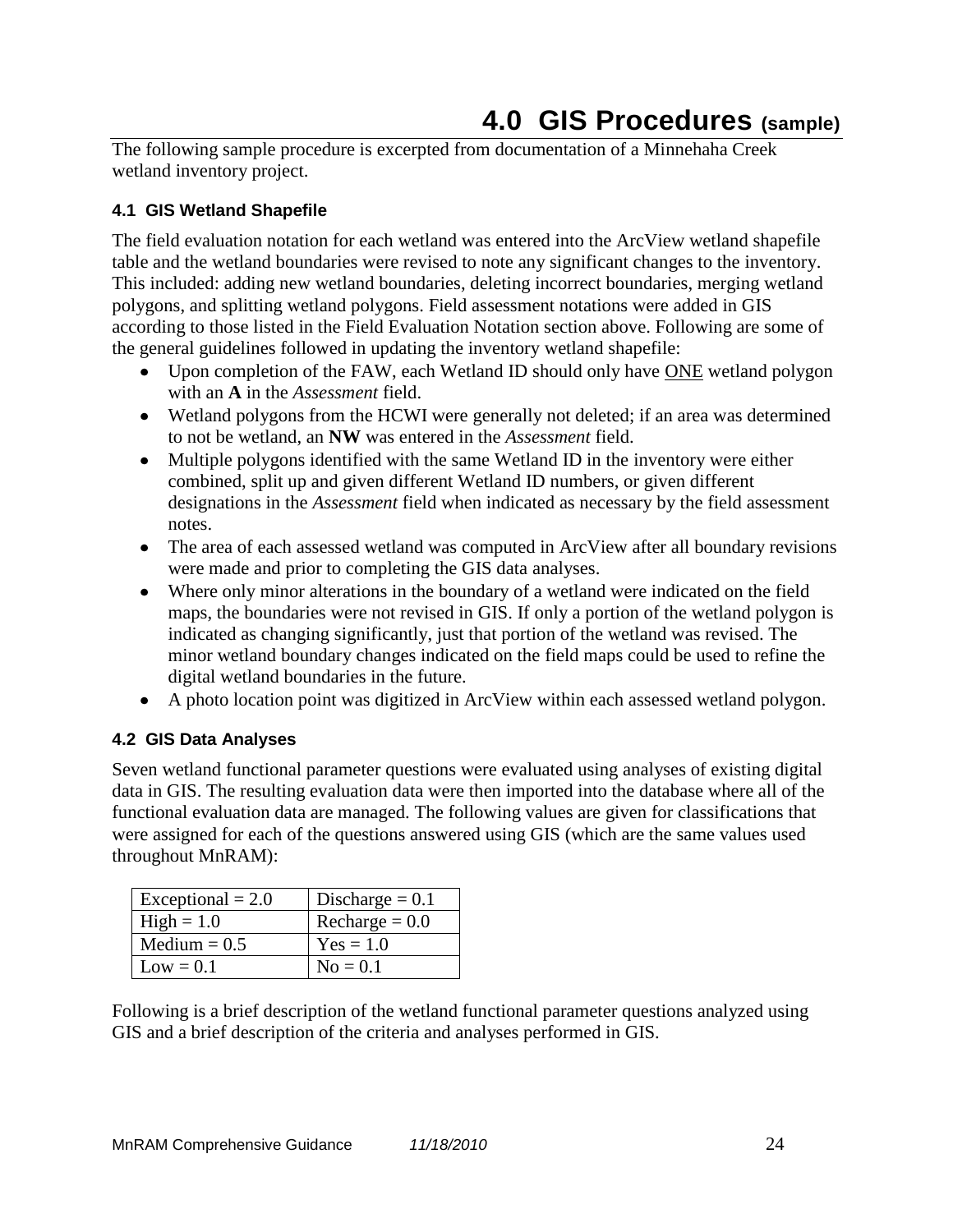# 4.0 GIS Procedures (sample)

The following sample procedure is excerpted from documentation of a Minnehaha Creek wetland inventory project.

### 4.1 GIS Wetland Shapefile

The field evaluation notation for each wetland was entered into the ArcView wetland shapefile table and the wetland boundaries were revised to note any significant changes to the inventory. This included: adding new wetland boundaries, deleting incorrect boundaries, merging wetland polygons, and splitting wetland polygons. Field assessment notations were added in GIS according to those listed in the Field Evaluation Notation section above. Following are some of the general guidelines followed in updating the inventory wetland shapefile:

- Upon completion of the FAW, each Wetland ID should only have <u>ONE</u> wetland polygon with an **A** in the *Assessment* field.
- Wetland polygons from the HCWI were generally not deleted; if an area was determined to not be wetland, an **NW** was entered in the *Assessment* field.
- Multiple polygons identified with the same Wetland ID in the inventory were either combined, split up and given different Wetland ID numbers, or given different designations in the *Assessment* field when indicated as necessary by the field assessment notes.
- The area of each assessed wetland was computed in ArcView after all boundary revisions were made and prior to completing the GIS data analyses.
- Where only minor alterations in the boundary of a wetland were indicated on the field maps, the boundaries were not revised in GIS. If only a portion of the wetland polygon is indicated as changing significantly, just that portion of the wetland was revised. The minor wetland boundary changes indicated on the field maps could be used to refine the digital wetland boundaries in the future.
- A photo location point was digitized in ArcView within each assessed wetland polygon.

### 4.2 GIS Data Analyses

Seven wetland functional parameter questions were evaluated using analyses of existing digital data in GIS. The resulting evaluation data were then imported into the database where all of the functional evaluation data are managed. The following values are given for classifications that were assigned for each of the questions answered using GIS (which are the same values used throughout MnRAM):

| | |
|---|---|
| Exceptional = 2.0 | Discharge = 0.1 |
| High = 1.0 | Recharge = 0.0 |
| Medium = 0.5 | Yes = 1.0 |
| Low = 0.1 | No = 0.1 |

Following is a brief description of the wetland functional parameter questions analyzed using GIS and a brief description of the criteria and analyses performed in GIS.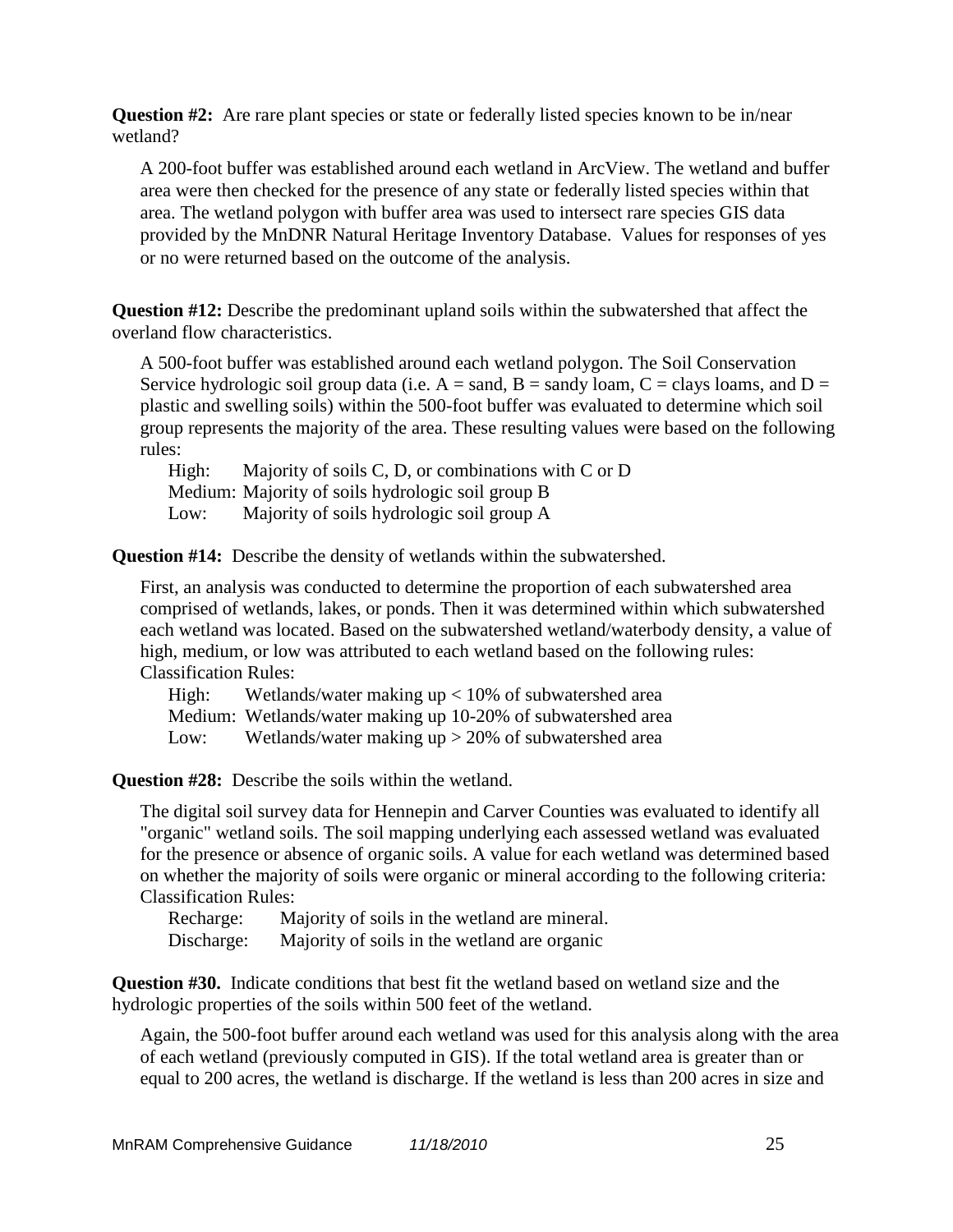**Question #2:** Are rare plant species or state or federally listed species known to be in/near wetland?

A 200-foot buffer was established around each wetland in ArcView. The wetland and buffer area were then checked for the presence of any state or federally listed species within that area. The wetland polygon with buffer area was used to intersect rare species GIS data provided by the MnDNR Natural Heritage Inventory Database. Values for responses of yes or no were returned based on the outcome of the analysis.

**Question #12:** Describe the predominant upland soils within the subwatershed that affect the overland flow characteristics.

A 500-foot buffer was established around each wetland polygon. The Soil Conservation Service hydrologic soil group data (i.e. A = sand, B = sandy loam, C = clays loams, and D = plastic and swelling soils) within the 500-foot buffer was evaluated to determine which soil group represents the majority of the area. These resulting values were based on the following rules:

High: Majority of soils C, D, or combinations with C or D
Medium: Majority of soils hydrologic soil group B
Low: Majority of soils hydrologic soil group A

**Question #14:** Describe the density of wetlands within the subwatershed.

First, an analysis was conducted to determine the proportion of each subwatershed area comprised of wetlands, lakes, or ponds. Then it was determined within which subwatershed each wetland was located. Based on the subwatershed wetland/waterbody density, a value of high, medium, or low was attributed to each wetland based on the following rules:
Classification Rules:

High: Wetlands/water making up < 10% of subwatershed area
Medium: Wetlands/water making up 10-20% of subwatershed area
Low: Wetlands/water making up > 20% of subwatershed area

**Question #28:** Describe the soils within the wetland.

The digital soil survey data for Hennepin and Carver Counties was evaluated to identify all "organic" wetland soils. The soil mapping underlying each assessed wetland was evaluated for the presence or absence of organic soils. A value for each wetland was determined based on whether the majority of soils were organic or mineral according to the following criteria:
Classification Rules:

Recharge: Majority of soils in the wetland are mineral.
Discharge: Majority of soils in the wetland are organic

**Question #30.** Indicate conditions that best fit the wetland based on wetland size and the hydrologic properties of the soils within 500 feet of the wetland.

Again, the 500-foot buffer around each wetland was used for this analysis along with the area of each wetland (previously computed in GIS). If the total wetland area is greater than or equal to 200 acres, the wetland is discharge. If the wetland is less than 200 acres in size and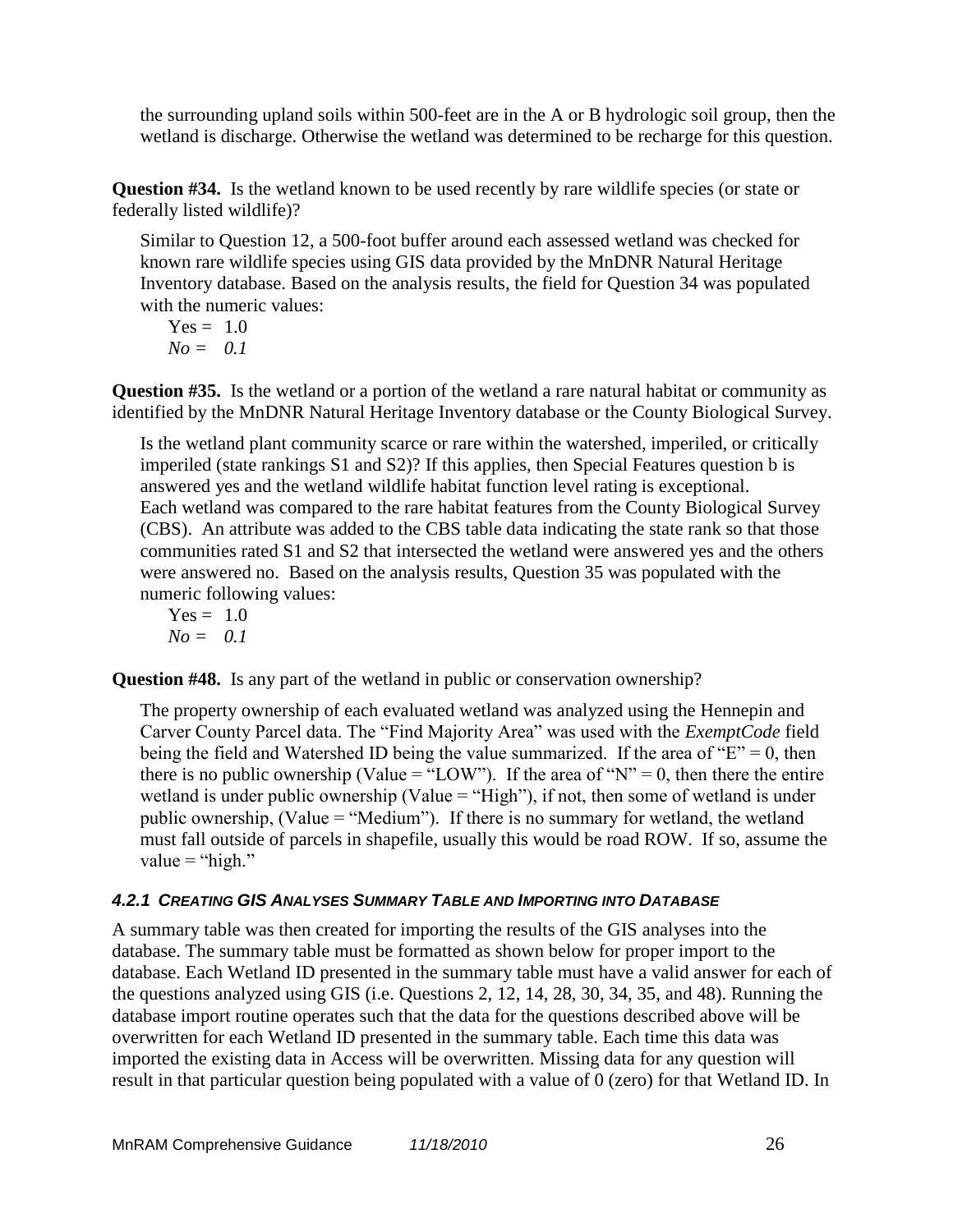the surrounding upland soils within 500-feet are in the A or B hydrologic soil group, then the wetland is discharge. Otherwise the wetland was determined to be recharge for this question.

**Question #34.** Is the wetland known to be used recently by rare wildlife species (or state or federally listed wildlife)?

Similar to Question 12, a 500-foot buffer around each assessed wetland was checked for known rare wildlife species using GIS data provided by the MnDNR Natural Heritage Inventory database. Based on the analysis results, the field for Question 34 was populated with the numeric values:

Yes = 1.0
*No = 0.1*

**Question #35.** Is the wetland or a portion of the wetland a rare natural habitat or community as identified by the MnDNR Natural Heritage Inventory database or the County Biological Survey.

Is the wetland plant community scarce or rare within the watershed, imperiled, or critically imperiled (state rankings S1 and S2)? If this applies, then Special Features question b is answered yes and the wetland wildlife habitat function level rating is exceptional.
Each wetland was compared to the rare habitat features from the County Biological Survey (CBS). An attribute was added to the CBS table data indicating the state rank so that those communities rated S1 and S2 that intersected the wetland were answered yes and the others were answered no. Based on the analysis results, Question 35 was populated with the numeric following values:

Yes = 1.0
*No = 0.1*

**Question #48.** Is any part of the wetland in public or conservation ownership?

The property ownership of each evaluated wetland was analyzed using the Hennepin and Carver County Parcel data. The "Find Majority Area" was used with the *ExemptCode* field being the field and Watershed ID being the value summarized. If the area of "E" = 0, then there is no public ownership (Value = "LOW"). If the area of "N" = 0, then there the entire wetland is under public ownership (Value = "High"), if not, then some of wetland is under public ownership, (Value = "Medium"). If there is no summary for wetland, the wetland must fall outside of parcels in shapefile, usually this would be road ROW. If so, assume the value = "high."

#### *4.2.1 CREATING GIS ANALYSES SUMMARY TABLE AND IMPORTING INTO DATABASE*

A summary table was then created for importing the results of the GIS analyses into the database. The summary table must be formatted as shown below for proper import to the database. Each Wetland ID presented in the summary table must have a valid answer for each of the questions analyzed using GIS (i.e. Questions 2, 12, 14, 28, 30, 34, 35, and 48). Running the database import routine operates such that the data for the questions described above will be overwritten for each Wetland ID presented in the summary table. Each time this data was imported the existing data in Access will be overwritten. Missing data for any question will result in that particular question being populated with a value of 0 (zero) for that Wetland ID. In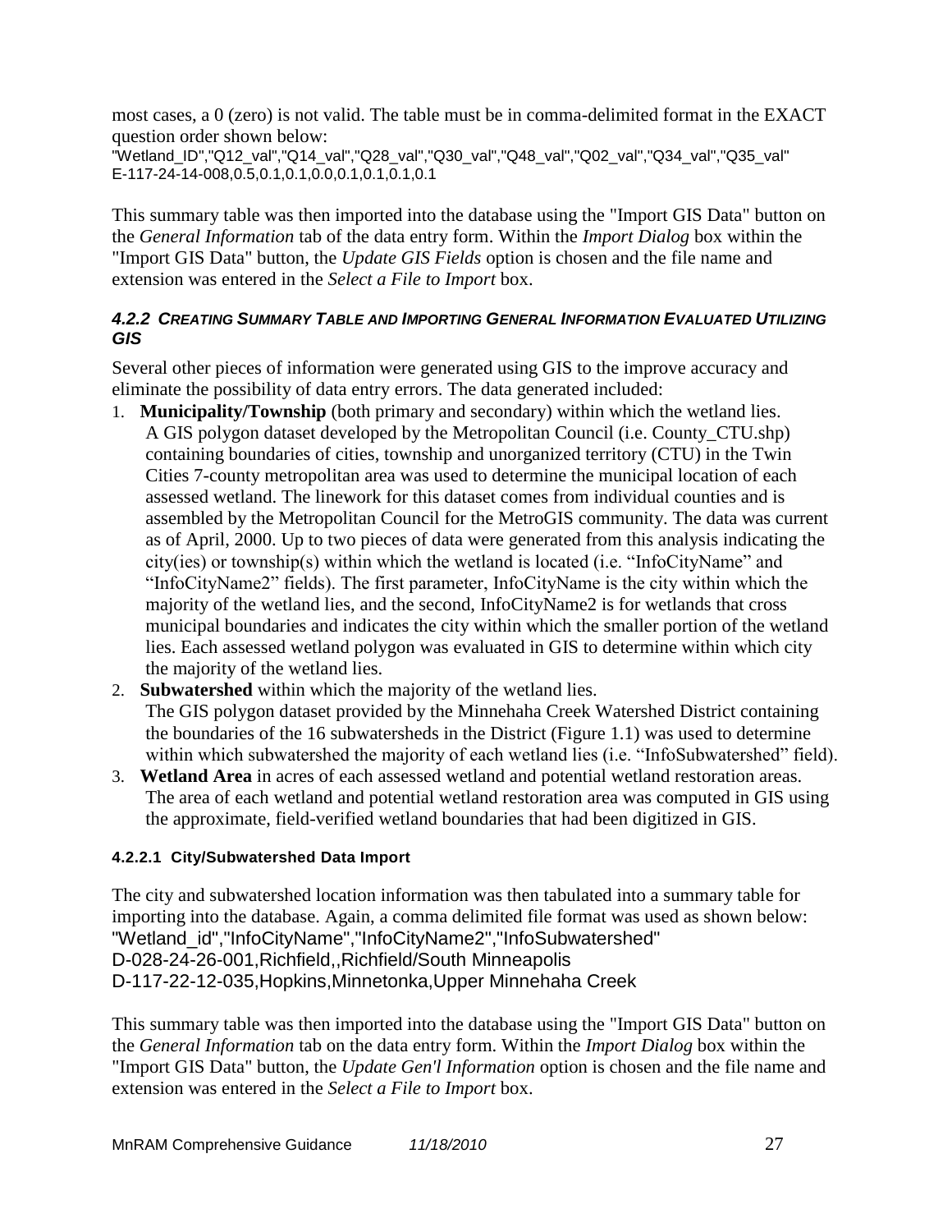most cases, a 0 (zero) is not valid. The table must be in comma-delimited format in the EXACT question order shown below:

```
"Wetland_ID","Q12_val","Q14_val","Q28_val","Q30_val","Q48_val","Q02_val","Q34_val","Q35_val"
E-117-24-14-008,0.5,0.1,0.1,0.0,0.1,0.1,0.1,0.1
```

This summary table was then imported into the database using the "Import GIS Data" button on the *General Information* tab of the data entry form. Within the *Import Dialog* box within the "Import GIS Data" button, the *Update GIS Fields* option is chosen and the file name and extension was entered in the *Select a File to Import* box.

#### *4.2.2 CREATING SUMMARY TABLE AND IMPORTING GENERAL INFORMATION EVALUATED UTILIZING GIS*

Several other pieces of information were generated using GIS to the improve accuracy and eliminate the possibility of data entry errors. The data generated included:

1. **Municipality/Township** (both primary and secondary) within which the wetland lies. A GIS polygon dataset developed by the Metropolitan Council (i.e. County_CTU.shp) containing boundaries of cities, township and unorganized territory (CTU) in the Twin Cities 7-county metropolitan area was used to determine the municipal location of each assessed wetland. The linework for this dataset comes from individual counties and is assembled by the Metropolitan Council for the MetroGIS community. The data was current as of April, 2000. Up to two pieces of data were generated from this analysis indicating the city(ies) or township(s) within which the wetland is located (i.e. "InfoCityName" and "InfoCityName2" fields). The first parameter, InfoCityName is the city within which the majority of the wetland lies, and the second, InfoCityName2 is for wetlands that cross municipal boundaries and indicates the city within which the smaller portion of the wetland lies. Each assessed wetland polygon was evaluated in GIS to determine within which city the majority of the wetland lies.
2. **Subwatershed** within which the majority of the wetland lies. The GIS polygon dataset provided by the Minnehaha Creek Watershed District containing the boundaries of the 16 subwatersheds in the District (Figure 1.1) was used to determine within which subwatershed the majority of each wetland lies (i.e. "InfoSubwatershed" field).
3. **Wetland Area** in acres of each assessed wetland and potential wetland restoration areas. The area of each wetland and potential wetland restoration area was computed in GIS using the approximate, field-verified wetland boundaries that had been digitized in GIS.

##### 4.2.2.1 City/Subwatershed Data Import

The city and subwatershed location information was then tabulated into a summary table for importing into the database. Again, a comma delimited file format was used as shown below:

```
"Wetland_id","InfoCityName","InfoCityName2","InfoSubwatershed"
D-028-24-26-001,Richfield,,Richfield/South Minneapolis
D-117-22-12-035,Hopkins,Minnetonka,Upper Minnehaha Creek
```

This summary table was then imported into the database using the "Import GIS Data" button on the *General Information* tab on the data entry form. Within the *Import Dialog* box within the "Import GIS Data" button, the *Update Gen'l Information* option is chosen and the file name and extension was entered in the *Select a File to Import* box.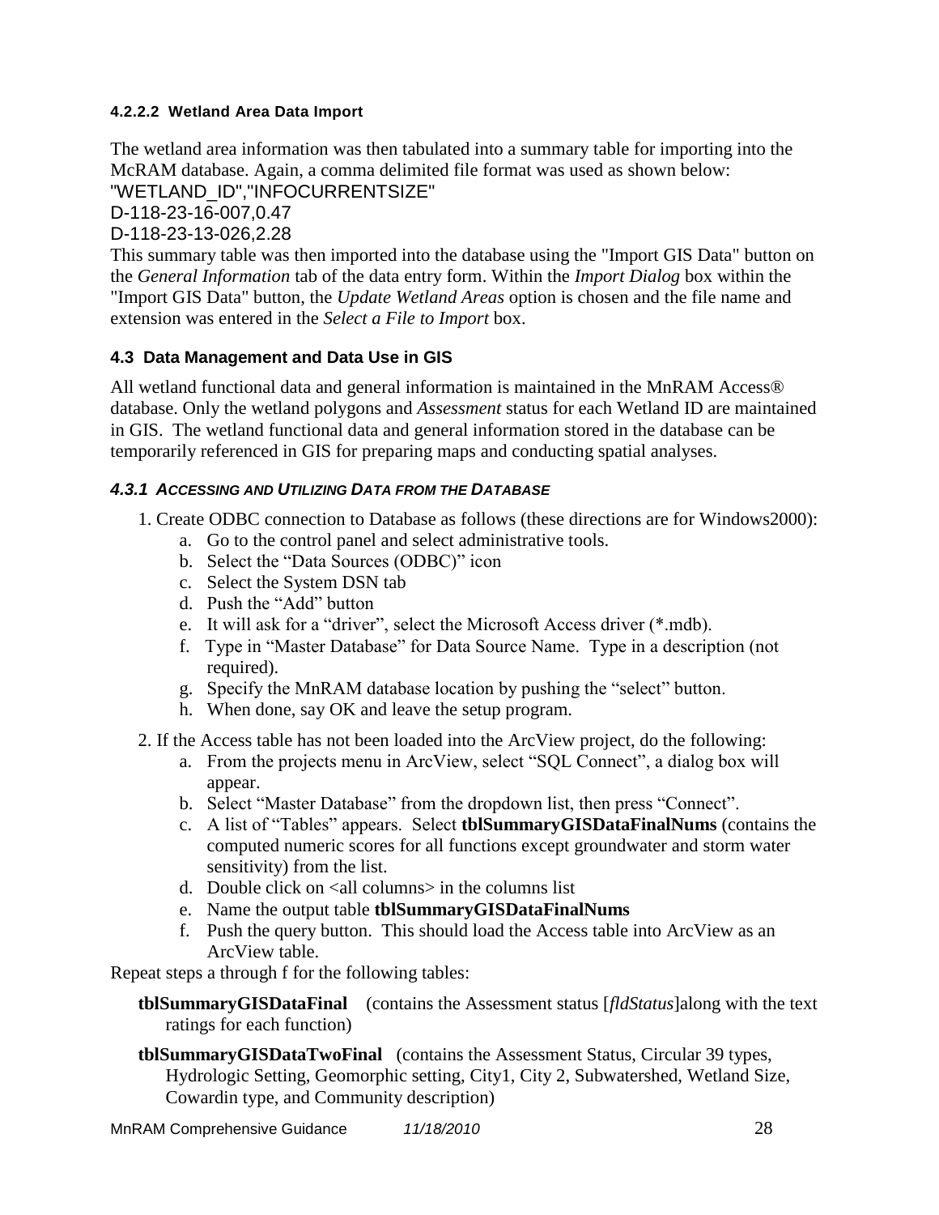#### 4.2.2.2 Wetland Area Data Import

The wetland area information was then tabulated into a summary table for importing into the McRAM database. Again, a comma delimited file format was used as shown below:

```
"WETLAND_ID","INFOCURRENTSIZE"
D-118-23-16-007,0.47
D-118-23-13-026,2.28
```

This summary table was then imported into the database using the "Import GIS Data" button on the *General Information* tab of the data entry form. Within the *Import Dialog* box within the "Import GIS Data" button, the *Update Wetland Areas* option is chosen and the file name and extension was entered in the *Select a File to Import* box.

## 4.3 Data Management and Data Use in GIS

All wetland functional data and general information is maintained in the MnRAM Access® database. Only the wetland polygons and *Assessment* status for each Wetland ID are maintained in GIS. The wetland functional data and general information stored in the database can be temporarily referenced in GIS for preparing maps and conducting spatial analyses.

### *4.3.1 Accessing and Utilizing Data from the Database*

1. Create ODBC connection to Database as follows (these directions are for Windows2000):
   a. Go to the control panel and select administrative tools.
   b. Select the "Data Sources (ODBC)" icon
   c. Select the System DSN tab
   d. Push the "Add" button
   e. It will ask for a "driver", select the Microsoft Access driver (*.mdb).
   f. Type in "Master Database" for Data Source Name. Type in a description (not required).
   g. Specify the MnRAM database location by pushing the "select" button.
   h. When done, say OK and leave the setup program.
2. If the Access table has not been loaded into the ArcView project, do the following:
   a. From the projects menu in ArcView, select "SQL Connect", a dialog box will appear.
   b. Select "Master Database" from the dropdown list, then press "Connect".
   c. A list of "Tables" appears. Select **tblSummaryGISDataFinalNums** (contains the computed numeric scores for all functions except groundwater and storm water sensitivity) from the list.
   d. Double click on <all columns> in the columns list
   e. Name the output table **tblSummaryGISDataFinalNums**
   f. Push the query button. This should load the Access table into ArcView as an ArcView table.

Repeat steps a through f for the following tables:

**tblSummaryGISDataFinal** (contains the Assessment status [*fldStatus*]along with the text ratings for each function)

**tblSummaryGISDataTwoFinal** (contains the Assessment Status, Circular 39 types, Hydrologic Setting, Geomorphic setting, City1, City 2, Subwatershed, Wetland Size, Cowardin type, and Community description)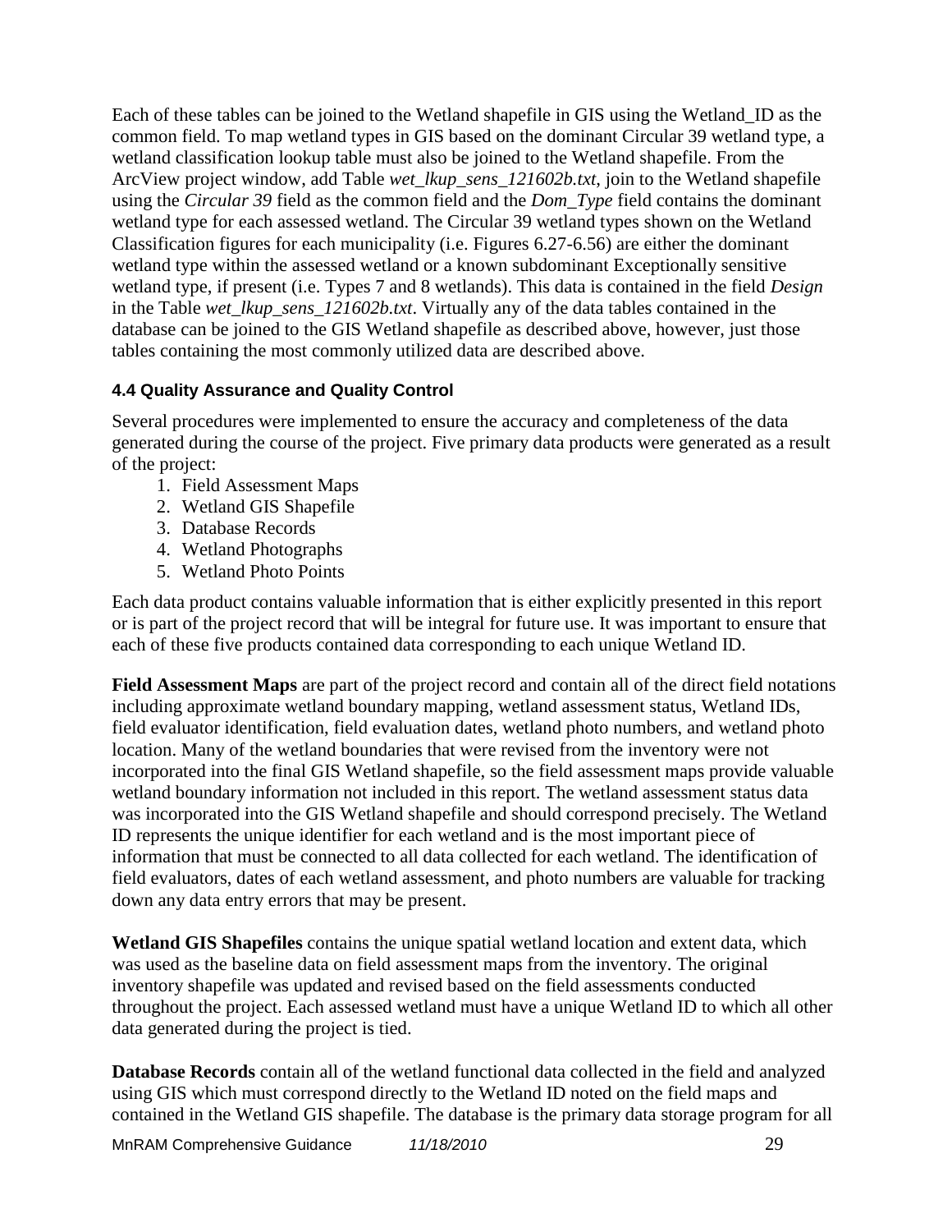Each of these tables can be joined to the Wetland shapefile in GIS using the Wetland_ID as the common field. To map wetland types in GIS based on the dominant Circular 39 wetland type, a wetland classification lookup table must also be joined to the Wetland shapefile. From the ArcView project window, add Table *wet_lkup_sens_121602b.txt,* join to the Wetland shapefile using the *Circular 39* field as the common field and the *Dom_Type* field contains the dominant wetland type for each assessed wetland. The Circular 39 wetland types shown on the Wetland Classification figures for each municipality (i.e. Figures 6.27-6.56) are either the dominant wetland type within the assessed wetland or a known subdominant Exceptionally sensitive wetland type, if present (i.e. Types 7 and 8 wetlands). This data is contained in the field *Design* in the Table *wet_lkup_sens_121602b.txt*. Virtually any of the data tables contained in the database can be joined to the GIS Wetland shapefile as described above, however, just those tables containing the most commonly utilized data are described above.

### 4.4 Quality Assurance and Quality Control

Several procedures were implemented to ensure the accuracy and completeness of the data generated during the course of the project. Five primary data products were generated as a result of the project:

1. Field Assessment Maps
2. Wetland GIS Shapefile
3. Database Records
4. Wetland Photographs
5. Wetland Photo Points

Each data product contains valuable information that is either explicitly presented in this report or is part of the project record that will be integral for future use. It was important to ensure that each of these five products contained data corresponding to each unique Wetland ID.

**Field Assessment Maps** are part of the project record and contain all of the direct field notations including approximate wetland boundary mapping, wetland assessment status, Wetland IDs, field evaluator identification, field evaluation dates, wetland photo numbers, and wetland photo location. Many of the wetland boundaries that were revised from the inventory were not incorporated into the final GIS Wetland shapefile, so the field assessment maps provide valuable wetland boundary information not included in this report. The wetland assessment status data was incorporated into the GIS Wetland shapefile and should correspond precisely. The Wetland ID represents the unique identifier for each wetland and is the most important piece of information that must be connected to all data collected for each wetland. The identification of field evaluators, dates of each wetland assessment, and photo numbers are valuable for tracking down any data entry errors that may be present.

**Wetland GIS Shapefiles** contains the unique spatial wetland location and extent data, which was used as the baseline data on field assessment maps from the inventory. The original inventory shapefile was updated and revised based on the field assessments conducted throughout the project. Each assessed wetland must have a unique Wetland ID to which all other data generated during the project is tied.

**Database Records** contain all of the wetland functional data collected in the field and analyzed using GIS which must correspond directly to the Wetland ID noted on the field maps and contained in the Wetland GIS shapefile. The database is the primary data storage program for all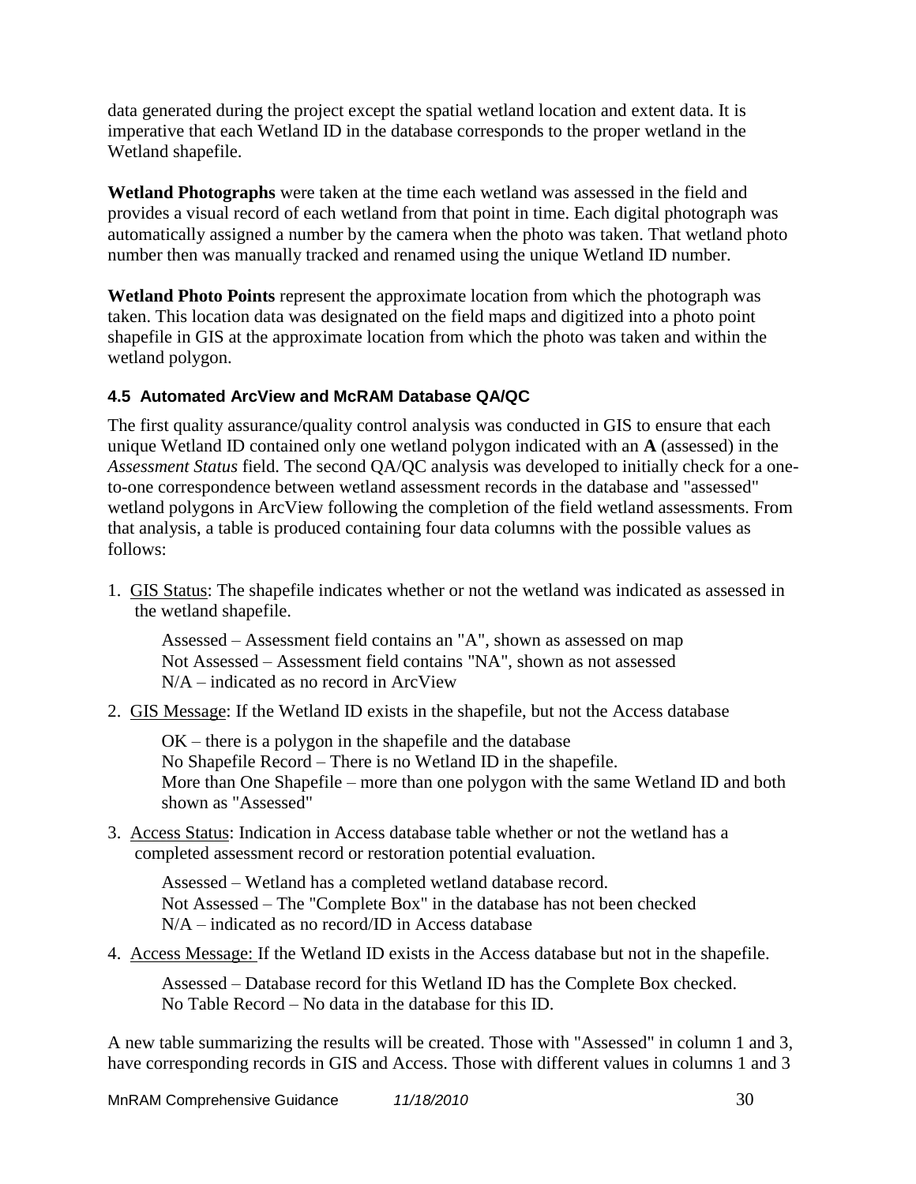data generated during the project except the spatial wetland location and extent data. It is imperative that each Wetland ID in the database corresponds to the proper wetland in the Wetland shapefile.

**Wetland Photographs** were taken at the time each wetland was assessed in the field and provides a visual record of each wetland from that point in time. Each digital photograph was automatically assigned a number by the camera when the photo was taken. That wetland photo number then was manually tracked and renamed using the unique Wetland ID number.

**Wetland Photo Points** represent the approximate location from which the photograph was taken. This location data was designated on the field maps and digitized into a photo point shapefile in GIS at the approximate location from which the photo was taken and within the wetland polygon.

### 4.5 Automated ArcView and McRAM Database QA/QC

The first quality assurance/quality control analysis was conducted in GIS to ensure that each unique Wetland ID contained only one wetland polygon indicated with an **A** (assessed) in the *Assessment Status* field. The second QA/QC analysis was developed to initially check for a one-to-one correspondence between wetland assessment records in the database and "assessed" wetland polygons in ArcView following the completion of the field wetland assessments. From that analysis, a table is produced containing four data columns with the possible values as follows:

1. GIS Status: The shapefile indicates whether or not the wetland was indicated as assessed in the wetland shapefile.

   Assessed – Assessment field contains an "A", shown as assessed on map
   Not Assessed – Assessment field contains "NA", shown as not assessed
   N/A – indicated as no record in ArcView

2. GIS Message: If the Wetland ID exists in the shapefile, but not the Access database

   OK – there is a polygon in the shapefile and the database
   No Shapefile Record – There is no Wetland ID in the shapefile.
   More than One Shapefile – more than one polygon with the same Wetland ID and both shown as "Assessed"

3. Access Status: Indication in Access database table whether or not the wetland has a completed assessment record or restoration potential evaluation.

   Assessed – Wetland has a completed wetland database record.
   Not Assessed – The "Complete Box" in the database has not been checked
   N/A – indicated as no record/ID in Access database

4. Access Message: If the Wetland ID exists in the Access database but not in the shapefile.

   Assessed – Database record for this Wetland ID has the Complete Box checked.
   No Table Record – No data in the database for this ID.

A new table summarizing the results will be created. Those with "Assessed" in column 1 and 3, have corresponding records in GIS and Access. Those with different values in columns 1 and 3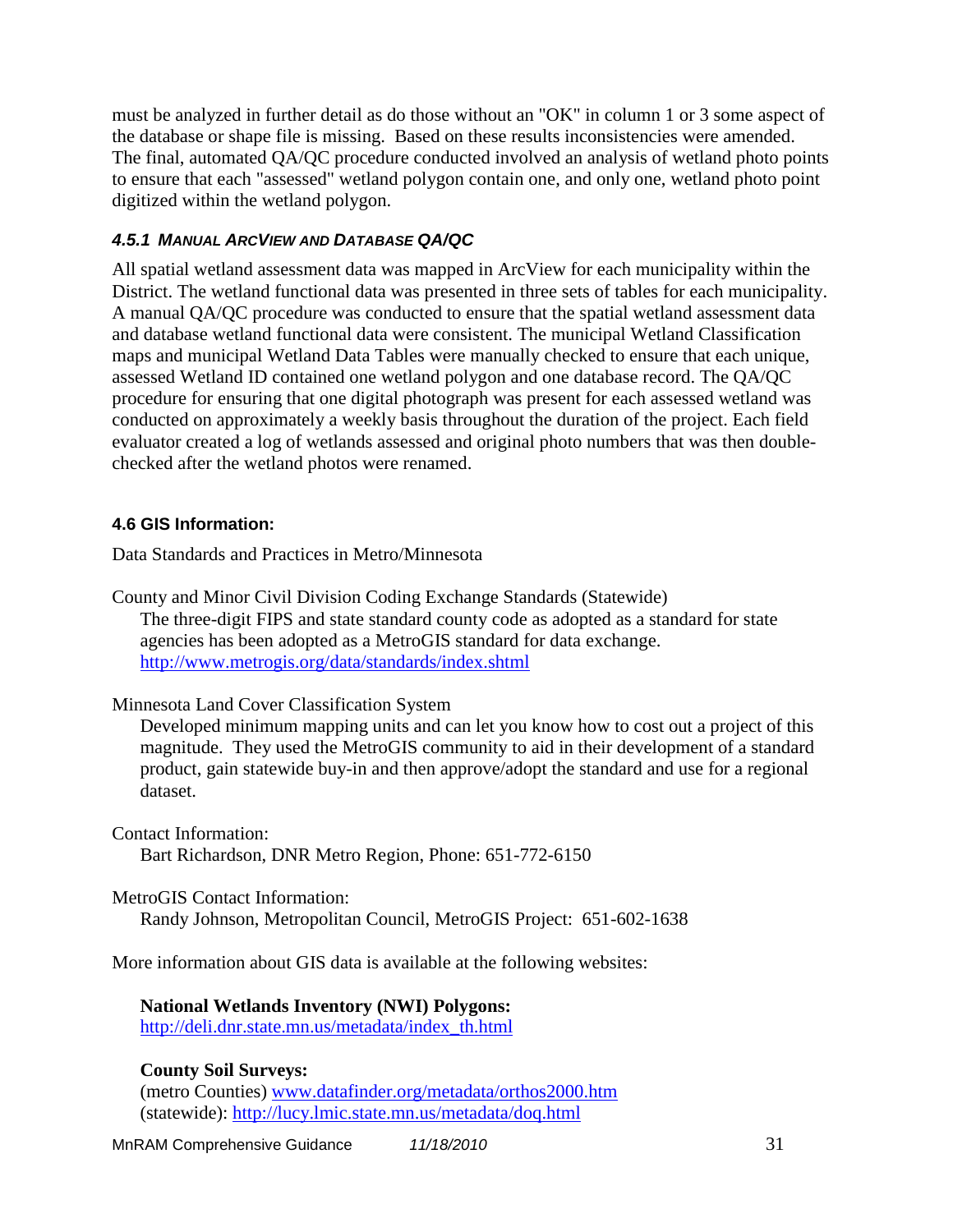must be analyzed in further detail as do those without an "OK" in column 1 or 3 some aspect of the database or shape file is missing. Based on these results inconsistencies were amended. The final, automated QA/QC procedure conducted involved an analysis of wetland photo points to ensure that each "assessed" wetland polygon contain one, and only one, wetland photo point digitized within the wetland polygon.

#### *4.5.1 MANUAL ARCVIEW AND DATABASE QA/QC*

All spatial wetland assessment data was mapped in ArcView for each municipality within the District. The wetland functional data was presented in three sets of tables for each municipality. A manual QA/QC procedure was conducted to ensure that the spatial wetland assessment data and database wetland functional data were consistent. The municipal Wetland Classification maps and municipal Wetland Data Tables were manually checked to ensure that each unique, assessed Wetland ID contained one wetland polygon and one database record. The QA/QC procedure for ensuring that one digital photograph was present for each assessed wetland was conducted on approximately a weekly basis throughout the duration of the project. Each field evaluator created a log of wetlands assessed and original photo numbers that was then double-checked after the wetland photos were renamed.

### 4.6 GIS Information:

Data Standards and Practices in Metro/Minnesota

County and Minor Civil Division Coding Exchange Standards (Statewide)
The three-digit FIPS and state standard county code as adopted as a standard for state agencies has been adopted as a MetroGIS standard for data exchange.
http://www.metrogis.org/data/standards/index.shtml

Minnesota Land Cover Classification System
Developed minimum mapping units and can let you know how to cost out a project of this magnitude. They used the MetroGIS community to aid in their development of a standard product, gain statewide buy-in and then approve/adopt the standard and use for a regional dataset.

Contact Information:
Bart Richardson, DNR Metro Region, Phone: 651-772-6150

MetroGIS Contact Information:
Randy Johnson, Metropolitan Council, MetroGIS Project: 651-602-1638

More information about GIS data is available at the following websites:

**National Wetlands Inventory (NWI) Polygons:**
http://deli.dnr.state.mn.us/metadata/index_th.html

**County Soil Surveys:**
(metro Counties) www.datafinder.org/metadata/orthos2000.htm
(statewide): http://lucy.lmic.state.mn.us/metadata/doq.html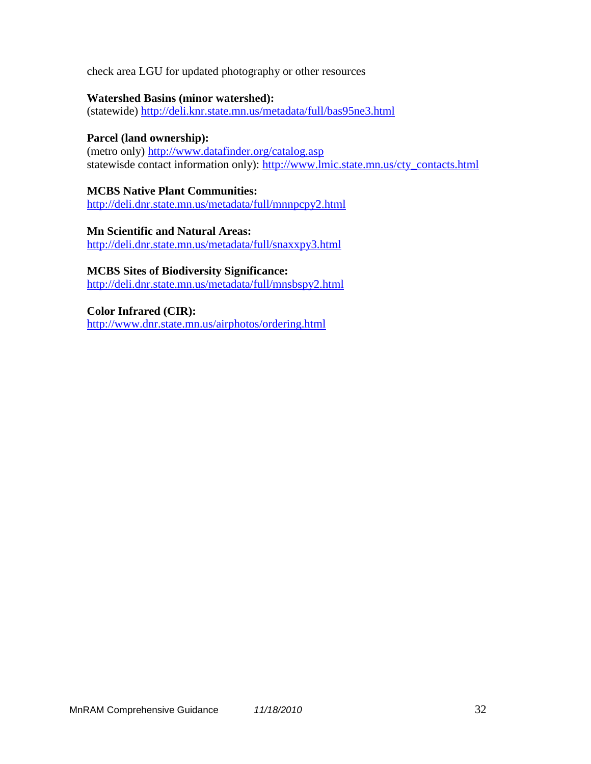check area LGU for updated photography or other resources

**Watershed Basins (minor watershed):**
(statewide) http://deli.knr.state.mn.us/metadata/full/bas95ne3.html

**Parcel (land ownership):**
(metro only) http://www.datafinder.org/catalog.asp
statewisde contact information only): http://www.lmic.state.mn.us/cty_contacts.html

**MCBS Native Plant Communities:**
http://deli.dnr.state.mn.us/metadata/full/mnnpcpy2.html

**Mn Scientific and Natural Areas:**
http://deli.dnr.state.mn.us/metadata/full/snaxxpy3.html

**MCBS Sites of Biodiversity Significance:**
http://deli.dnr.state.mn.us/metadata/full/mnsbspy2.html

**Color Infrared (CIR):**
http://www.dnr.state.mn.us/airphotos/ordering.html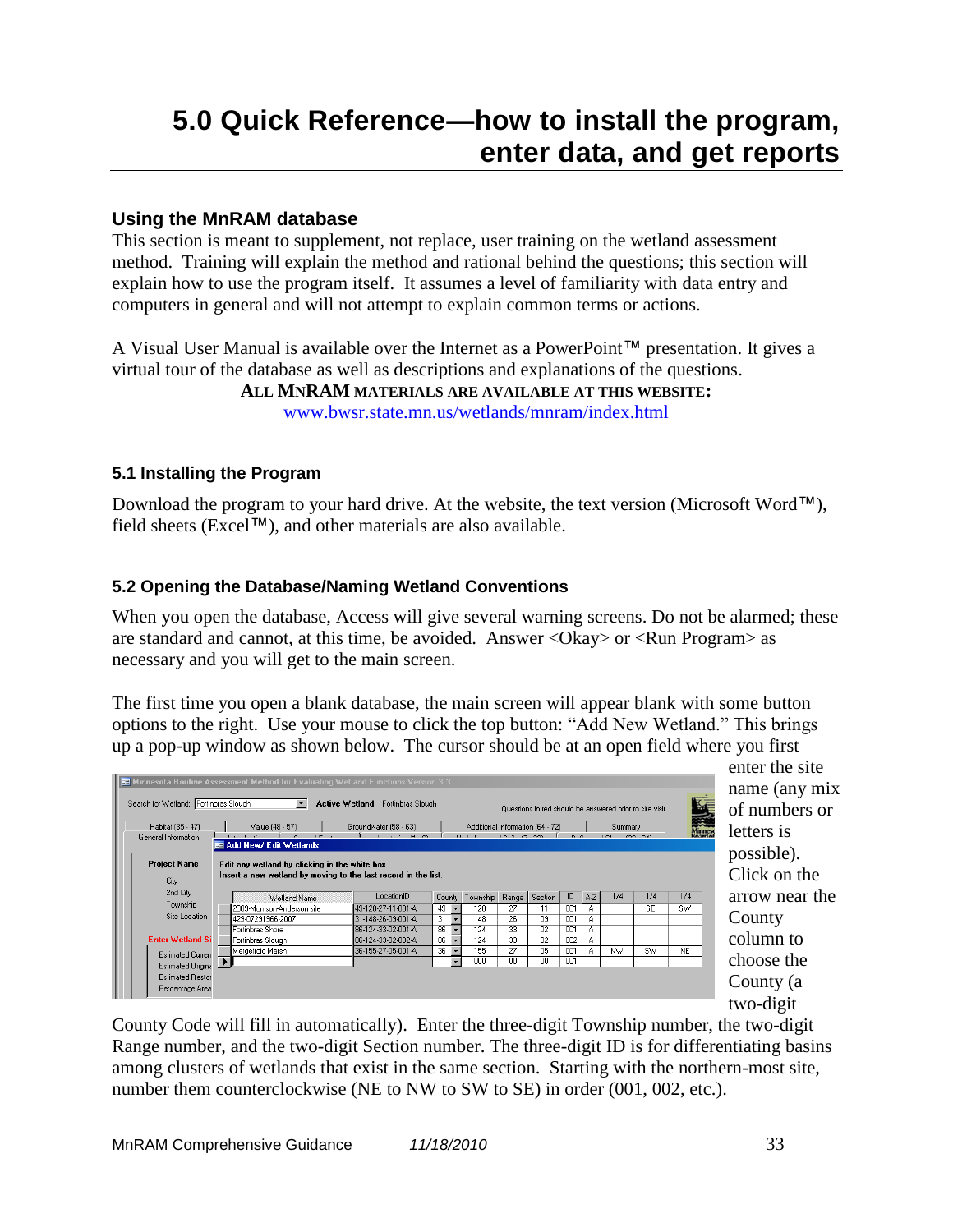# 5.0 Quick Reference—how to install the program, enter data, and get reports

## Using the MnRAM database

This section is meant to supplement, not replace, user training on the wetland assessment method. Training will explain the method and rational behind the questions; this section will explain how to use the program itself. It assumes a level of familiarity with data entry and computers in general and will not attempt to explain common terms or actions.

A Visual User Manual is available over the Internet as a PowerPoint™ presentation. It gives a virtual tour of the database as well as descriptions and explanations of the questions.

**ALL MNRAM MATERIALS ARE AVAILABLE AT THIS WEBSITE:**
www.bwsr.state.mn.us/wetlands/mnram/index.html

### 5.1 Installing the Program

Download the program to your hard drive. At the website, the text version (Microsoft Word™), field sheets (Excel™), and other materials are also available.

### 5.2 Opening the Database/Naming Wetland Conventions

When you open the database, Access will give several warning screens. Do not be alarmed; these are standard and cannot, at this time, be avoided. Answer <Okay> or <Run Program> as necessary and you will get to the main screen.

The first time you open a blank database, the main screen will appear blank with some button options to the right. Use your mouse to click the top button: "Add New Wetland." This brings up a pop-up window as shown below. The cursor should be at an open field where you first enter the site name (any mix of numbers or letters is possible). Click on the arrow near the County column to choose the County (a two-digit County Code will fill in automatically). Enter the three-digit Township number, the two-digit Range number, and the two-digit Section number. The three-digit ID is for differentiating basins among clusters of wetlands that exist in the same section. Starting with the northern-most site, number them counterclockwise (NE to NW to SW to SE) in order (001, 002, etc.).

Add New/ Edit Wetlands

Edit any wetland by clicking in the white box.
Insert a new wetland by moving to the last record in the list.

| Wetland Name | LocationID | County | Township | Range | Section | ID | A-Z | 1/4 | 1/4 | 1/4 |
|---|---|---|---|---|---|---|---|---|---|---|
| 2009-Morrison-Anderson site | 49-128-27-11-001-A | 49 | 128 | 27 | 11 | 001 | A | | SE | SW |
| 42P-07291966-2007 | 31-148-26-09-001-A | 31 | 148 | 26 | 09 | 001 | A | | | |
| Fortinbras Shore | 86-124-33-02-001-A | 86 | 124 | 33 | 02 | 001 | A | | | |
| Fortinbras Slough | 86-124-33-02-002-A | 86 | 124 | 33 | 02 | 002 | A | | | |
| Meigelroid Marsh | 36-155-27-05-001-A | 36 | 155 | 27 | 05 | 001 | A | NW | SW | NE |
| | | | 000 | 00 | 00 | 001 | | | | |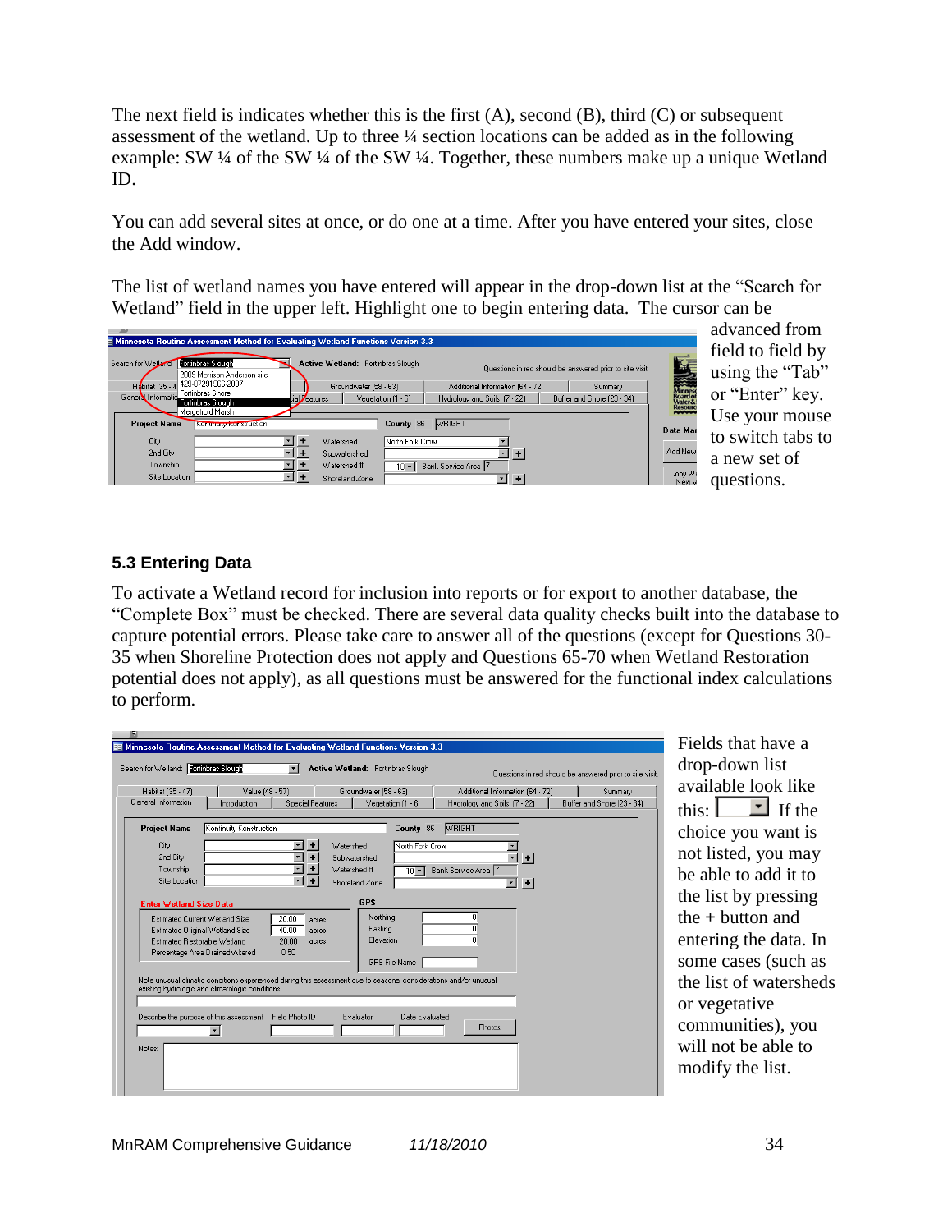The next field is indicates whether this is the first (A), second (B), third (C) or subsequent assessment of the wetland. Up to three ¼ section locations can be added as in the following example: SW ¼ of the SW ¼ of the SW ¼. Together, these numbers make up a unique Wetland ID.

You can add several sites at once, or do one at a time. After you have entered your sites, close the Add window.

The list of wetland names you have entered will appear in the drop-down list at the "Search for Wetland" field in the upper left. Highlight one to begin entering data. The cursor can be advanced from field to field by using the "Tab" or "Enter" key. Use your mouse to switch tabs to a new set of questions.

## 5.3 Entering Data

To activate a Wetland record for inclusion into reports or for export to another database, the "Complete Box" must be checked. There are several data quality checks built into the database to capture potential errors. Please take care to answer all of the questions (except for Questions 30-35 when Shoreline Protection does not apply and Questions 65-70 when Wetland Restoration potential does not apply), as all questions must be answered for the functional index calculations to perform.

Fields that have a drop-down list available look like this: [drop-down box] If the choice you want is not listed, you may be able to add it to the list by pressing the **+** button and entering the data. In some cases (such as the list of watersheds or vegetative communities), you will not be able to modify the list.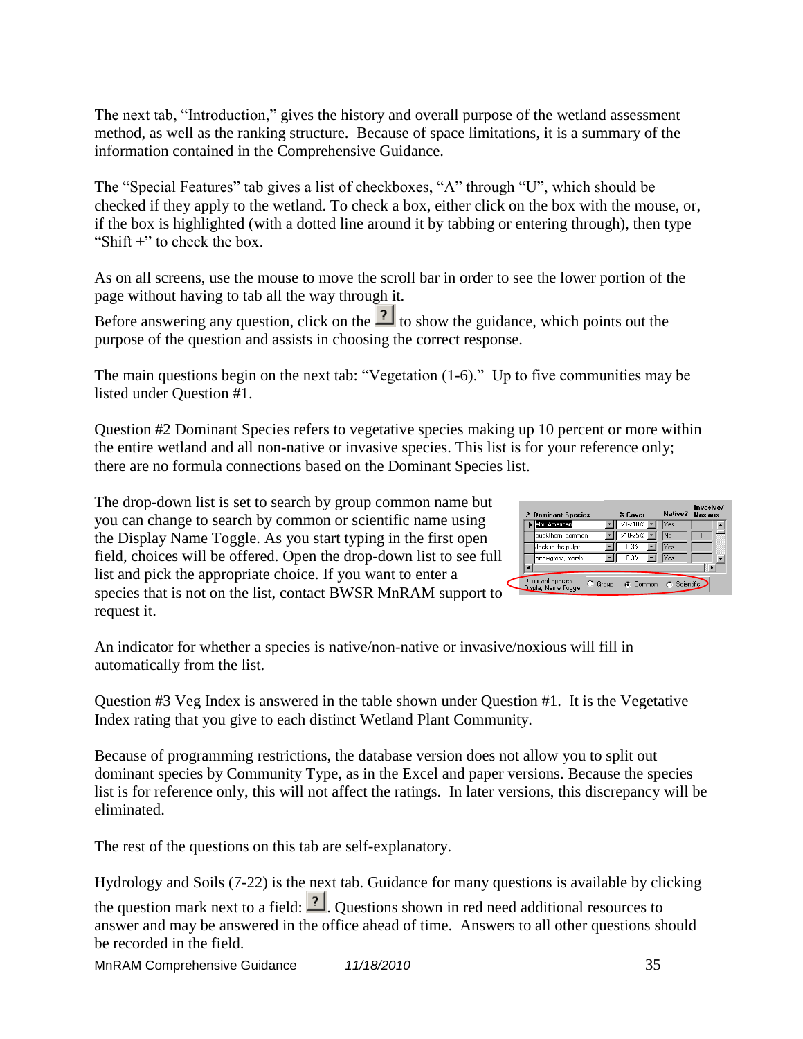The next tab, "Introduction," gives the history and overall purpose of the wetland assessment method, as well as the ranking structure. Because of space limitations, it is a summary of the information contained in the Comprehensive Guidance.

The "Special Features" tab gives a list of checkboxes, "A" through "U", which should be checked if they apply to the wetland. To check a box, either click on the box with the mouse, or, if the box is highlighted (with a dotted line around it by tabbing or entering through), then type "Shift +" to check the box.

As on all screens, use the mouse to move the scroll bar in order to see the lower portion of the page without having to tab all the way through it.

Before answering any question, click on the ? to show the guidance, which points out the purpose of the question and assists in choosing the correct response.

The main questions begin on the next tab: "Vegetation (1-6)." Up to five communities may be listed under Question #1.

Question #2 Dominant Species refers to vegetative species making up 10 percent or more within the entire wetland and all non-native or invasive species. This list is for your reference only; there are no formula connections based on the Dominant Species list.

The drop-down list is set to search by group common name but you can change to search by common or scientific name using the Display Name Toggle. As you start typing in the first open field, choices will be offered. Open the drop-down list to see full list and pick the appropriate choice. If you want to enter a species that is not on the list, contact BWSR MnRAM support to request it.

An indicator for whether a species is native/non-native or invasive/noxious will fill in automatically from the list.

Question #3 Veg Index is answered in the table shown under Question #1. It is the Vegetative Index rating that you give to each distinct Wetland Plant Community.

Because of programming restrictions, the database version does not allow you to split out dominant species by Community Type, as in the Excel and paper versions. Because the species list is for reference only, this will not affect the ratings. In later versions, this discrepancy will be eliminated.

The rest of the questions on this tab are self-explanatory.

Hydrology and Soils (7-22) is the next tab. Guidance for many questions is available by clicking the question mark next to a field: ?. Questions shown in red need additional resources to answer and may be answered in the office ahead of time. Answers to all other questions should be recorded in the field.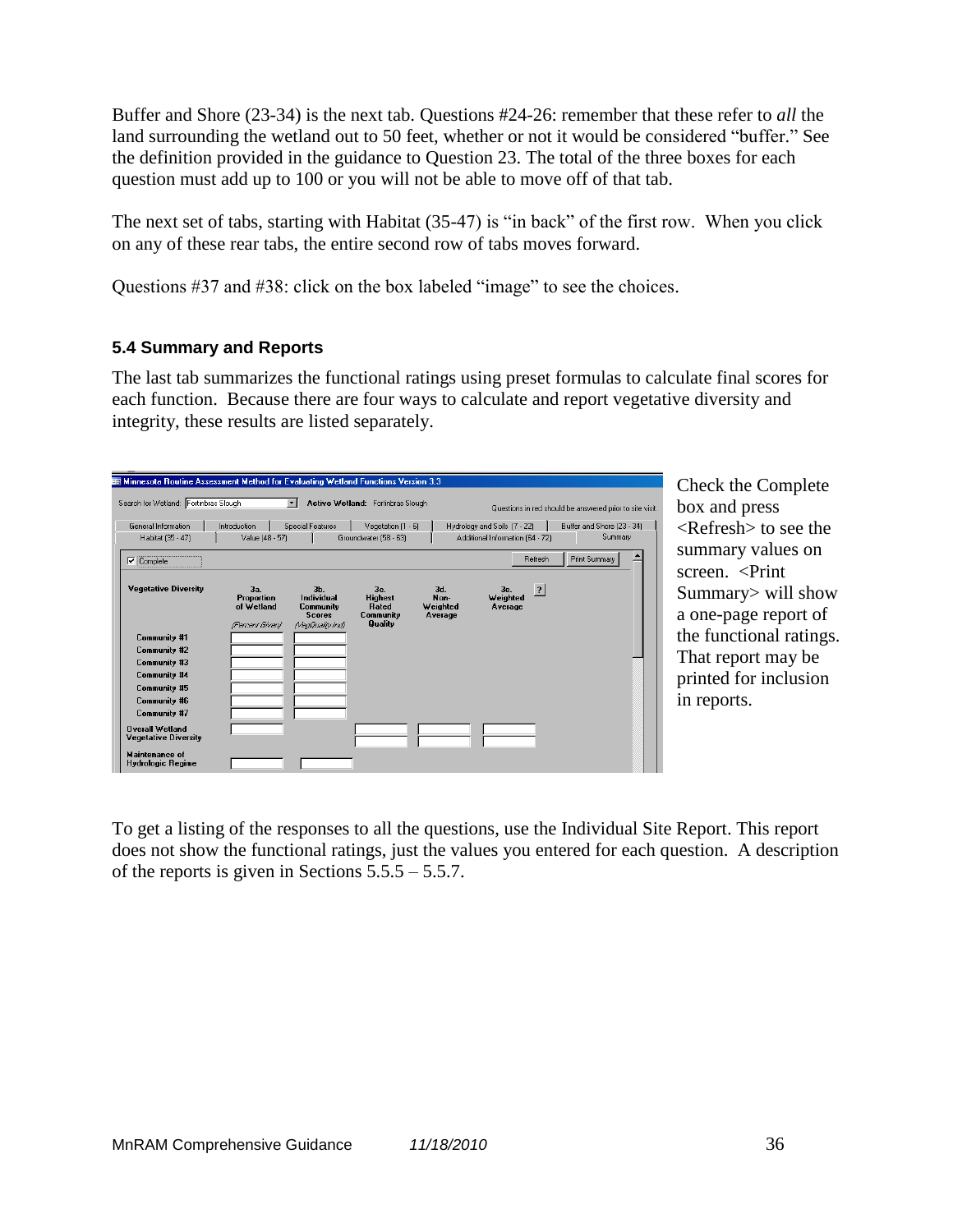Buffer and Shore (23-34) is the next tab. Questions #24-26: remember that these refer to *all* the land surrounding the wetland out to 50 feet, whether or not it would be considered "buffer." See the definition provided in the guidance to Question 23. The total of the three boxes for each question must add up to 100 or you will not be able to move off of that tab.

The next set of tabs, starting with Habitat (35-47) is "in back" of the first row. When you click on any of these rear tabs, the entire second row of tabs moves forward.

Questions #37 and #38: click on the box labeled "image" to see the choices.

### 5.4 Summary and Reports

The last tab summarizes the functional ratings using preset formulas to calculate final scores for each function. Because there are four ways to calculate and report vegetative diversity and integrity, these results are listed separately.

Check the Complete box and press <Refresh> to see the summary values on screen. <Print Summary> will show a one-page report of the functional ratings. That report may be printed for inclusion in reports.

To get a listing of the responses to all the questions, use the Individual Site Report. This report does not show the functional ratings, just the values you entered for each question. A description of the reports is given in Sections 5.5.5 – 5.5.7.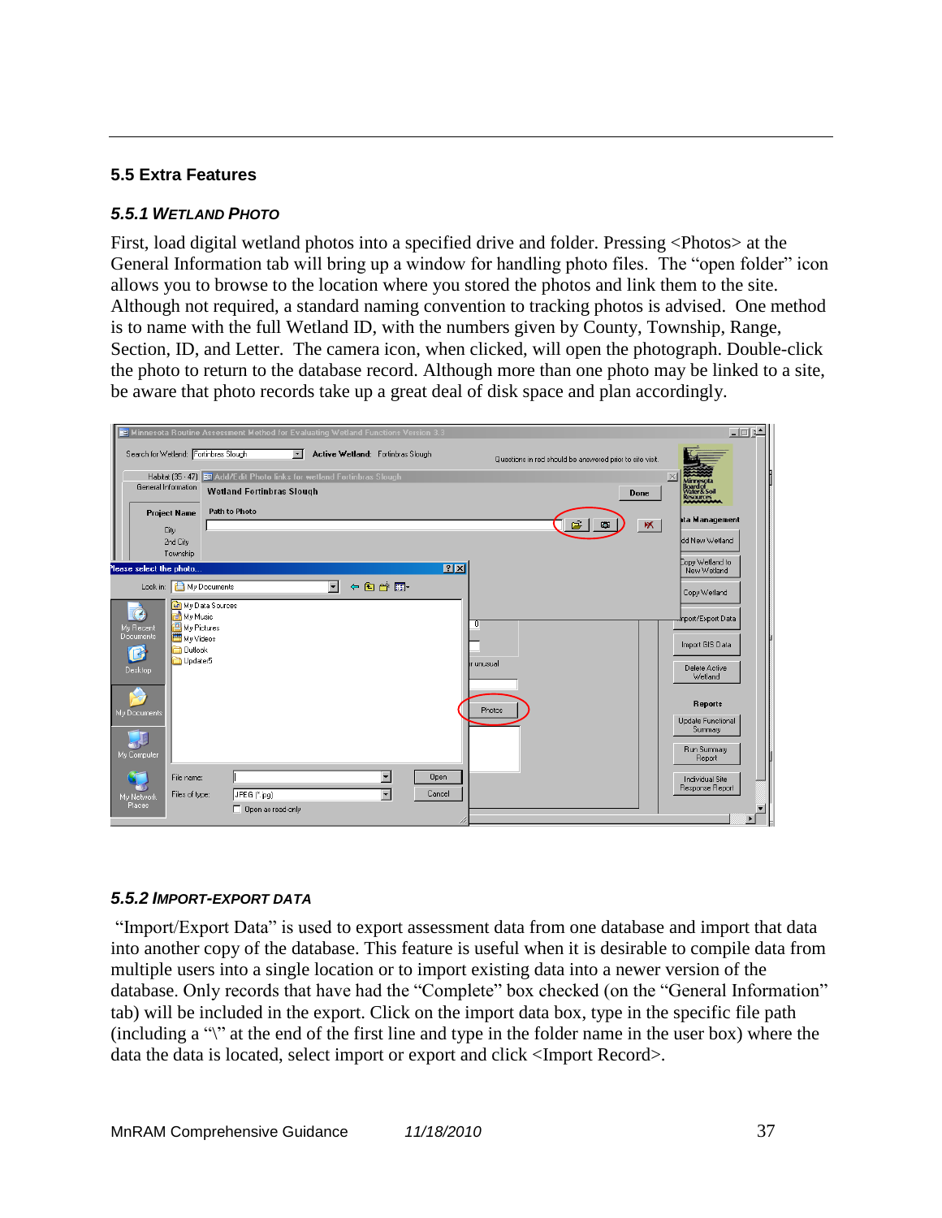## 5.5 Extra Features

### *5.5.1 WETLAND PHOTO*

First, load digital wetland photos into a specified drive and folder. Pressing <Photos> at the General Information tab will bring up a window for handling photo files. The "open folder" icon allows you to browse to the location where you stored the photos and link them to the site. Although not required, a standard naming convention to tracking photos is advised. One method is to name with the full Wetland ID, with the numbers given by County, Township, Range, Section, ID, and Letter. The camera icon, when clicked, will open the photograph. Double-click the photo to return to the database record. Although more than one photo may be linked to a site, be aware that photo records take up a great deal of disk space and plan accordingly.

### *5.5.2 IMPORT-EXPORT DATA*

"Import/Export Data" is used to export assessment data from one database and import that data into another copy of the database. This feature is useful when it is desirable to compile data from multiple users into a single location or to import existing data into a newer version of the database. Only records that have had the "Complete" box checked (on the "General Information" tab) will be included in the export. Click on the import data box, type in the specific file path (including a "\" at the end of the first line and type in the folder name in the user box) where the data the data is located, select import or export and click <Import Record>.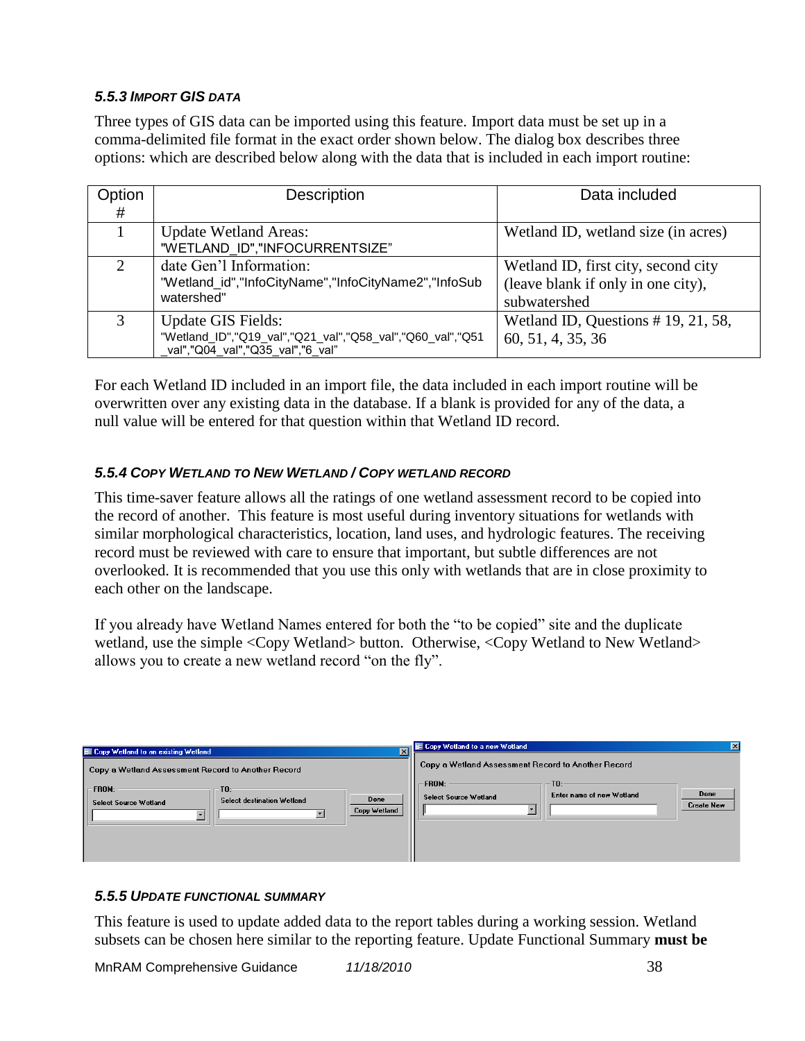### 5.5.3 IMPORT GIS DATA

Three types of GIS data can be imported using this feature. Import data must be set up in a comma-delimited file format in the exact order shown below. The dialog box describes three options: which are described below along with the data that is included in each import routine:

| Option # | Description | Data included |
|---|---|---|
| 1 | Update Wetland Areas: "WETLAND_ID","INFOCURRENTSIZE" | Wetland ID, wetland size (in acres) |
| 2 | date Gen'l Information: "Wetland_id","InfoCityName","InfoCityName2","InfoSubwatershed" | Wetland ID, first city, second city (leave blank if only in one city), subwatershed |
| 3 | Update GIS Fields: "Wetland_ID","Q19_val","Q21_val","Q58_val","Q60_val","Q51_val","Q04_val","Q35_val","6_val" | Wetland ID, Questions # 19, 21, 58, 60, 51, 4, 35, 36 |

For each Wetland ID included in an import file, the data included in each import routine will be overwritten over any existing data in the database. If a blank is provided for any of the data, a null value will be entered for that question within that Wetland ID record.

### 5.5.4 COPY WETLAND TO NEW WETLAND / COPY WETLAND RECORD

This time-saver feature allows all the ratings of one wetland assessment record to be copied into the record of another. This feature is most useful during inventory situations for wetlands with similar morphological characteristics, location, land uses, and hydrologic features. The receiving record must be reviewed with care to ensure that important, but subtle differences are not overlooked. It is recommended that you use this only with wetlands that are in close proximity to each other on the landscape.

If you already have Wetland Names entered for both the "to be copied" site and the duplicate wetland, use the simple <Copy Wetland> button. Otherwise, <Copy Wetland to New Wetland> allows you to create a new wetland record "on the fly".

Copy Wetland to an existing Wetland

Copy a Wetland Assessment Record to Another Record

FROM: Select Source Wetland | TO: Select destination Wetland | Done | Copy Wetland

Copy Wetland to a new Wetland

Copy a Wetland Assessment Record to Another Record

FROM: Select Source Wetland | TO: Enter name of new Wetland | Done | Create New

### 5.5.5 UPDATE FUNCTIONAL SUMMARY

This feature is used to update added data to the report tables during a working session. Wetland subsets can be chosen here similar to the reporting feature. Update Functional Summary **must be**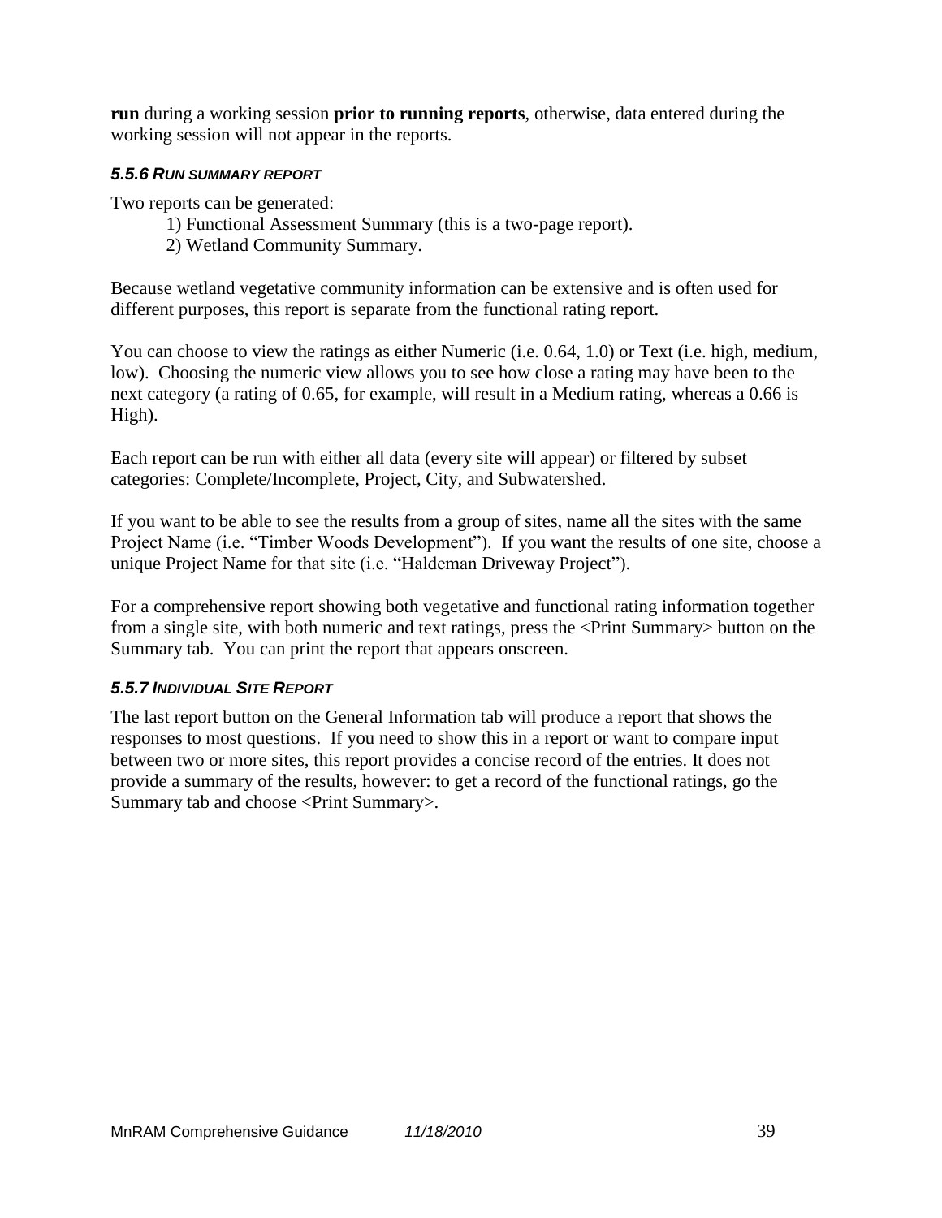**run** during a working session **prior to running reports**, otherwise, data entered during the working session will not appear in the reports.

#### *5.5.6 RUN SUMMARY REPORT*

Two reports can be generated:

1) Functional Assessment Summary (this is a two-page report).
2) Wetland Community Summary.

Because wetland vegetative community information can be extensive and is often used for different purposes, this report is separate from the functional rating report.

You can choose to view the ratings as either Numeric (i.e. 0.64, 1.0) or Text (i.e. high, medium, low). Choosing the numeric view allows you to see how close a rating may have been to the next category (a rating of 0.65, for example, will result in a Medium rating, whereas a 0.66 is High).

Each report can be run with either all data (every site will appear) or filtered by subset categories: Complete/Incomplete, Project, City, and Subwatershed.

If you want to be able to see the results from a group of sites, name all the sites with the same Project Name (i.e. "Timber Woods Development"). If you want the results of one site, choose a unique Project Name for that site (i.e. "Haldeman Driveway Project").

For a comprehensive report showing both vegetative and functional rating information together from a single site, with both numeric and text ratings, press the <Print Summary> button on the Summary tab. You can print the report that appears onscreen.

#### *5.5.7 INDIVIDUAL SITE REPORT*

The last report button on the General Information tab will produce a report that shows the responses to most questions. If you need to show this in a report or want to compare input between two or more sites, this report provides a concise record of the entries. It does not provide a summary of the results, however: to get a record of the functional ratings, go the Summary tab and choose <Print Summary>.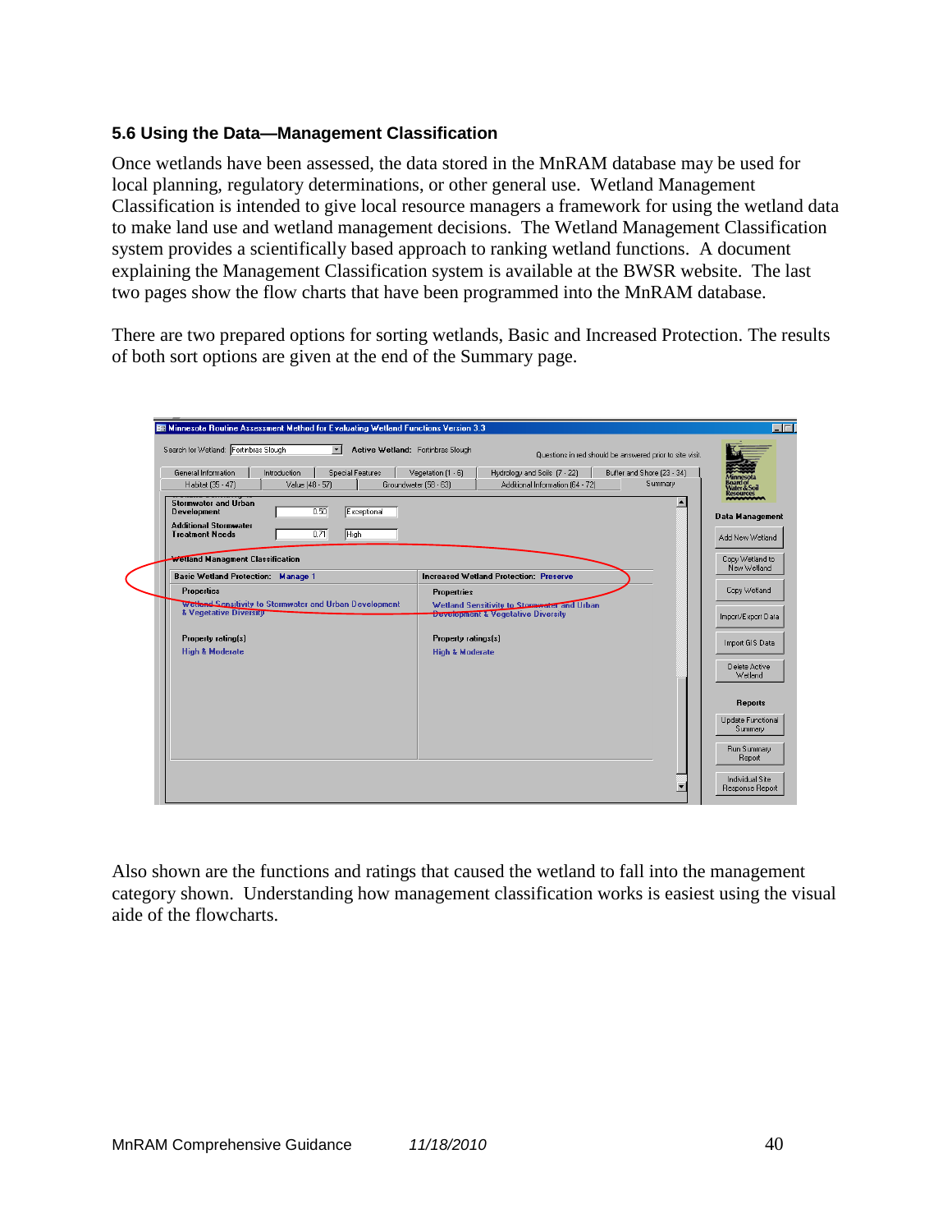### 5.6 Using the Data—Management Classification

Once wetlands have been assessed, the data stored in the MnRAM database may be used for local planning, regulatory determinations, or other general use. Wetland Management Classification is intended to give local resource managers a framework for using the wetland data to make land use and wetland management decisions. The Wetland Management Classification system provides a scientifically based approach to ranking wetland functions. A document explaining the Management Classification system is available at the BWSR website. The last two pages show the flow charts that have been programmed into the MnRAM database.

There are two prepared options for sorting wetlands, Basic and Increased Protection. The results of both sort options are given at the end of the Summary page.

Also shown are the functions and ratings that caused the wetland to fall into the management category shown. Understanding how management classification works is easiest using the visual aide of the flowcharts.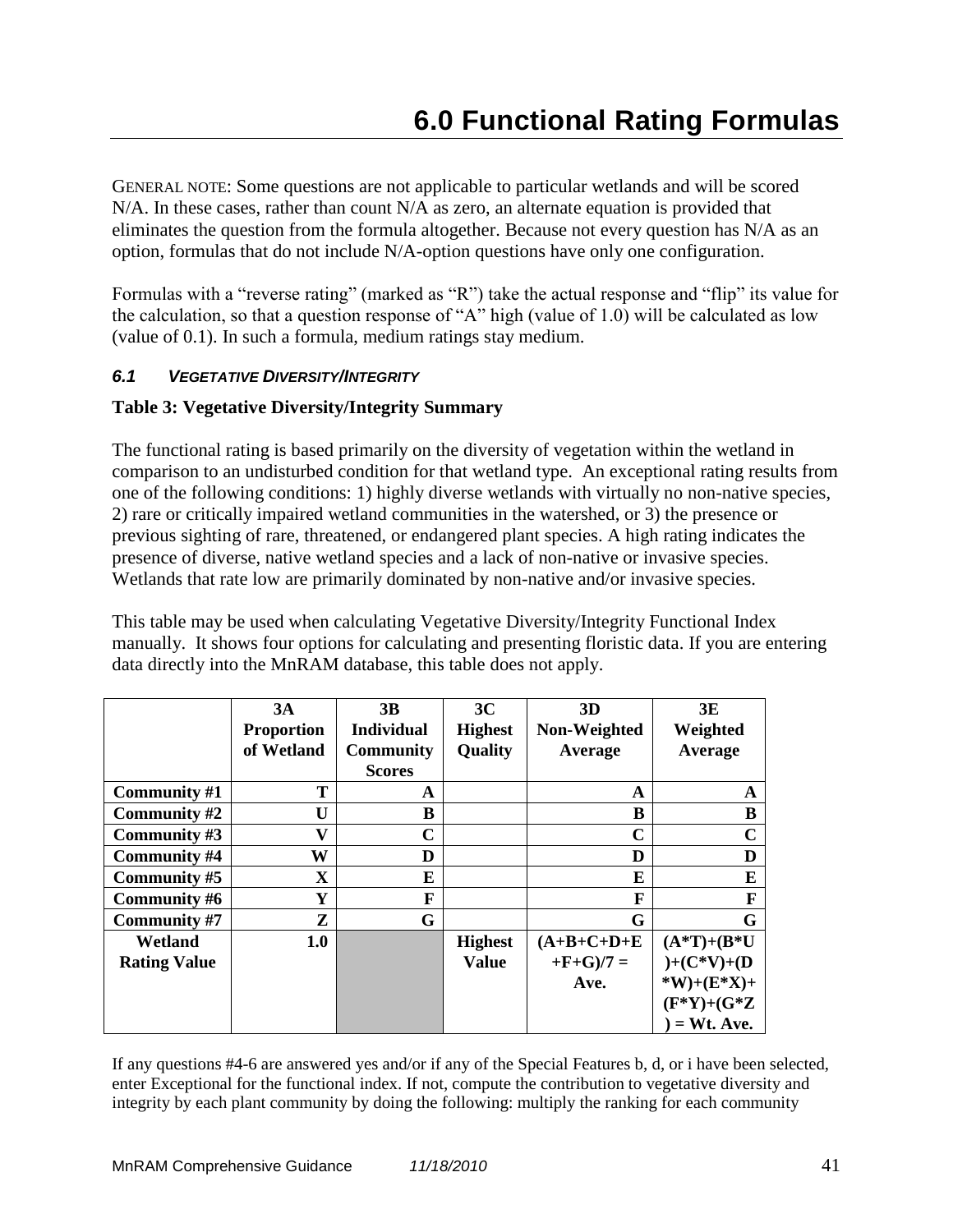# 6.0 Functional Rating Formulas

GENERAL NOTE: Some questions are not applicable to particular wetlands and will be scored N/A. In these cases, rather than count N/A as zero, an alternate equation is provided that eliminates the question from the formula altogether. Because not every question has N/A as an option, formulas that do not include N/A-option questions have only one configuration.

Formulas with a “reverse rating” (marked as “R”) take the actual response and “flip” its value for the calculation, so that a question response of “A” high (value of 1.0) will be calculated as low (value of 0.1). In such a formula, medium ratings stay medium.

## *6.1 VEGETATIVE DIVERSITY/INTEGRITY*

**Table 3: Vegetative Diversity/Integrity Summary**

The functional rating is based primarily on the diversity of vegetation within the wetland in comparison to an undisturbed condition for that wetland type. An exceptional rating results from one of the following conditions: 1) highly diverse wetlands with virtually no non-native species, 2) rare or critically impaired wetland communities in the watershed, or 3) the presence or previous sighting of rare, threatened, or endangered plant species. A high rating indicates the presence of diverse, native wetland species and a lack of non-native or invasive species. Wetlands that rate low are primarily dominated by non-native and/or invasive species.

This table may be used when calculating Vegetative Diversity/Integrity Functional Index manually. It shows four options for calculating and presenting floristic data. If you are entering data directly into the MnRAM database, this table does not apply.

| | 3A Proportion of Wetland | 3B Individual Community Scores | 3C Highest Quality | 3D Non-Weighted Average | 3E Weighted Average |
|---|---|---|---|---|---|
| **Community #1** | **T** | **A** | | **A** | **A** |
| **Community #2** | **U** | **B** | | **B** | **B** |
| **Community #3** | **V** | **C** | | **C** | **C** |
| **Community #4** | **W** | **D** | | **D** | **D** |
| **Community #5** | **X** | **E** | | **E** | **E** |
| **Community #6** | **Y** | **F** | | **F** | **F** |
| **Community #7** | **Z** | **G** | | **G** | **G** |
| **Wetland Rating Value** | **1.0** | | **Highest Value** | **(A+B+C+D+E+F+G)/7 = Ave.** | **(A*T)+(B*U)+(C*V)+(D*W)+(E*X)+(F*Y)+(G*Z) = Wt. Ave.** |

If any questions #4-6 are answered yes and/or if any of the Special Features b, d, or i have been selected, enter Exceptional for the functional index. If not, compute the contribution to vegetative diversity and integrity by each plant community by doing the following: multiply the ranking for each community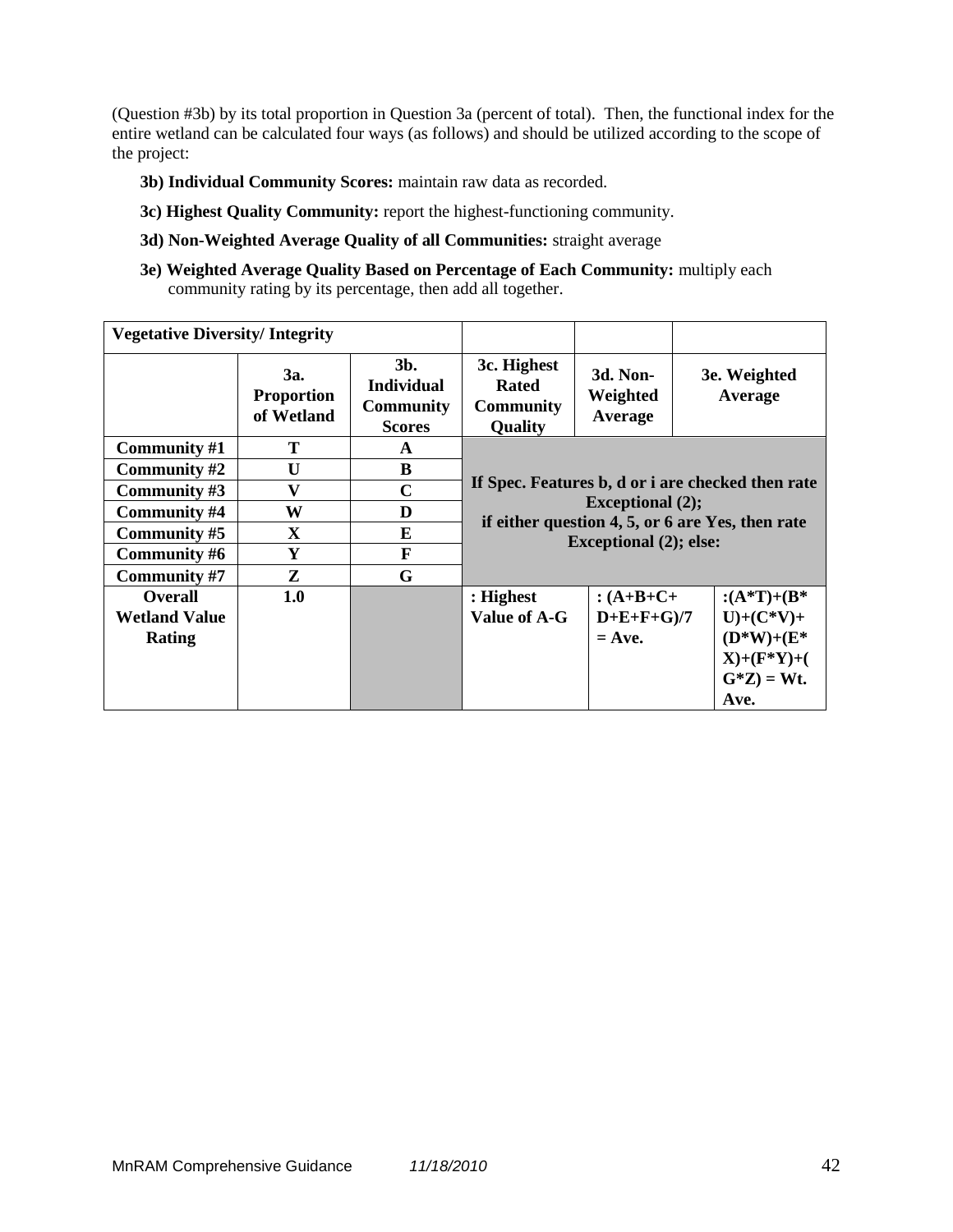(Question #3b) by its total proportion in Question 3a (percent of total). Then, the functional index for the entire wetland can be calculated four ways (as follows) and should be utilized according to the scope of the project:

- **3b) Individual Community Scores:** maintain raw data as recorded.
- **3c) Highest Quality Community:** report the highest-functioning community.
- **3d) Non-Weighted Average Quality of all Communities:** straight average
- **3e) Weighted Average Quality Based on Percentage of Each Community:** multiply each community rating by its percentage, then add all together.

| **Vegetative Diversity/ Integrity** | | | | | |
|---|---|---|---|---|---|
| | **3a. Proportion of Wetland** | **3b. Individual Community Scores** | **3c. Highest Rated Community Quality** | **3d. Non-Weighted Average** | **3e. Weighted Average** |
| **Community #1** | **T** | **A** | **If Spec. Features b, d or i are checked then rate Exceptional (2); if either question 4, 5, or 6 are Yes, then rate Exceptional (2); else:** | | |
| **Community #2** | **U** | **B** | | | |
| **Community #3** | **V** | **C** | | | |
| **Community #4** | **W** | **D** | | | |
| **Community #5** | **X** | **E** | | | |
| **Community #6** | **Y** | **F** | | | |
| **Community #7** | **Z** | **G** | | | |
| **Overall Wetland Value Rating** | **1.0** | | **: Highest Value of A-G** | **: (A+B+C+D+E+F+G)/7 = Ave.** | **:(A*T)+(B*U)+(C*V)+(D*W)+(E*X)+(F*Y)+(G*Z) = Wt. Ave.** |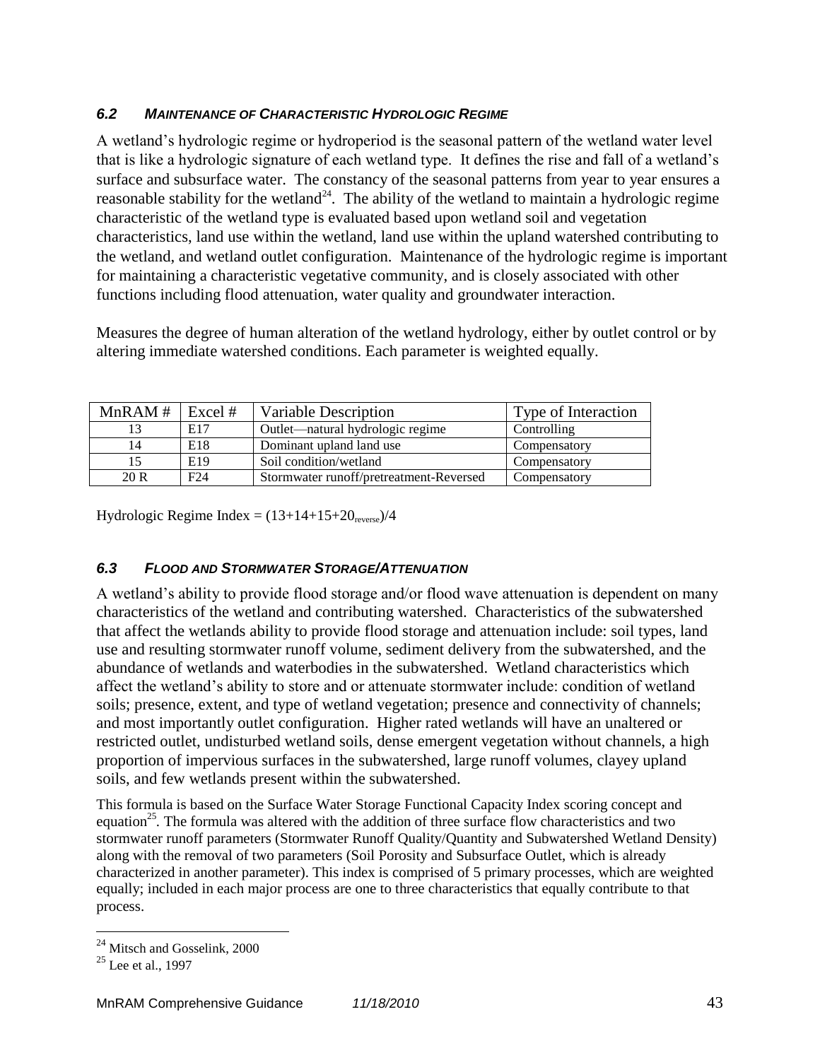### *6.2 MAINTENANCE OF CHARACTERISTIC HYDROLOGIC REGIME*

A wetland's hydrologic regime or hydroperiod is the seasonal pattern of the wetland water level that is like a hydrologic signature of each wetland type. It defines the rise and fall of a wetland's surface and subsurface water. The constancy of the seasonal patterns from year to year ensures a reasonable stability for the wetland[24]. The ability of the wetland to maintain a hydrologic regime characteristic of the wetland type is evaluated based upon wetland soil and vegetation characteristics, land use within the wetland, land use within the upland watershed contributing to the wetland, and wetland outlet configuration. Maintenance of the hydrologic regime is important for maintaining a characteristic vegetative community, and is closely associated with other functions including flood attenuation, water quality and groundwater interaction.

Measures the degree of human alteration of the wetland hydrology, either by outlet control or by altering immediate watershed conditions. Each parameter is weighted equally.

| MnRAM # | Excel # | Variable Description | Type of Interaction |
|---|---|---|---|
| 13 | E17 | Outlet—natural hydrologic regime | Controlling |
| 14 | E18 | Dominant upland land use | Compensatory |
| 15 | E19 | Soil condition/wetland | Compensatory |
| 20 R | F24 | Stormwater runoff/pretreatment-Reversed | Compensatory |

Hydrologic Regime Index = $(13+14+15+20_{reverse})/4$

### *6.3 FLOOD AND STORMWATER STORAGE/ATTENUATION*

A wetland's ability to provide flood storage and/or flood wave attenuation is dependent on many characteristics of the wetland and contributing watershed. Characteristics of the subwatershed that affect the wetlands ability to provide flood storage and attenuation include: soil types, land use and resulting stormwater runoff volume, sediment delivery from the subwatershed, and the abundance of wetlands and waterbodies in the subwatershed. Wetland characteristics which affect the wetland's ability to store and or attenuate stormwater include: condition of wetland soils; presence, extent, and type of wetland vegetation; presence and connectivity of channels; and most importantly outlet configuration. Higher rated wetlands will have an unaltered or restricted outlet, undisturbed wetland soils, dense emergent vegetation without channels, a high proportion of impervious surfaces in the subwatershed, large runoff volumes, clayey upland soils, and few wetlands present within the subwatershed.

This formula is based on the Surface Water Storage Functional Capacity Index scoring concept and equation[25]. The formula was altered with the addition of three surface flow characteristics and two stormwater runoff parameters (Stormwater Runoff Quality/Quantity and Subwatershed Wetland Density) along with the removal of two parameters (Soil Porosity and Subsurface Outlet, which is already characterized in another parameter). This index is comprised of 5 primary processes, which are weighted equally; included in each major process are one to three characteristics that equally contribute to that process.

---

[24] Mitsch and Gosselink, 2000

[25] Lee et al., 1997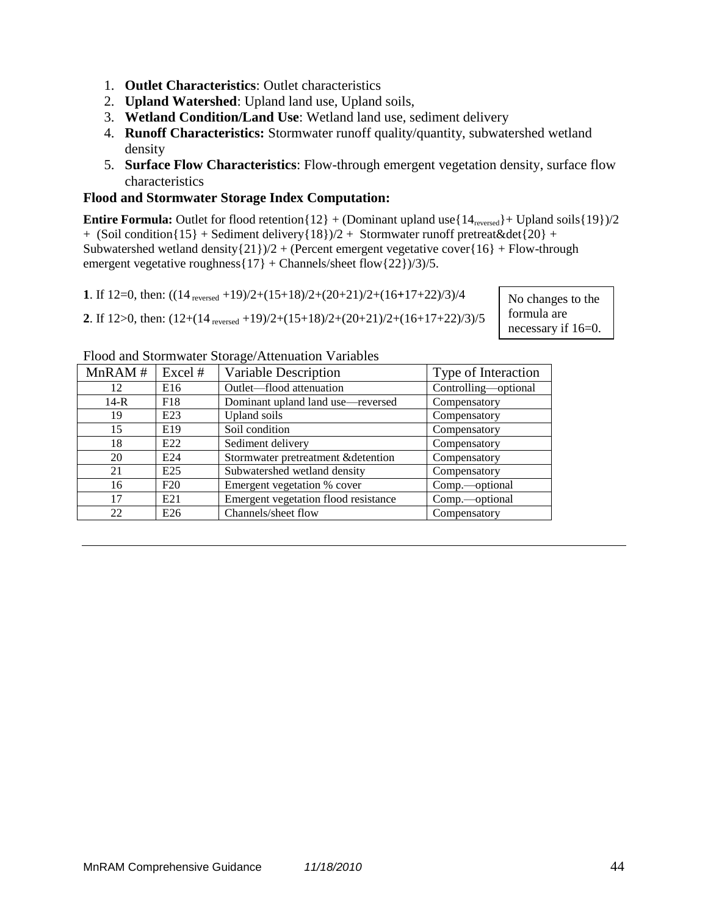1. **Outlet Characteristics**: Outlet characteristics
2. **Upland Watershed**: Upland land use, Upland soils,
3. **Wetland Condition/Land Use**: Wetland land use, sediment delivery
4. **Runoff Characteristics:** Stormwater runoff quality/quantity, subwatershed wetland density
5. **Surface Flow Characteristics**: Flow-through emergent vegetation density, surface flow characteristics

**Flood and Stormwater Storage Index Computation:**

**Entire Formula:** Outlet for flood retention{12} + (Dominant upland use{$14_{reversed}$}+ Upland soils{19})/2 + (Soil condition{15} + Sediment delivery{18})/2 + Stormwater runoff pretreat&det{20} + Subwatershed wetland density{21})/2 + (Percent emergent vegetative cover{16} + Flow-through emergent vegetative roughness{17} + Channels/sheet flow{22})/3)/5.

**1**. If 12=0, then: (($14_{reversed}$ +19)/2+(15+18)/2+(20+21)/2+(16+17+22)/3)/4

**2**. If 12>0, then: (12+($14_{reversed}$ +19)/2+(15+18)/2+(20+21)/2+(16+17+22)/3)/5

No changes to the formula are necessary if 16=0.

Flood and Stormwater Storage/Attenuation Variables

| MnRAM # | Excel # | Variable Description | Type of Interaction |
|---|---|---|---|
| 12 | E16 | Outlet—flood attenuation | Controlling—optional |
| 14-R | F18 | Dominant upland land use—reversed | Compensatory |
| 19 | E23 | Upland soils | Compensatory |
| 15 | E19 | Soil condition | Compensatory |
| 18 | E22 | Sediment delivery | Compensatory |
| 20 | E24 | Stormwater pretreatment &detention | Compensatory |
| 21 | E25 | Subwatershed wetland density | Compensatory |
| 16 | F20 | Emergent vegetation % cover | Comp.—optional |
| 17 | E21 | Emergent vegetation flood resistance | Comp.—optional |
| 22 | E26 | Channels/sheet flow | Compensatory |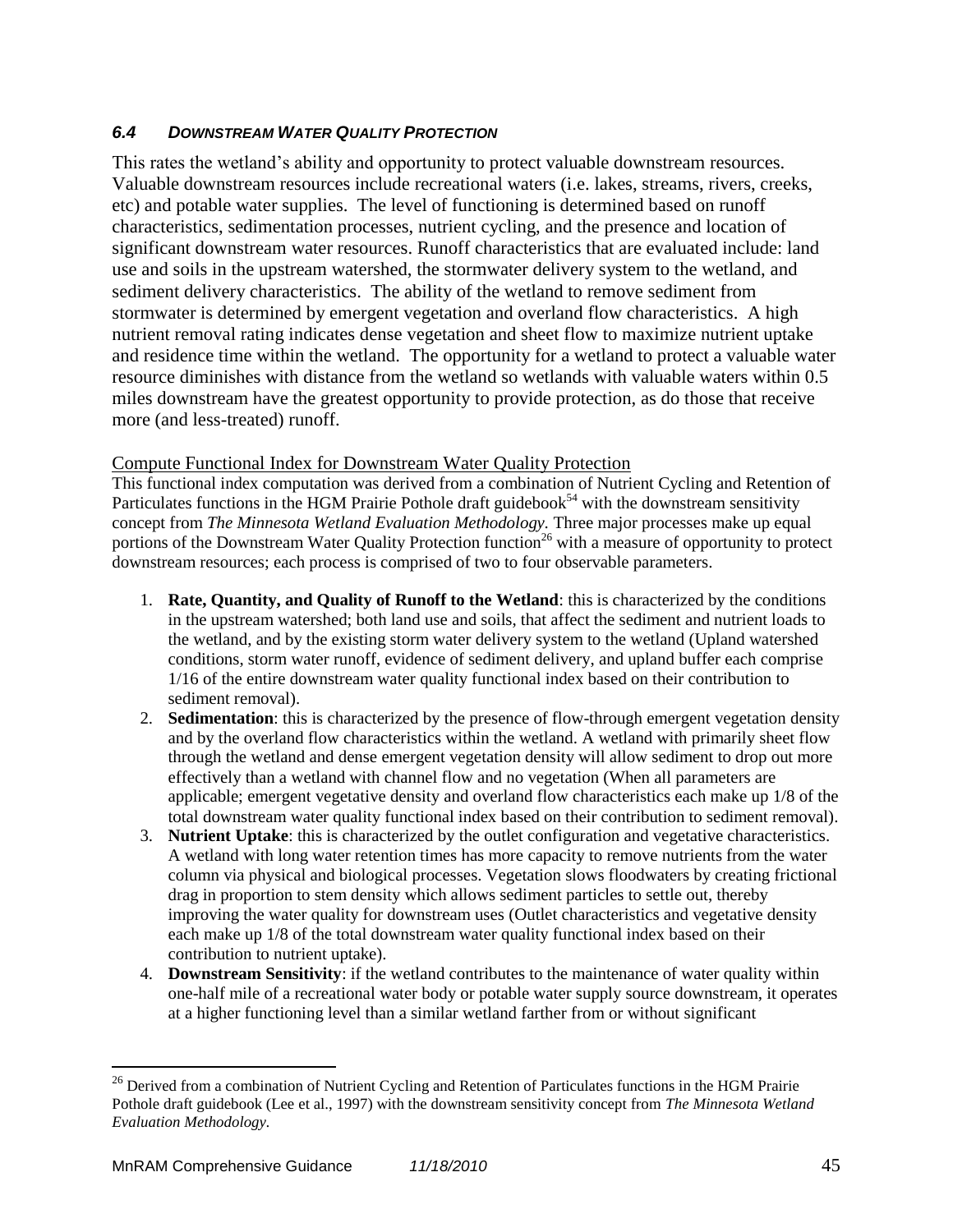### *6.4 DOWNSTREAM WATER QUALITY PROTECTION*

This rates the wetland's ability and opportunity to protect valuable downstream resources. Valuable downstream resources include recreational waters (i.e. lakes, streams, rivers, creeks, etc) and potable water supplies. The level of functioning is determined based on runoff characteristics, sedimentation processes, nutrient cycling, and the presence and location of significant downstream water resources. Runoff characteristics that are evaluated include: land use and soils in the upstream watershed, the stormwater delivery system to the wetland, and sediment delivery characteristics. The ability of the wetland to remove sediment from stormwater is determined by emergent vegetation and overland flow characteristics. A high nutrient removal rating indicates dense vegetation and sheet flow to maximize nutrient uptake and residence time within the wetland. The opportunity for a wetland to protect a valuable water resource diminishes with distance from the wetland so wetlands with valuable waters within 0.5 miles downstream have the greatest opportunity to provide protection, as do those that receive more (and less-treated) runoff.

Compute Functional Index for Downstream Water Quality Protection

This functional index computation was derived from a combination of Nutrient Cycling and Retention of Particulates functions in the HGM Prairie Pothole draft guidebook[54] with the downstream sensitivity concept from *The Minnesota Wetland Evaluation Methodology.* Three major processes make up equal portions of the Downstream Water Quality Protection function[26] with a measure of opportunity to protect downstream resources; each process is comprised of two to four observable parameters.

1. **Rate, Quantity, and Quality of Runoff to the Wetland**: this is characterized by the conditions in the upstream watershed; both land use and soils, that affect the sediment and nutrient loads to the wetland, and by the existing storm water delivery system to the wetland (Upland watershed conditions, storm water runoff, evidence of sediment delivery, and upland buffer each comprise 1/16 of the entire downstream water quality functional index based on their contribution to sediment removal).
2. **Sedimentation**: this is characterized by the presence of flow-through emergent vegetation density and by the overland flow characteristics within the wetland. A wetland with primarily sheet flow through the wetland and dense emergent vegetation density will allow sediment to drop out more effectively than a wetland with channel flow and no vegetation (When all parameters are applicable; emergent vegetative density and overland flow characteristics each make up 1/8 of the total downstream water quality functional index based on their contribution to sediment removal).
3. **Nutrient Uptake**: this is characterized by the outlet configuration and vegetative characteristics. A wetland with long water retention times has more capacity to remove nutrients from the water column via physical and biological processes. Vegetation slows floodwaters by creating frictional drag in proportion to stem density which allows sediment particles to settle out, thereby improving the water quality for downstream uses (Outlet characteristics and vegetative density each make up 1/8 of the total downstream water quality functional index based on their contribution to nutrient uptake).
4. **Downstream Sensitivity**: if the wetland contributes to the maintenance of water quality within one-half mile of a recreational water body or potable water supply source downstream, it operates at a higher functioning level than a similar wetland farther from or without significant

[26] Derived from a combination of Nutrient Cycling and Retention of Particulates functions in the HGM Prairie Pothole draft guidebook (Lee et al., 1997) with the downstream sensitivity concept from *The Minnesota Wetland Evaluation Methodology.*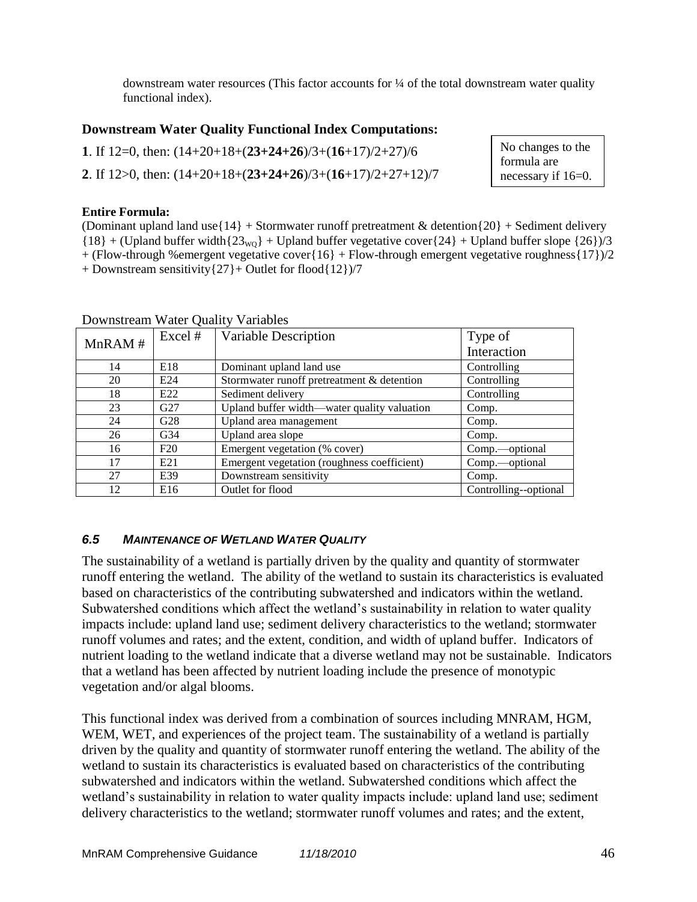downstream water resources (This factor accounts for ¼ of the total downstream water quality functional index).

### Downstream Water Quality Functional Index Computations:

**1**. If 12=0, then: (14+20+18+(**23+24+26**)/3+(**16**+17)/2+27)/6

**2**. If 12>0, then: (14+20+18+(**23+24+26**)/3+(**16**+17)/2+27+12)/7

No changes to the formula are necessary if 16=0.

**Entire Formula:**

(Dominant upland land use{14} + Stormwater runoff pretreatment & detention{20} + Sediment delivery {18} + (Upland buffer width{$23_{WQ}$} + Upland buffer vegetative cover{24} + Upland buffer slope {26})/3 + (Flow-through %emergent vegetative cover{16} + Flow-through emergent vegetative roughness{17})/2 + Downstream sensitivity{27}+ Outlet for flood{12})/7

Downstream Water Quality Variables

| MnRAM # | Excel # | Variable Description | Type of Interaction |
|---|---|---|---|
| 14 | E18 | Dominant upland land use | Controlling |
| 20 | E24 | Stormwater runoff pretreatment & detention | Controlling |
| 18 | E22 | Sediment delivery | Controlling |
| 23 | G27 | Upland buffer width—water quality valuation | Comp. |
| 24 | G28 | Upland area management | Comp. |
| 26 | G34 | Upland area slope | Comp. |
| 16 | F20 | Emergent vegetation (% cover) | Comp.—optional |
| 17 | E21 | Emergent vegetation (roughness coefficient) | Comp.—optional |
| 27 | E39 | Downstream sensitivity | Comp. |
| 12 | E16 | Outlet for flood | Controlling--optional |

### *6.5 MAINTENANCE OF WETLAND WATER QUALITY*

The sustainability of a wetland is partially driven by the quality and quantity of stormwater runoff entering the wetland. The ability of the wetland to sustain its characteristics is evaluated based on characteristics of the contributing subwatershed and indicators within the wetland. Subwatershed conditions which affect the wetland's sustainability in relation to water quality impacts include: upland land use; sediment delivery characteristics to the wetland; stormwater runoff volumes and rates; and the extent, condition, and width of upland buffer. Indicators of nutrient loading to the wetland indicate that a diverse wetland may not be sustainable. Indicators that a wetland has been affected by nutrient loading include the presence of monotypic vegetation and/or algal blooms.

This functional index was derived from a combination of sources including MNRAM, HGM, WEM, WET, and experiences of the project team. The sustainability of a wetland is partially driven by the quality and quantity of stormwater runoff entering the wetland. The ability of the wetland to sustain its characteristics is evaluated based on characteristics of the contributing subwatershed and indicators within the wetland. Subwatershed conditions which affect the wetland's sustainability in relation to water quality impacts include: upland land use; sediment delivery characteristics to the wetland; stormwater runoff volumes and rates; and the extent,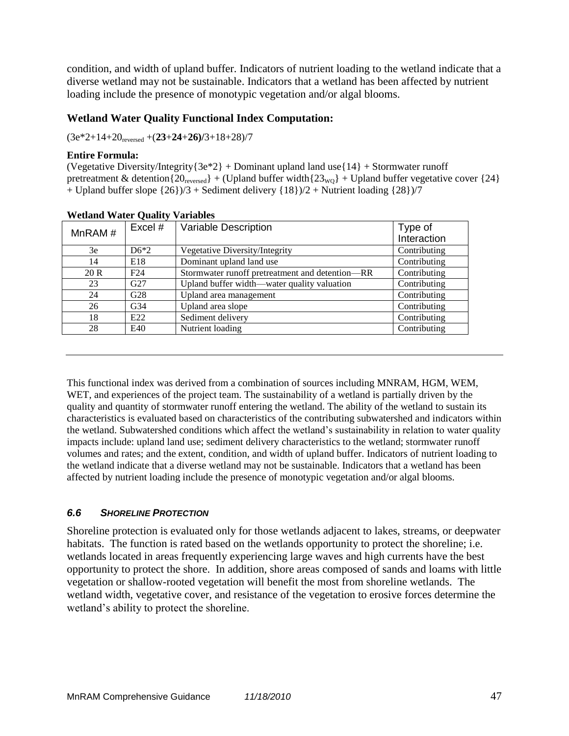condition, and width of upland buffer. Indicators of nutrient loading to the wetland indicate that a diverse wetland may not be sustainable. Indicators that a wetland has been affected by nutrient loading include the presence of monotypic vegetation and/or algal blooms.

### Wetland Water Quality Functional Index Computation:

(3e*2+14+$20_{reversed}$ +(**23**+**24**+**26)/**3+18+28)/7

**Entire Formula:**
(Vegetative Diversity/Integrity{3e*2} + Dominant upland land use{14} + Stormwater runoff pretreatment & detention{$20_{reversed}$} + (Upland buffer width{$23_{WQ}$} + Upland buffer vegetative cover {24} + Upland buffer slope {26})/3 + Sediment delivery {18})/2 + Nutrient loading {28})/7

**Wetland Water Quality Variables**

| MnRAM # | Excel # | Variable Description | Type of Interaction |
|---|---|---|---|
| 3e | D6*2 | Vegetative Diversity/Integrity | Contributing |
| 14 | E18 | Dominant upland land use | Contributing |
| 20 R | F24 | Stormwater runoff pretreatment and detention—RR | Contributing |
| 23 | G27 | Upland buffer width—water quality valuation | Contributing |
| 24 | G28 | Upland area management | Contributing |
| 26 | G34 | Upland area slope | Contributing |
| 18 | E22 | Sediment delivery | Contributing |
| 28 | E40 | Nutrient loading | Contributing |

---

This functional index was derived from a combination of sources including MNRAM, HGM, WEM, WET, and experiences of the project team. The sustainability of a wetland is partially driven by the quality and quantity of stormwater runoff entering the wetland. The ability of the wetland to sustain its characteristics is evaluated based on characteristics of the contributing subwatershed and indicators within the wetland. Subwatershed conditions which affect the wetland's sustainability in relation to water quality impacts include: upland land use; sediment delivery characteristics to the wetland; stormwater runoff volumes and rates; and the extent, condition, and width of upland buffer. Indicators of nutrient loading to the wetland indicate that a diverse wetland may not be sustainable. Indicators that a wetland has been affected by nutrient loading include the presence of monotypic vegetation and/or algal blooms.

## *6.6 SHORELINE PROTECTION*

Shoreline protection is evaluated only for those wetlands adjacent to lakes, streams, or deepwater habitats. The function is rated based on the wetlands opportunity to protect the shoreline; i.e. wetlands located in areas frequently experiencing large waves and high currents have the best opportunity to protect the shore. In addition, shore areas composed of sands and loams with little vegetation or shallow-rooted vegetation will benefit the most from shoreline wetlands. The wetland width, vegetative cover, and resistance of the vegetation to erosive forces determine the wetland's ability to protect the shoreline.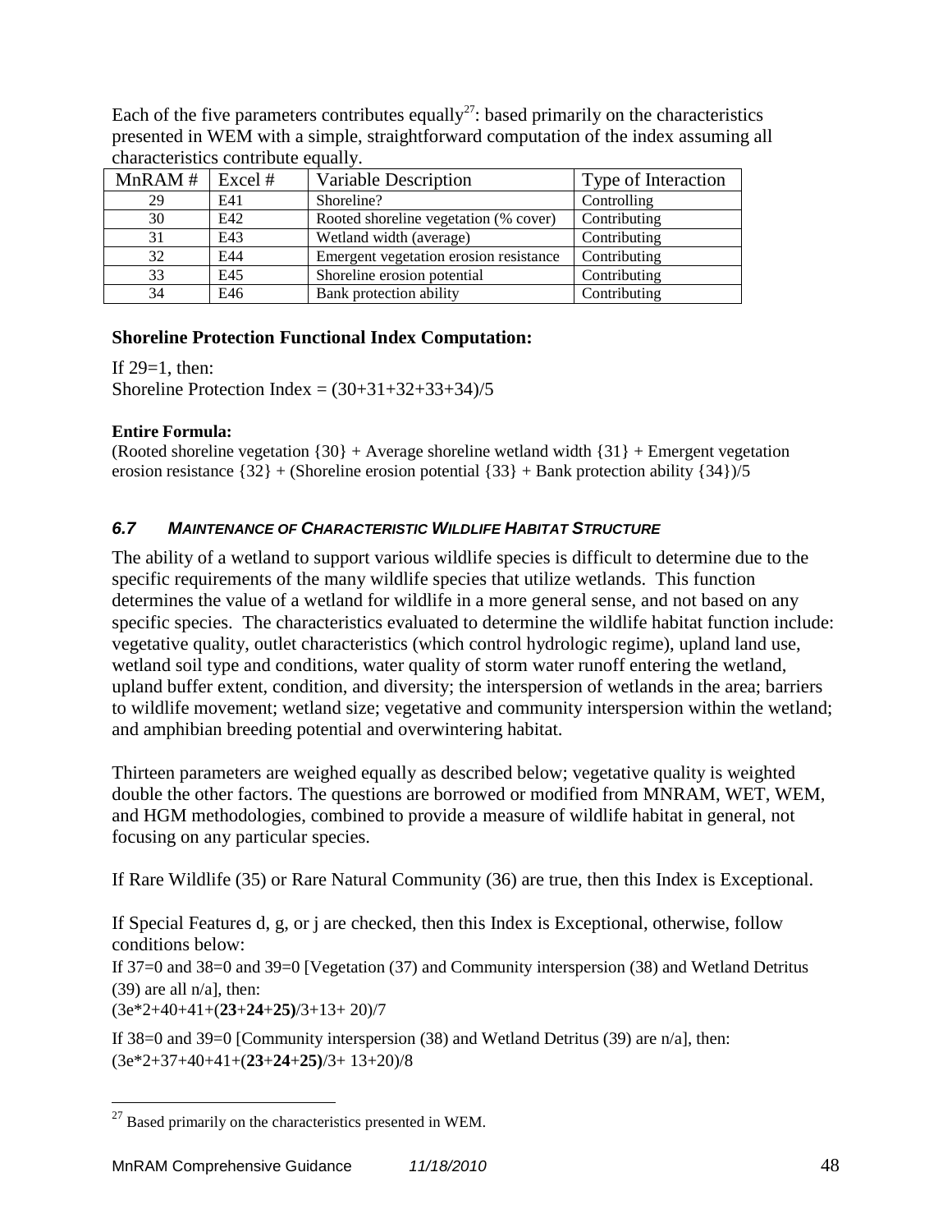Each of the five parameters contributes equally[27]: based primarily on the characteristics presented in WEM with a simple, straightforward computation of the index assuming all characteristics contribute equally.

| MnRAM # | Excel # | Variable Description | Type of Interaction |
|---|---|---|---|
| 29 | E41 | Shoreline? | Controlling |
| 30 | E42 | Rooted shoreline vegetation (% cover) | Contributing |
| 31 | E43 | Wetland width (average) | Contributing |
| 32 | E44 | Emergent vegetation erosion resistance | Contributing |
| 33 | E45 | Shoreline erosion potential | Contributing |
| 34 | E46 | Bank protection ability | Contributing |

**Shoreline Protection Functional Index Computation:**

If 29=1, then:
Shoreline Protection Index = (30+31+32+33+34)/5

**Entire Formula:**

(Rooted shoreline vegetation {30} + Average shoreline wetland width {31} + Emergent vegetation erosion resistance {32} + (Shoreline erosion potential {33} + Bank protection ability {34})/5

### *6.7 MAINTENANCE OF CHARACTERISTIC WILDLIFE HABITAT STRUCTURE*

The ability of a wetland to support various wildlife species is difficult to determine due to the specific requirements of the many wildlife species that utilize wetlands. This function determines the value of a wetland for wildlife in a more general sense, and not based on any specific species. The characteristics evaluated to determine the wildlife habitat function include: vegetative quality, outlet characteristics (which control hydrologic regime), upland land use, wetland soil type and conditions, water quality of storm water runoff entering the wetland, upland buffer extent, condition, and diversity; the interspersion of wetlands in the area; barriers to wildlife movement; wetland size; vegetative and community interspersion within the wetland; and amphibian breeding potential and overwintering habitat.

Thirteen parameters are weighed equally as described below; vegetative quality is weighted double the other factors. The questions are borrowed or modified from MNRAM, WET, WEM, and HGM methodologies, combined to provide a measure of wildlife habitat in general, not focusing on any particular species.

If Rare Wildlife (35) or Rare Natural Community (36) are true, then this Index is Exceptional.

If Special Features d, g, or j are checked, then this Index is Exceptional, otherwise, follow conditions below:

If 37=0 and 38=0 and 39=0 [Vegetation (37) and Community interspersion (38) and Wetland Detritus (39) are all n/a], then:
(3e*2+40+41+(**23**+**24**+**25)**/3+13+ 20)/7

If 38=0 and 39=0 [Community interspersion (38) and Wetland Detritus (39) are n/a], then:
(3e*2+37+40+41+(**23**+**24**+**25)**/3+ 13+20)/8

[27] Based primarily on the characteristics presented in WEM.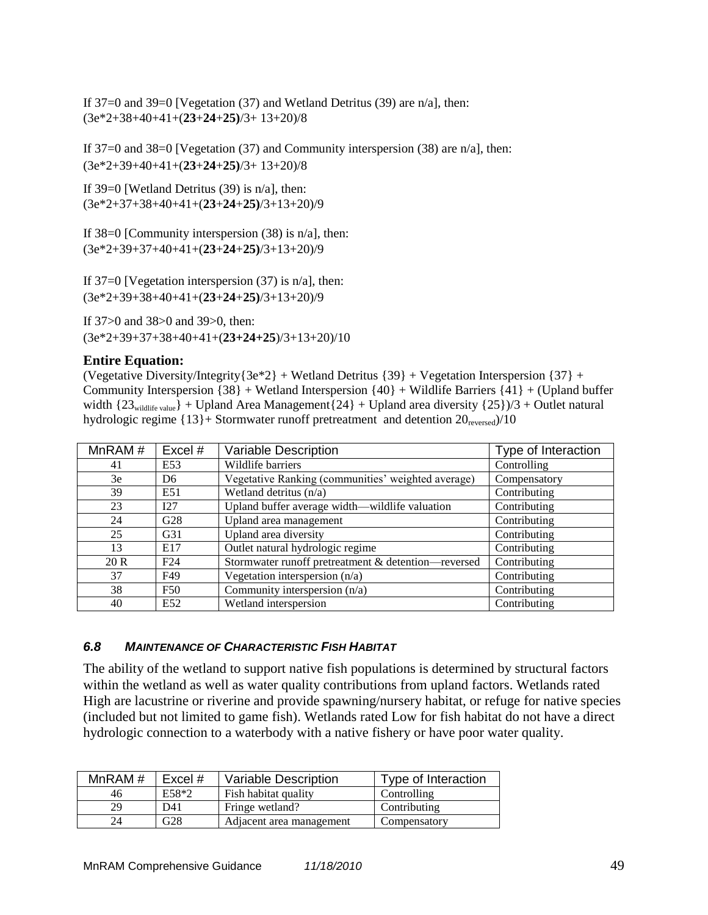If 37=0 and 39=0 [Vegetation (37) and Wetland Detritus (39) are n/a], then:
(3e*2+38+40+41+(**23**+**24**+**25)**/3+ 13+20)/8

If 37=0 and 38=0 [Vegetation (37) and Community interspersion (38) are n/a], then:
(3e*2+39+40+41+(**23**+**24**+**25)**/3+ 13+20)/8

If 39=0 [Wetland Detritus (39) is n/a], then:
(3e*2+37+38+40+41+(**23**+**24**+**25)**/3+13+20)/9

If 38=0 [Community interspersion (38) is n/a], then:
(3e*2+39+37+40+41+(**23**+**24**+**25)**/3+13+20)/9

If 37=0 [Vegetation interspersion (37) is n/a], then:
(3e*2+39+38+40+41+(**23**+**24**+**25)**/3+13+20)/9

If 37>0 and 38>0 and 39>0, then:
(3e*2+39+37+38+40+41+(**23+24+25**)/3+13+20)/10

**Entire Equation:**
(Vegetative Diversity/Integrity{3e*2} + Wetland Detritus {39} + Vegetation Interspersion {37} + Community Interspersion {38} + Wetland Interspersion {40} + Wildlife Barriers {41} + (Upland buffer width $\{23_{\text{wildlife value}}\}$ + Upland Area Management{24} + Upland area diversity {25})/3 + Outlet natural hydrologic regime {13}+ Stormwater runoff pretreatment and detention $20_{\text{reversed}}$)/10

| MnRAM # | Excel # | Variable Description | Type of Interaction |
|---|---|---|---|
| 41 | E53 | Wildlife barriers | Controlling |
| 3e | D6 | Vegetative Ranking (communities' weighted average) | Compensatory |
| 39 | E51 | Wetland detritus (n/a) | Contributing |
| 23 | I27 | Upland buffer average width—wildlife valuation | Contributing |
| 24 | G28 | Upland area management | Contributing |
| 25 | G31 | Upland area diversity | Contributing |
| 13 | E17 | Outlet natural hydrologic regime | Contributing |
| 20 R | F24 | Stormwater runoff pretreatment & detention—reversed | Contributing |
| 37 | F49 | Vegetation interspersion (n/a) | Contributing |
| 38 | F50 | Community interspersion (n/a) | Contributing |
| 40 | E52 | Wetland interspersion | Contributing |

### *6.8 MAINTENANCE OF CHARACTERISTIC FISH HABITAT*

The ability of the wetland to support native fish populations is determined by structural factors within the wetland as well as water quality contributions from upland factors. Wetlands rated High are lacustrine or riverine and provide spawning/nursery habitat, or refuge for native species (included but not limited to game fish). Wetlands rated Low for fish habitat do not have a direct hydrologic connection to a waterbody with a native fishery or have poor water quality.

| MnRAM # | Excel # | Variable Description | Type of Interaction |
|---|---|---|---|
| 46 | E58*2 | Fish habitat quality | Controlling |
| 29 | D41 | Fringe wetland? | Contributing |
| 24 | G28 | Adjacent area management | Compensatory |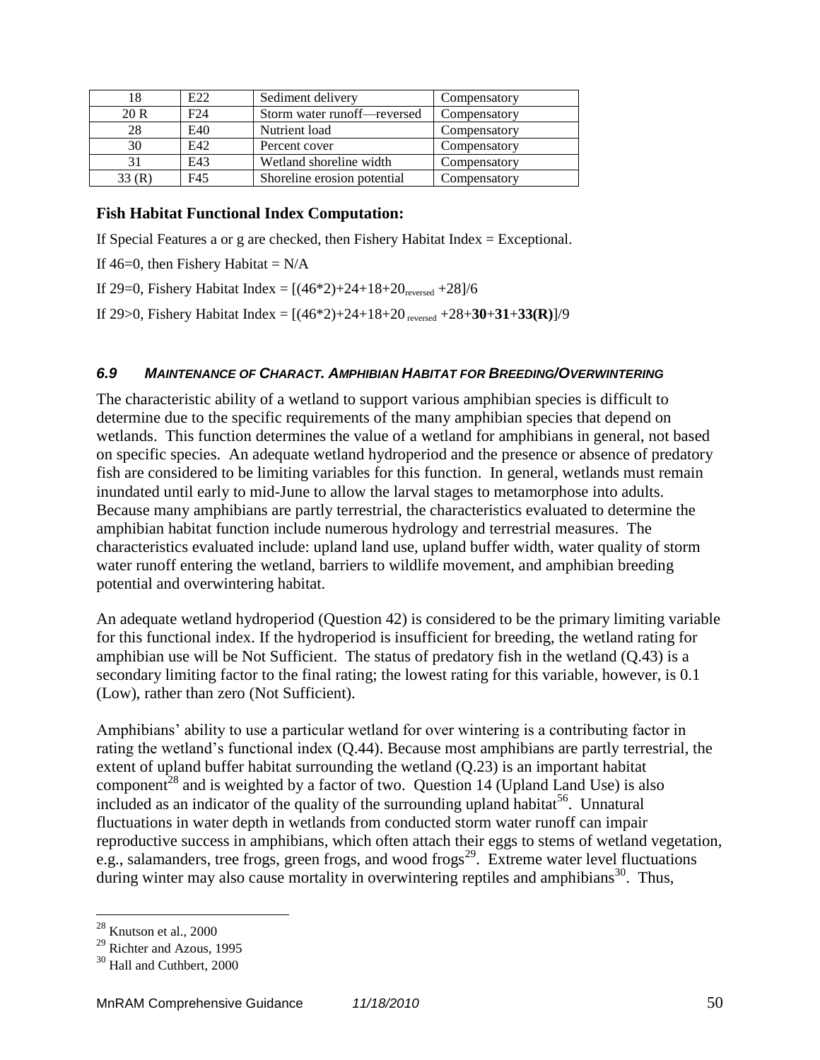| 18 | E22 | Sediment delivery | Compensatory |
|---|---|---|---|
| 20 R | F24 | Storm water runoff—reversed | Compensatory |
| 28 | E40 | Nutrient load | Compensatory |
| 30 | E42 | Percent cover | Compensatory |
| 31 | E43 | Wetland shoreline width | Compensatory |
| 33 (R) | F45 | Shoreline erosion potential | Compensatory |

**Fish Habitat Functional Index Computation:**

If Special Features a or g are checked, then Fishery Habitat Index = Exceptional.

If 46=0, then Fishery Habitat = N/A

If 29=0, Fishery Habitat Index = $[(46*2)+24+18+20_{reversed}+28]/6$

If 29>0, Fishery Habitat Index = $[(46*2)+24+18+20_{reversed}+28+\mathbf{30}+\mathbf{31}+\mathbf{33(R)}]/9$

### *6.9 MAINTENANCE OF CHARACT. AMPHIBIAN HABITAT FOR BREEDING/OVERWINTERING*

The characteristic ability of a wetland to support various amphibian species is difficult to determine due to the specific requirements of the many amphibian species that depend on wetlands. This function determines the value of a wetland for amphibians in general, not based on specific species. An adequate wetland hydroperiod and the presence or absence of predatory fish are considered to be limiting variables for this function. In general, wetlands must remain inundated until early to mid-June to allow the larval stages to metamorphose into adults. Because many amphibians are partly terrestrial, the characteristics evaluated to determine the amphibian habitat function include numerous hydrology and terrestrial measures. The characteristics evaluated include: upland land use, upland buffer width, water quality of storm water runoff entering the wetland, barriers to wildlife movement, and amphibian breeding potential and overwintering habitat.

An adequate wetland hydroperiod (Question 42) is considered to be the primary limiting variable for this functional index. If the hydroperiod is insufficient for breeding, the wetland rating for amphibian use will be Not Sufficient. The status of predatory fish in the wetland (Q.43) is a secondary limiting factor to the final rating; the lowest rating for this variable, however, is 0.1 (Low), rather than zero (Not Sufficient).

Amphibians' ability to use a particular wetland for over wintering is a contributing factor in rating the wetland's functional index (Q.44). Because most amphibians are partly terrestrial, the extent of upland buffer habitat surrounding the wetland (Q.23) is an important habitat component[28] and is weighted by a factor of two. Question 14 (Upland Land Use) is also included as an indicator of the quality of the surrounding upland habitat[56]. Unnatural fluctuations in water depth in wetlands from conducted storm water runoff can impair reproductive success in amphibians, which often attach their eggs to stems of wetland vegetation, e.g., salamanders, tree frogs, green frogs, and wood frogs[29]. Extreme water level fluctuations during winter may also cause mortality in overwintering reptiles and amphibians[30]. Thus,

[28] Knutson et al., 2000

[29] Richter and Azous, 1995

[30] Hall and Cuthbert, 2000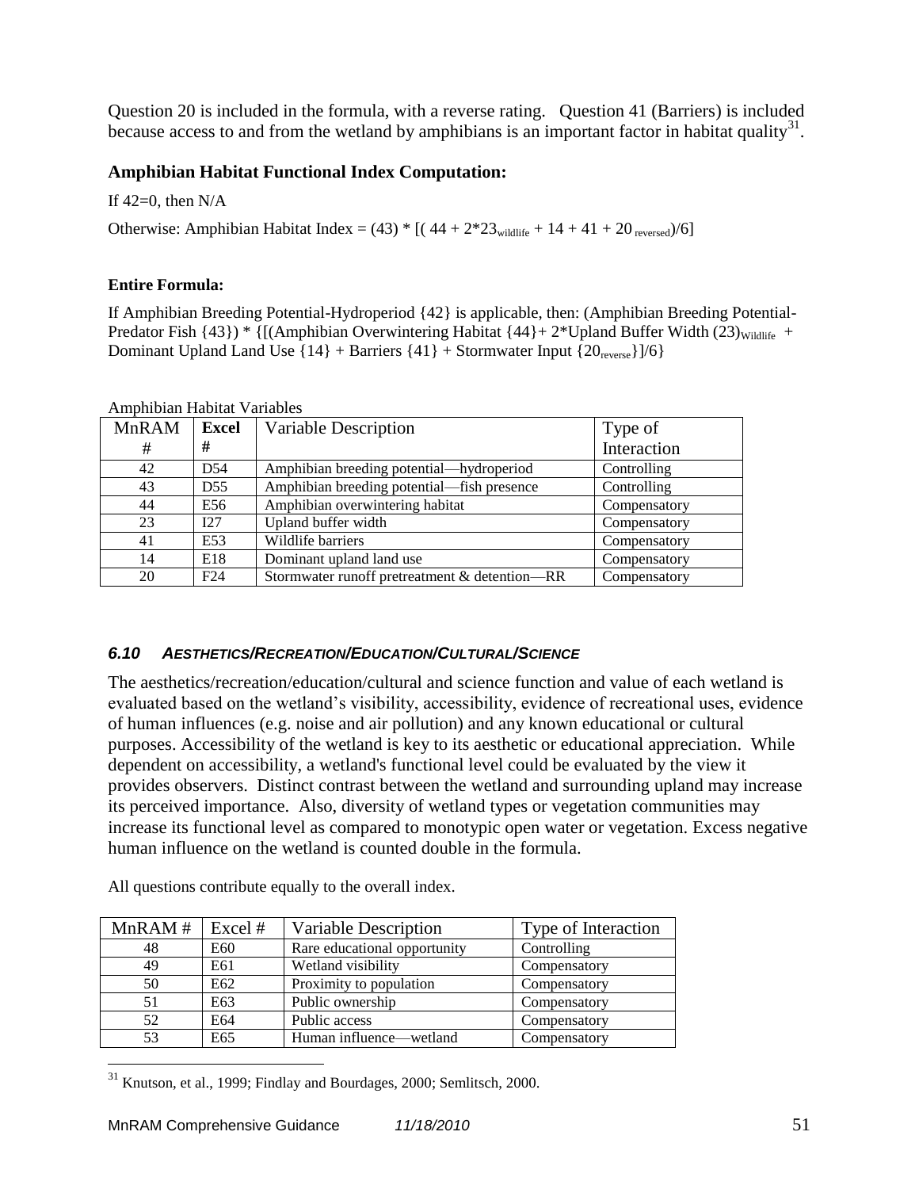Question 20 is included in the formula, with a reverse rating. Question 41 (Barriers) is included because access to and from the wetland by amphibians is an important factor in habitat quality[31].

### Amphibian Habitat Functional Index Computation:

If 42=0, then N/A

Otherwise: Amphibian Habitat Index = $(43) * [(44 + 2*23_{wildlife} + 14 + 41 + 20_{reversed})/6]$

#### Entire Formula:

If Amphibian Breeding Potential-Hydroperiod {42} is applicable, then: (Amphibian Breeding Potential-Predator Fish {43}) * {[(Amphibian Overwintering Habitat {44}+ 2*Upland Buffer Width $(23)_{Wildlife}$ + Dominant Upland Land Use {14} + Barriers {41} + Stormwater Input $\{20_{reverse}\}$]/6}

Amphibian Habitat Variables

| MnRAM # | Excel # | Variable Description | Type of Interaction |
|---|---|---|---|
| 42 | D54 | Amphibian breeding potential—hydroperiod | Controlling |
| 43 | D55 | Amphibian breeding potential—fish presence | Controlling |
| 44 | E56 | Amphibian overwintering habitat | Compensatory |
| 23 | I27 | Upland buffer width | Compensatory |
| 41 | E53 | Wildlife barriers | Compensatory |
| 14 | E18 | Dominant upland land use | Compensatory |
| 20 | F24 | Stormwater runoff pretreatment & detention—RR | Compensatory |

### *6.10 AESTHETICS/RECREATION/EDUCATION/CULTURAL/SCIENCE*

The aesthetics/recreation/education/cultural and science function and value of each wetland is evaluated based on the wetland's visibility, accessibility, evidence of recreational uses, evidence of human influences (e.g. noise and air pollution) and any known educational or cultural purposes. Accessibility of the wetland is key to its aesthetic or educational appreciation. While dependent on accessibility, a wetland's functional level could be evaluated by the view it provides observers. Distinct contrast between the wetland and surrounding upland may increase its perceived importance. Also, diversity of wetland types or vegetation communities may increase its functional level as compared to monotypic open water or vegetation. Excess negative human influence on the wetland is counted double in the formula.

All questions contribute equally to the overall index.

| MnRAM # | Excel # | Variable Description | Type of Interaction |
|---|---|---|---|
| 48 | E60 | Rare educational opportunity | Controlling |
| 49 | E61 | Wetland visibility | Compensatory |
| 50 | E62 | Proximity to population | Compensatory |
| 51 | E63 | Public ownership | Compensatory |
| 52 | E64 | Public access | Compensatory |
| 53 | E65 | Human influence—wetland | Compensatory |

[31] Knutson, et al., 1999; Findlay and Bourdages, 2000; Semlitsch, 2000.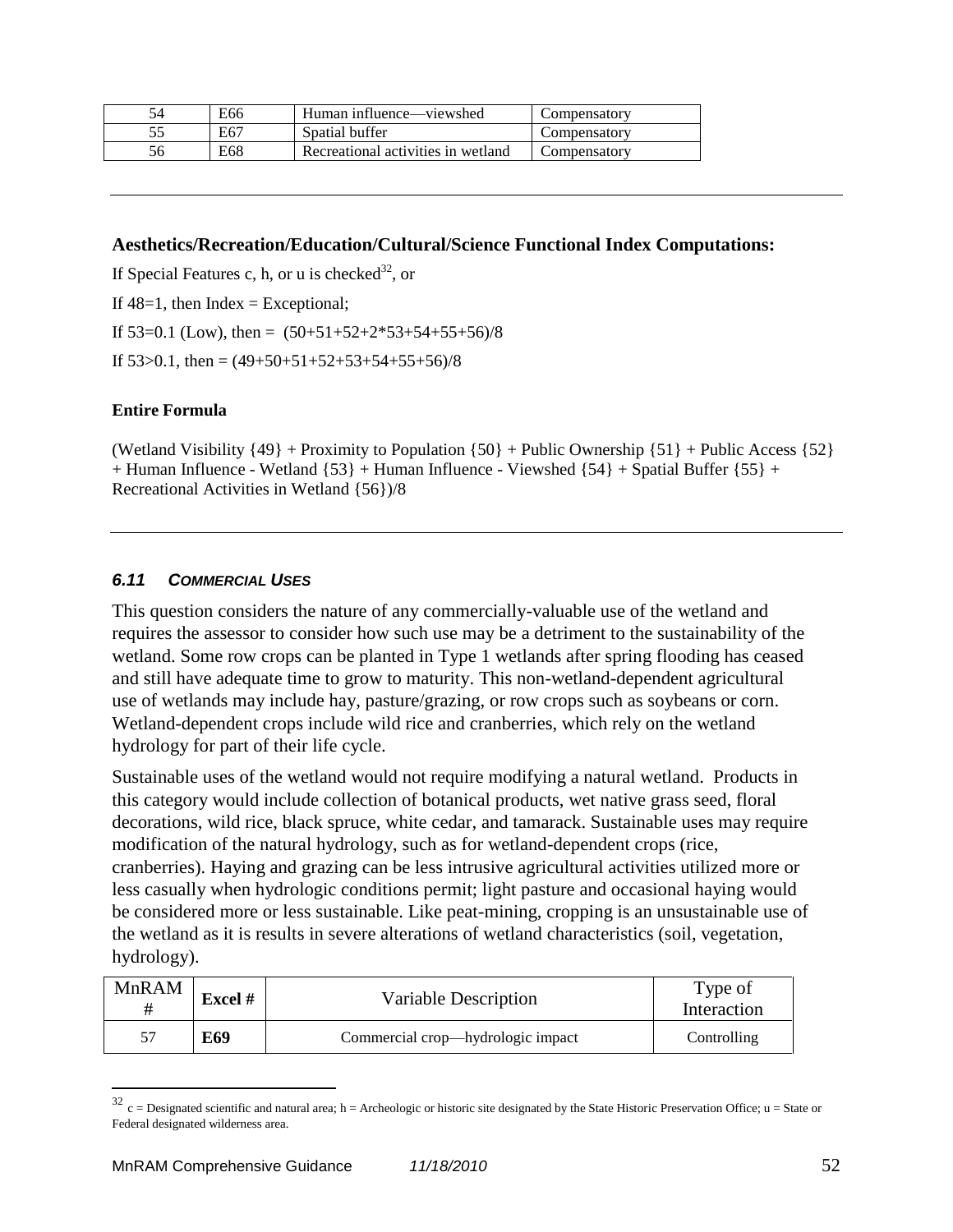| 54 | E66 | Human influence—viewshed | Compensatory |
|---|---|---|---|
| 55 | E67 | Spatial buffer | Compensatory |
| 56 | E68 | Recreational activities in wetland | Compensatory |

---

**Aesthetics/Recreation/Education/Cultural/Science Functional Index Computations:**

If Special Features c, h, or u is checked[32], or

If 48=1, then Index = Exceptional;

If 53=0.1 (Low), then = (50+51+52+2*53+54+55+56)/8

If 53>0.1, then = (49+50+51+52+53+54+55+56)/8

**Entire Formula**

(Wetland Visibility {49} + Proximity to Population {50} + Public Ownership {51} + Public Access {52} + Human Influence - Wetland {53} + Human Influence - Viewshed {54} + Spatial Buffer {55} + Recreational Activities in Wetland {56})/8

---

### *6.11 COMMERCIAL USES*

This question considers the nature of any commercially-valuable use of the wetland and requires the assessor to consider how such use may be a detriment to the sustainability of the wetland. Some row crops can be planted in Type 1 wetlands after spring flooding has ceased and still have adequate time to grow to maturity. This non-wetland-dependent agricultural use of wetlands may include hay, pasture/grazing, or row crops such as soybeans or corn. Wetland-dependent crops include wild rice and cranberries, which rely on the wetland hydrology for part of their life cycle.

Sustainable uses of the wetland would not require modifying a natural wetland. Products in this category would include collection of botanical products, wet native grass seed, floral decorations, wild rice, black spruce, white cedar, and tamarack. Sustainable uses may require modification of the natural hydrology, such as for wetland-dependent crops (rice, cranberries). Haying and grazing can be less intrusive agricultural activities utilized more or less casually when hydrologic conditions permit; light pasture and occasional haying would be considered more or less sustainable. Like peat-mining, cropping is an unsustainable use of the wetland as it is results in severe alterations of wetland characteristics (soil, vegetation, hydrology).

| MnRAM # | Excel # | Variable Description | Type of Interaction |
|---|---|---|---|
| 57 | **E69** | Commercial crop—hydrologic impact | Controlling |

[32] c = Designated scientific and natural area; h = Archeologic or historic site designated by the State Historic Preservation Office; u = State or Federal designated wilderness area.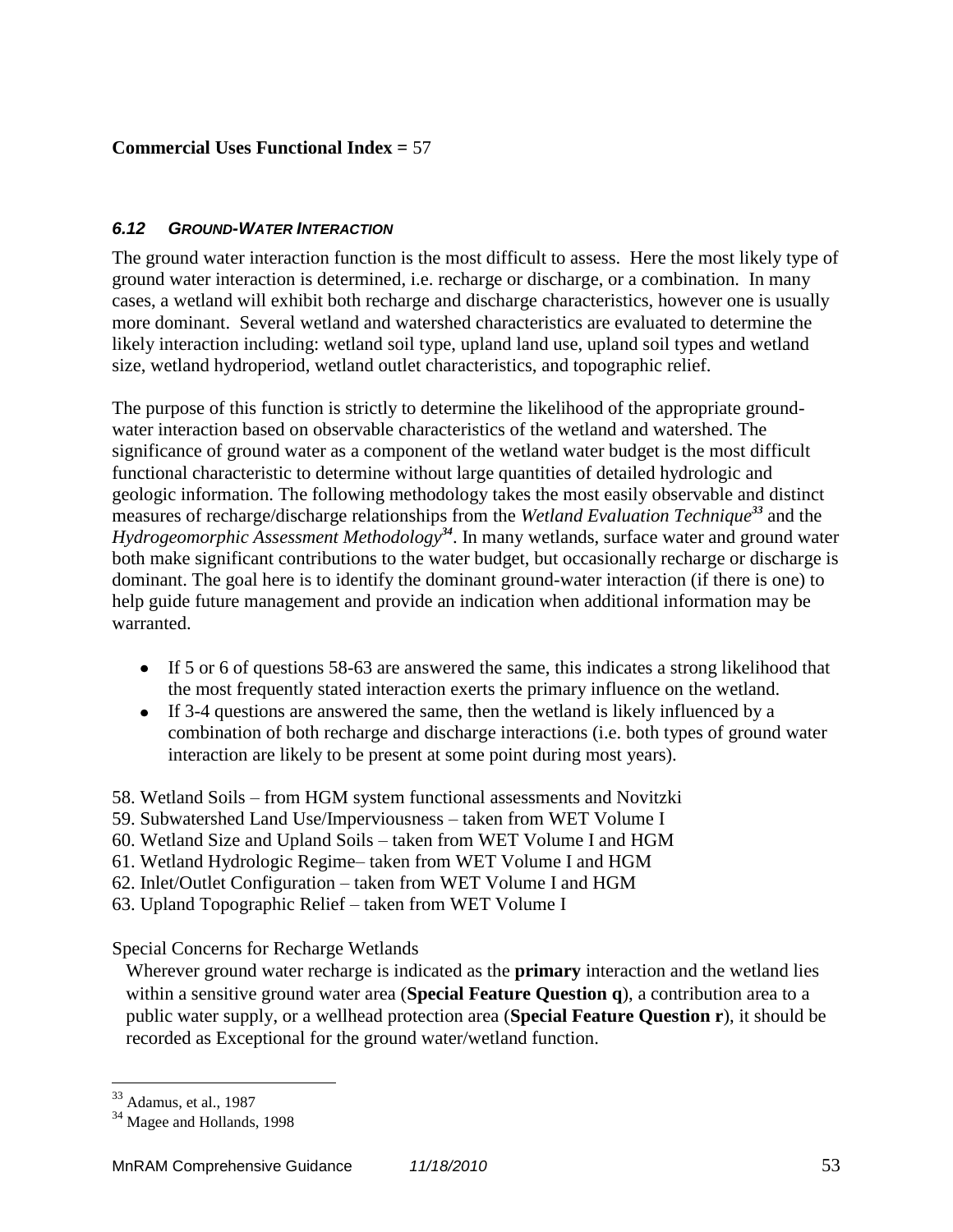**Commercial Uses Functional Index =** 57

### *6.12 GROUND-WATER INTERACTION*

The ground water interaction function is the most difficult to assess. Here the most likely type of ground water interaction is determined, i.e. recharge or discharge, or a combination. In many cases, a wetland will exhibit both recharge and discharge characteristics, however one is usually more dominant. Several wetland and watershed characteristics are evaluated to determine the likely interaction including: wetland soil type, upland land use, upland soil types and wetland size, wetland hydroperiod, wetland outlet characteristics, and topographic relief.

The purpose of this function is strictly to determine the likelihood of the appropriate ground-water interaction based on observable characteristics of the wetland and watershed. The significance of ground water as a component of the wetland water budget is the most difficult functional characteristic to determine without large quantities of detailed hydrologic and geologic information. The following methodology takes the most easily observable and distinct measures of recharge/discharge relationships from the *Wetland Evaluation Technique*[33] and the *Hydrogeomorphic Assessment Methodology*[34]. In many wetlands, surface water and ground water both make significant contributions to the water budget, but occasionally recharge or discharge is dominant. The goal here is to identify the dominant ground-water interaction (if there is one) to help guide future management and provide an indication when additional information may be warranted.

- If 5 or 6 of questions 58-63 are answered the same, this indicates a strong likelihood that the most frequently stated interaction exerts the primary influence on the wetland.
- If 3-4 questions are answered the same, then the wetland is likely influenced by a combination of both recharge and discharge interactions (i.e. both types of ground water interaction are likely to be present at some point during most years).

58. Wetland Soils – from HGM system functional assessments and Novitzki
59. Subwatershed Land Use/Imperviousness – taken from WET Volume I
60. Wetland Size and Upland Soils – taken from WET Volume I and HGM
61. Wetland Hydrologic Regime– taken from WET Volume I and HGM
62. Inlet/Outlet Configuration – taken from WET Volume I and HGM
63. Upland Topographic Relief – taken from WET Volume I

Special Concerns for Recharge Wetlands

Wherever ground water recharge is indicated as the **primary** interaction and the wetland lies within a sensitive ground water area (**Special Feature Question q**), a contribution area to a public water supply, or a wellhead protection area (**Special Feature Question r**), it should be recorded as Exceptional for the ground water/wetland function.

---

[33] Adamus, et al., 1987

[34] Magee and Hollands, 1998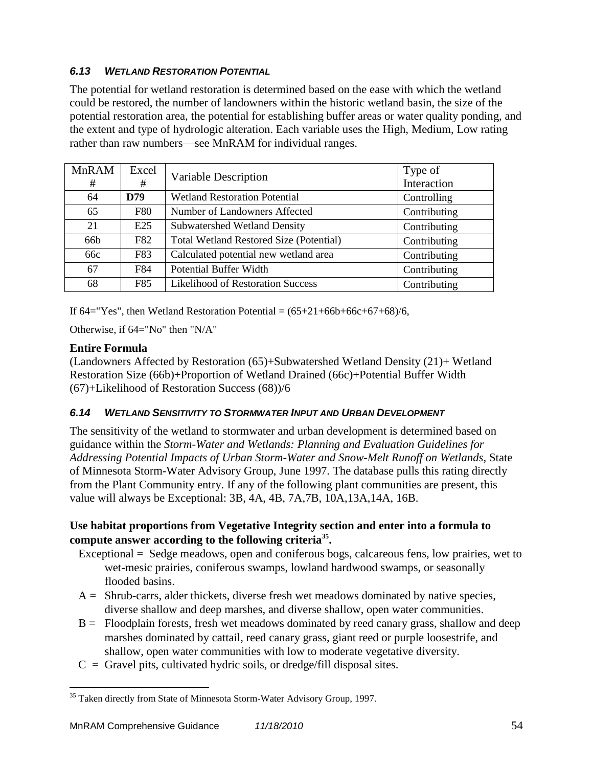### *6.13 WETLAND RESTORATION POTENTIAL*

The potential for wetland restoration is determined based on the ease with which the wetland could be restored, the number of landowners within the historic wetland basin, the size of the potential restoration area, the potential for establishing buffer areas or water quality ponding, and the extent and type of hydrologic alteration. Each variable uses the High, Medium, Low rating rather than raw numbers—see MnRAM for individual ranges.

| MnRAM # | Excel # | Variable Description | Type of Interaction |
|---|---|---|---|
| 64 | **D79** | Wetland Restoration Potential | Controlling |
| 65 | F80 | Number of Landowners Affected | Contributing |
| 21 | E25 | Subwatershed Wetland Density | Contributing |
| 66b | F82 | Total Wetland Restored Size (Potential) | Contributing |
| 66c | F83 | Calculated potential new wetland area | Contributing |
| 67 | F84 | Potential Buffer Width | Contributing |
| 68 | F85 | Likelihood of Restoration Success | Contributing |

If 64="Yes", then Wetland Restoration Potential = (65+21+66b+66c+67+68)/6,

Otherwise, if 64="No" then "N/A"

**Entire Formula**

(Landowners Affected by Restoration (65)+Subwatershed Wetland Density (21)+ Wetland Restoration Size (66b)+Proportion of Wetland Drained (66c)+Potential Buffer Width (67)+Likelihood of Restoration Success (68))/6

### *6.14 WETLAND SENSITIVITY TO STORMWATER INPUT AND URBAN DEVELOPMENT*

The sensitivity of the wetland to stormwater and urban development is determined based on guidance within the *Storm-Water and Wetlands: Planning and Evaluation Guidelines for Addressing Potential Impacts of Urban Storm-Water and Snow-Melt Runoff on Wetlands*, State of Minnesota Storm-Water Advisory Group, June 1997. The database pulls this rating directly from the Plant Community entry. If any of the following plant communities are present, this value will always be Exceptional: 3B, 4A, 4B, 7A,7B, 10A,13A,14A, 16B.

**Use habitat proportions from Vegetative Integrity section and enter into a formula to compute answer according to the following criteria[35].**

Exceptional = Sedge meadows, open and coniferous bogs, calcareous fens, low prairies, wet to wet-mesic prairies, coniferous swamps, lowland hardwood swamps, or seasonally flooded basins.

A = Shrub-carrs, alder thickets, diverse fresh wet meadows dominated by native species, diverse shallow and deep marshes, and diverse shallow, open water communities.

B = Floodplain forests, fresh wet meadows dominated by reed canary grass, shallow and deep marshes dominated by cattail, reed canary grass, giant reed or purple loosestrife, and shallow, open water communities with low to moderate vegetative diversity.

C = Gravel pits, cultivated hydric soils, or dredge/fill disposal sites.

[35] Taken directly from State of Minnesota Storm-Water Advisory Group, 1997.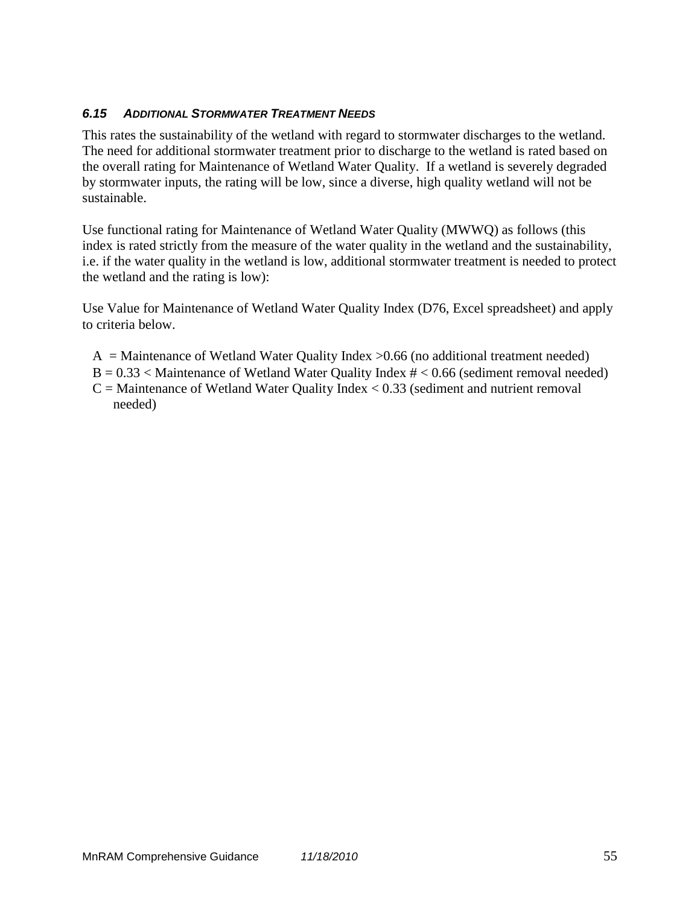### *6.15 Additional Stormwater Treatment Needs*

This rates the sustainability of the wetland with regard to stormwater discharges to the wetland. The need for additional stormwater treatment prior to discharge to the wetland is rated based on the overall rating for Maintenance of Wetland Water Quality. If a wetland is severely degraded by stormwater inputs, the rating will be low, since a diverse, high quality wetland will not be sustainable.

Use functional rating for Maintenance of Wetland Water Quality (MWWQ) as follows (this index is rated strictly from the measure of the water quality in the wetland and the sustainability, i.e. if the water quality in the wetland is low, additional stormwater treatment is needed to protect the wetland and the rating is low):

Use Value for Maintenance of Wetland Water Quality Index (D76, Excel spreadsheet) and apply to criteria below.

- A = Maintenance of Wetland Water Quality Index >0.66 (no additional treatment needed)
- B = 0.33 < Maintenance of Wetland Water Quality Index # < 0.66 (sediment removal needed)
- C = Maintenance of Wetland Water Quality Index < 0.33 (sediment and nutrient removal needed)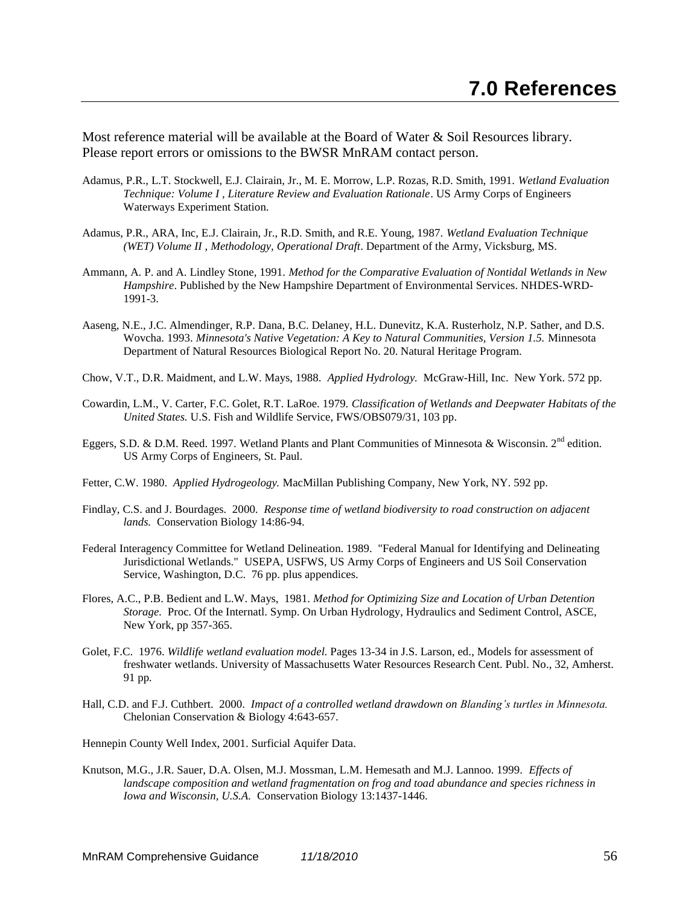# 7.0 References

Most reference material will be available at the Board of Water & Soil Resources library. Please report errors or omissions to the BWSR MnRAM contact person.

Adamus, P.R., L.T. Stockwell, E.J. Clairain, Jr., M. E. Morrow, L.P. Rozas, R.D. Smith, 1991. *Wetland Evaluation Technique: Volume I , Literature Review and Evaluation Rationale*. US Army Corps of Engineers Waterways Experiment Station.

Adamus, P.R., ARA, Inc, E.J. Clairain, Jr., R.D. Smith, and R.E. Young, 1987. *Wetland Evaluation Technique (WET) Volume II , Methodology, Operational Draft*. Department of the Army, Vicksburg, MS.

Ammann, A. P. and A. Lindley Stone, 1991. *Method for the Comparative Evaluation of Nontidal Wetlands in New Hampshire*. Published by the New Hampshire Department of Environmental Services. NHDES-WRD-1991-3.

Aaseng, N.E., J.C. Almendinger, R.P. Dana, B.C. Delaney, H.L. Dunevitz, K.A. Rusterholz, N.P. Sather, and D.S. Wovcha. 1993. *Minnesota's Native Vegetation: A Key to Natural Communities, Version 1.5.* Minnesota Department of Natural Resources Biological Report No. 20. Natural Heritage Program.

Chow, V.T., D.R. Maidment, and L.W. Mays, 1988. *Applied Hydrology.* McGraw-Hill, Inc. New York. 572 pp.

Cowardin, L.M., V. Carter, F.C. Golet, R.T. LaRoe. 1979. *Classification of Wetlands and Deepwater Habitats of the United States.* U.S. Fish and Wildlife Service, FWS/OBS079/31, 103 pp.

Eggers, S.D. & D.M. Reed. 1997. Wetland Plants and Plant Communities of Minnesota & Wisconsin. 2nd edition. US Army Corps of Engineers, St. Paul.

Fetter, C.W. 1980. *Applied Hydrogeology.* MacMillan Publishing Company, New York, NY. 592 pp.

Findlay, C.S. and J. Bourdages. 2000. *Response time of wetland biodiversity to road construction on adjacent lands.* Conservation Biology 14:86-94.

Federal Interagency Committee for Wetland Delineation. 1989. "Federal Manual for Identifying and Delineating Jurisdictional Wetlands." USEPA, USFWS, US Army Corps of Engineers and US Soil Conservation Service, Washington, D.C. 76 pp. plus appendices.

Flores, A.C., P.B. Bedient and L.W. Mays, 1981. *Method for Optimizing Size and Location of Urban Detention Storage.* Proc. Of the Internatl. Symp. On Urban Hydrology, Hydraulics and Sediment Control, ASCE, New York, pp 357-365.

Golet, F.C. 1976. *Wildlife wetland evaluation model.* Pages 13-34 in J.S. Larson, ed., Models for assessment of freshwater wetlands. University of Massachusetts Water Resources Research Cent. Publ. No., 32, Amherst. 91 pp.

Hall, C.D. and F.J. Cuthbert. 2000. *Impact of a controlled wetland drawdown on Blanding's turtles in Minnesota.* Chelonian Conservation & Biology 4:643-657.

Hennepin County Well Index, 2001. Surficial Aquifer Data.

Knutson, M.G., J.R. Sauer, D.A. Olsen, M.J. Mossman, L.M. Hemesath and M.J. Lannoo. 1999. *Effects of landscape composition and wetland fragmentation on frog and toad abundance and species richness in Iowa and Wisconsin, U.S.A.* Conservation Biology 13:1437-1446.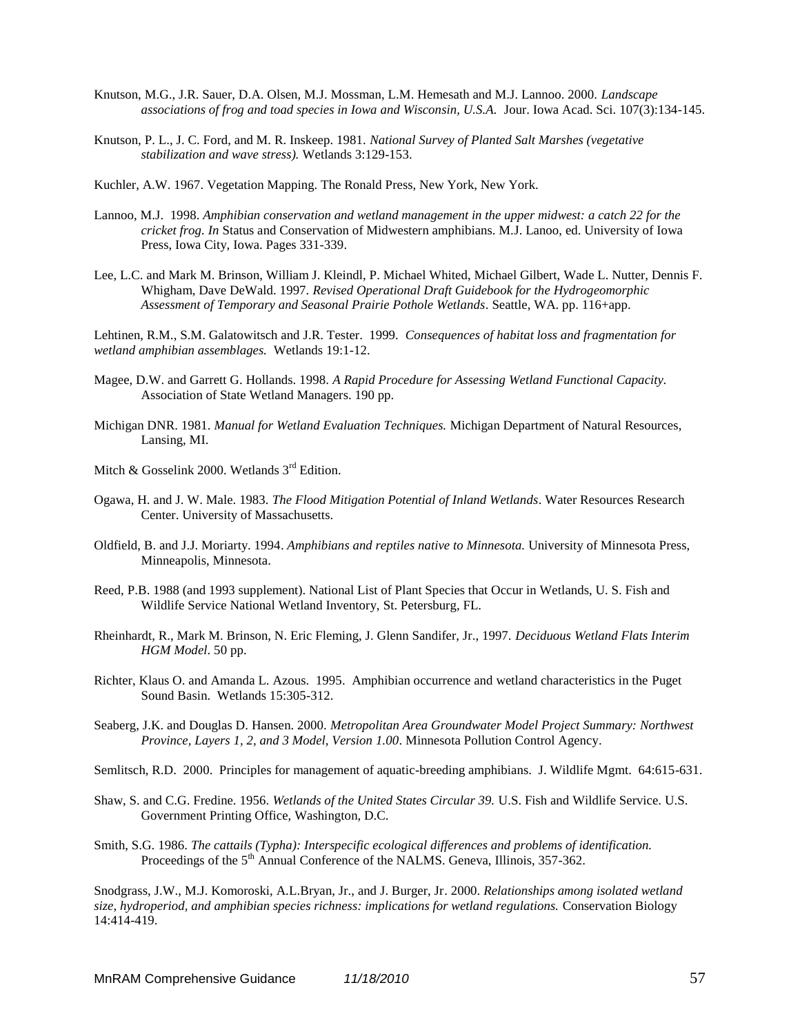Knutson, M.G., J.R. Sauer, D.A. Olsen, M.J. Mossman, L.M. Hemesath and M.J. Lannoo. 2000. *Landscape associations of frog and toad species in Iowa and Wisconsin, U.S.A.* Jour. Iowa Acad. Sci. 107(3):134-145.

Knutson, P. L., J. C. Ford, and M. R. Inskeep. 1981. *National Survey of Planted Salt Marshes (vegetative stabilization and wave stress).* Wetlands 3:129-153.

Kuchler, A.W. 1967. Vegetation Mapping. The Ronald Press, New York, New York.

Lannoo, M.J. 1998. *Amphibian conservation and wetland management in the upper midwest: a catch 22 for the cricket frog*. *In* Status and Conservation of Midwestern amphibians. M.J. Lanoo, ed. University of Iowa Press, Iowa City, Iowa. Pages 331-339.

Lee, L.C. and Mark M. Brinson, William J. Kleindl, P. Michael Whited, Michael Gilbert, Wade L. Nutter, Dennis F. Whigham, Dave DeWald. 1997. *Revised Operational Draft Guidebook for the Hydrogeomorphic Assessment of Temporary and Seasonal Prairie Pothole Wetlands*. Seattle, WA. pp. 116+app.

Lehtinen, R.M., S.M. Galatowitsch and J.R. Tester. 1999. *Consequences of habitat loss and fragmentation for wetland amphibian assemblages.* Wetlands 19:1-12.

Magee, D.W. and Garrett G. Hollands. 1998. *A Rapid Procedure for Assessing Wetland Functional Capacity.* Association of State Wetland Managers. 190 pp.

Michigan DNR. 1981. *Manual for Wetland Evaluation Techniques.* Michigan Department of Natural Resources, Lansing, MI.

Mitch & Gosselink 2000. Wetlands 3rd Edition.

Ogawa, H. and J. W. Male. 1983. *The Flood Mitigation Potential of Inland Wetlands*. Water Resources Research Center. University of Massachusetts.

Oldfield, B. and J.J. Moriarty. 1994. *Amphibians and reptiles native to Minnesota.* University of Minnesota Press, Minneapolis, Minnesota.

Reed, P.B. 1988 (and 1993 supplement). National List of Plant Species that Occur in Wetlands, U. S. Fish and Wildlife Service National Wetland Inventory, St. Petersburg, FL.

Rheinhardt, R., Mark M. Brinson, N. Eric Fleming, J. Glenn Sandifer, Jr., 1997. *Deciduous Wetland Flats Interim HGM Model*. 50 pp.

Richter, Klaus O. and Amanda L. Azous. 1995. Amphibian occurrence and wetland characteristics in the Puget Sound Basin. Wetlands 15:305-312.

Seaberg, J.K. and Douglas D. Hansen. 2000. *Metropolitan Area Groundwater Model Project Summary: Northwest Province, Layers 1, 2, and 3 Model, Version 1.00*. Minnesota Pollution Control Agency.

Semlitsch, R.D. 2000. Principles for management of aquatic-breeding amphibians. J. Wildlife Mgmt. 64:615-631.

Shaw, S. and C.G. Fredine. 1956. *Wetlands of the United States Circular 39.* U.S. Fish and Wildlife Service. U.S. Government Printing Office, Washington, D.C.

Smith, S.G. 1986. *The cattails (Typha): Interspecific ecological differences and problems of identification.* Proceedings of the 5th Annual Conference of the NALMS. Geneva, Illinois, 357-362.

Snodgrass, J.W., M.J. Komoroski, A.L.Bryan, Jr., and J. Burger, Jr. 2000. *Relationships among isolated wetland size, hydroperiod, and amphibian species richness: implications for wetland regulations.* Conservation Biology 14:414-419.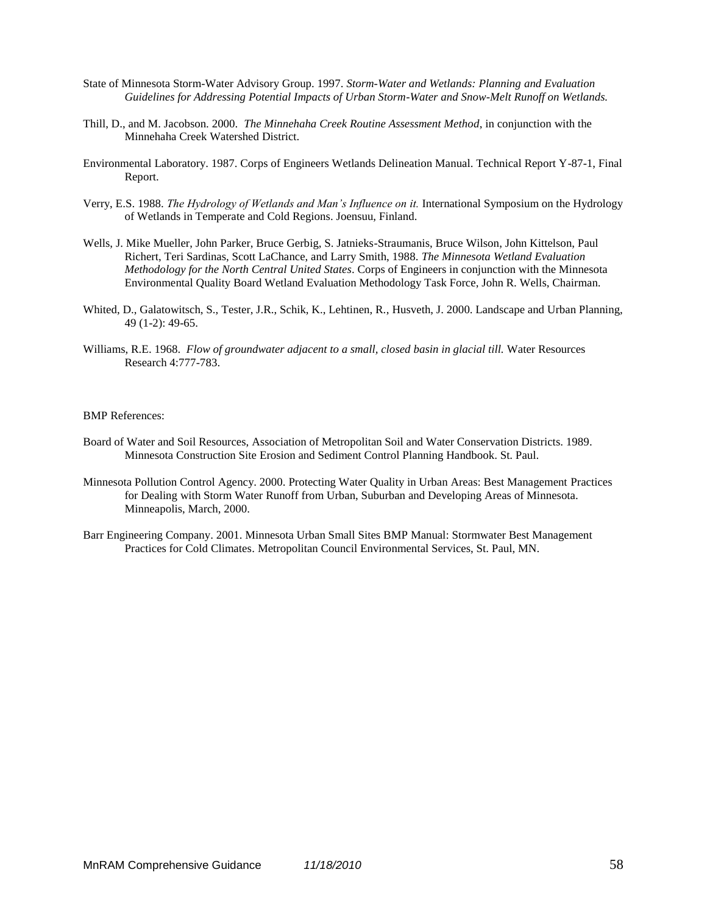State of Minnesota Storm-Water Advisory Group. 1997. *Storm-Water and Wetlands: Planning and Evaluation Guidelines for Addressing Potential Impacts of Urban Storm-Water and Snow-Melt Runoff on Wetlands.*

Thill, D., and M. Jacobson. 2000. *The Minnehaha Creek Routine Assessment Method*, in conjunction with the Minnehaha Creek Watershed District.

Environmental Laboratory. 1987. Corps of Engineers Wetlands Delineation Manual. Technical Report Y-87-1, Final Report.

Verry, E.S. 1988. *The Hydrology of Wetlands and Man's Influence on it.* International Symposium on the Hydrology of Wetlands in Temperate and Cold Regions. Joensuu, Finland.

Wells, J. Mike Mueller, John Parker, Bruce Gerbig, S. Jatnieks-Straumanis, Bruce Wilson, John Kittelson, Paul Richert, Teri Sardinas, Scott LaChance, and Larry Smith, 1988. *The Minnesota Wetland Evaluation Methodology for the North Central United States*. Corps of Engineers in conjunction with the Minnesota Environmental Quality Board Wetland Evaluation Methodology Task Force, John R. Wells, Chairman.

Whited, D., Galatowitsch, S., Tester, J.R., Schik, K., Lehtinen, R., Husveth, J. 2000. Landscape and Urban Planning, 49 (1-2): 49-65.

Williams, R.E. 1968. *Flow of groundwater adjacent to a small, closed basin in glacial till.* Water Resources Research 4:777-783.

BMP References:

Board of Water and Soil Resources, Association of Metropolitan Soil and Water Conservation Districts. 1989. Minnesota Construction Site Erosion and Sediment Control Planning Handbook. St. Paul.

Minnesota Pollution Control Agency. 2000. Protecting Water Quality in Urban Areas: Best Management Practices for Dealing with Storm Water Runoff from Urban, Suburban and Developing Areas of Minnesota. Minneapolis, March, 2000.

Barr Engineering Company. 2001. Minnesota Urban Small Sites BMP Manual: Stormwater Best Management Practices for Cold Climates. Metropolitan Council Environmental Services, St. Paul, MN.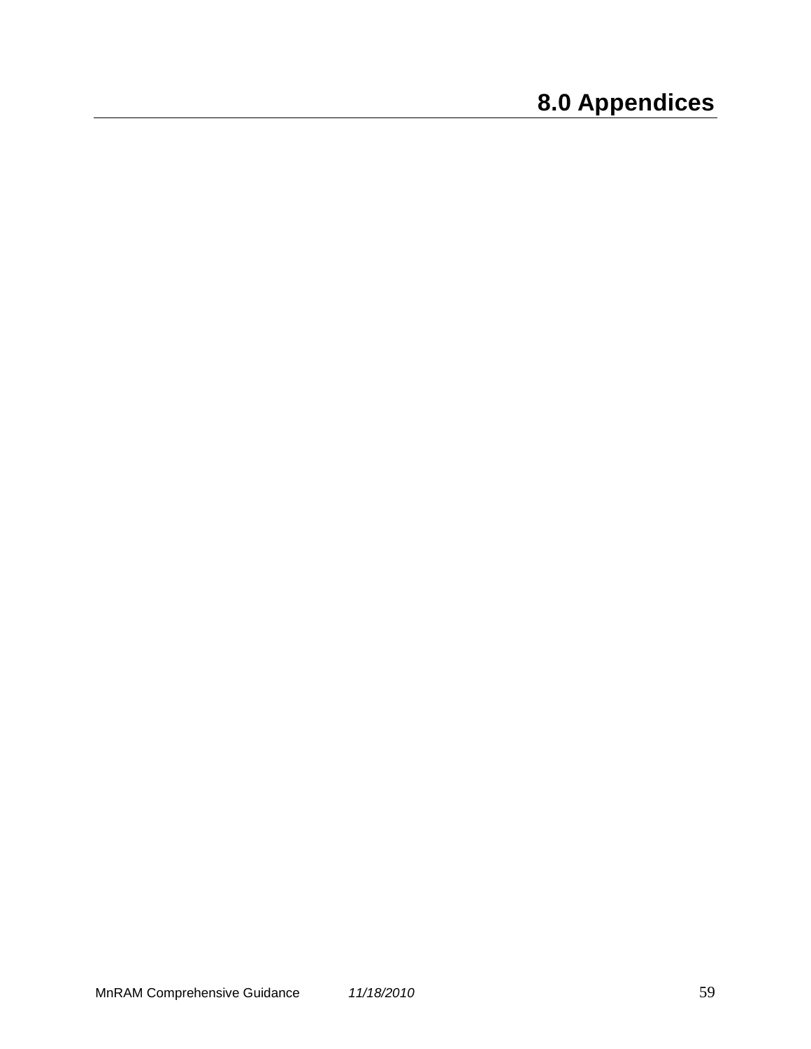# 8.0 Appendices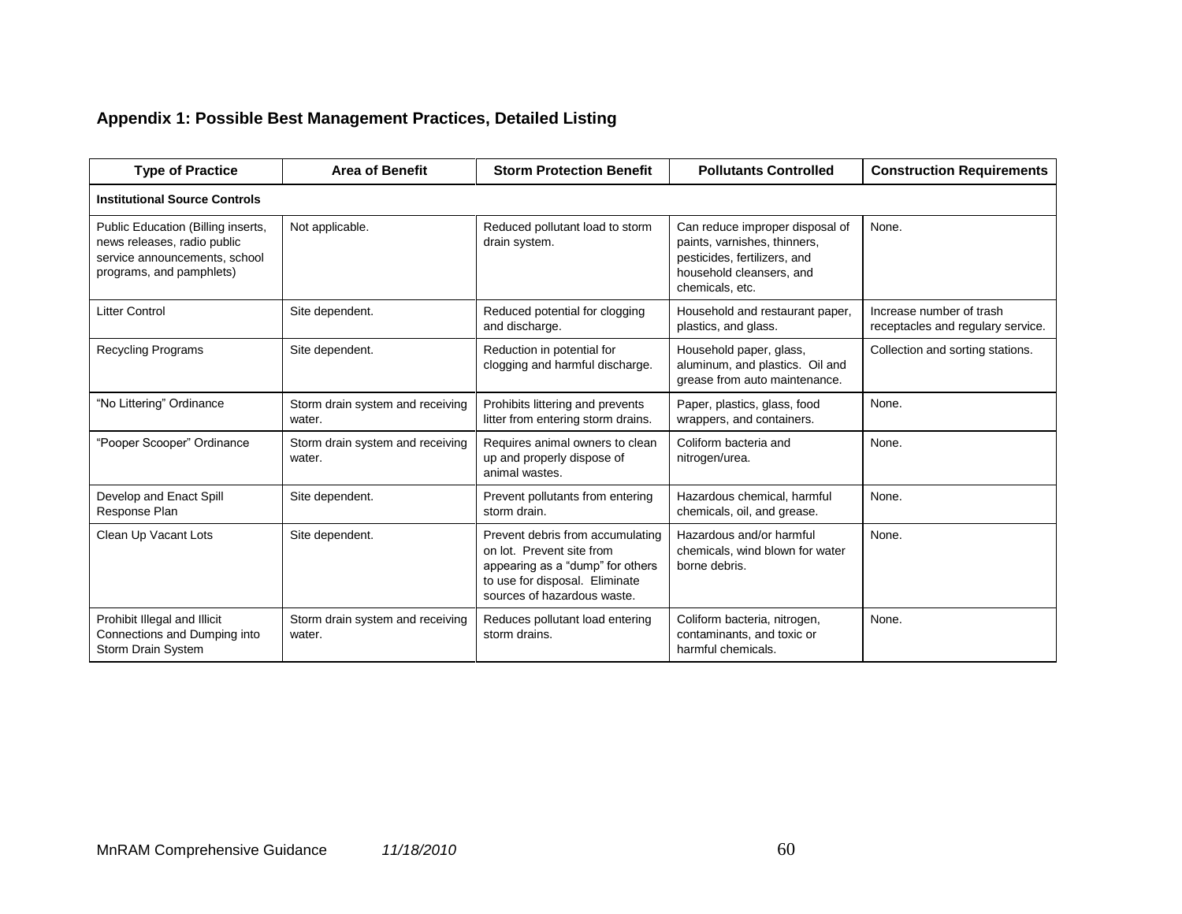### Appendix 1: Possible Best Management Practices, Detailed Listing

| Type of Practice | Area of Benefit | Storm Protection Benefit | Pollutants Controlled | Construction Requirements |
|---|---|---|---|---|
| **Institutional Source Controls** | | | | |
| Public Education (Billing inserts, news releases, radio public service announcements, school programs, and pamphlets) | Not applicable. | Reduced pollutant load to storm drain system. | Can reduce improper disposal of paints, varnishes, thinners, pesticides, fertilizers, and household cleansers, and chemicals, etc. | None. |
| Litter Control | Site dependent. | Reduced potential for clogging and discharge. | Household and restaurant paper, plastics, and glass. | Increase number of trash receptacles and regulary service. |
| Recycling Programs | Site dependent. | Reduction in potential for clogging and harmful discharge. | Household paper, glass, aluminum, and plastics. Oil and grease from auto maintenance. | Collection and sorting stations. |
| "No Littering" Ordinance | Storm drain system and receiving water. | Prohibits littering and prevents litter from entering storm drains. | Paper, plastics, glass, food wrappers, and containers. | None. |
| "Pooper Scooper" Ordinance | Storm drain system and receiving water. | Requires animal owners to clean up and properly dispose of animal wastes. | Coliform bacteria and nitrogen/urea. | None. |
| Develop and Enact Spill Response Plan | Site dependent. | Prevent pollutants from entering storm drain. | Hazardous chemical, harmful chemicals, oil, and grease. | None. |
| Clean Up Vacant Lots | Site dependent. | Prevent debris from accumulating on lot. Prevent site from appearing as a "dump" for others to use for disposal. Eliminate sources of hazardous waste. | Hazardous and/or harmful chemicals, wind blown for water borne debris. | None. |
| Prohibit Illegal and Illicit Connections and Dumping into Storm Drain System | Storm drain system and receiving water. | Reduces pollutant load entering storm drains. | Coliform bacteria, nitrogen, contaminants, and toxic or harmful chemicals. | None. |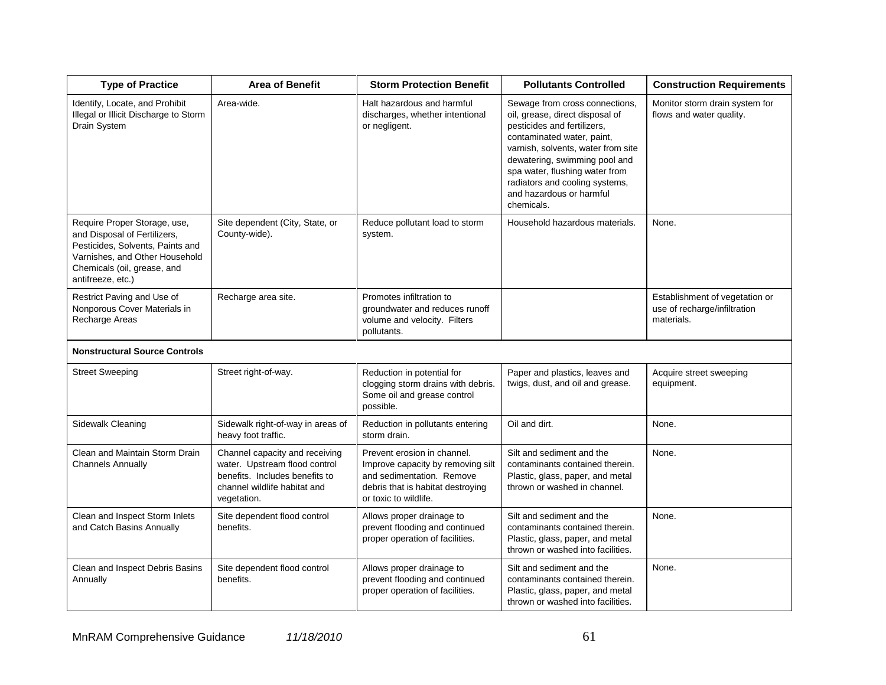| Type of Practice | Area of Benefit | Storm Protection Benefit | Pollutants Controlled | Construction Requirements |
|---|---|---|---|---|
| Identify, Locate, and Prohibit Illegal or Illicit Discharge to Storm Drain System | Area-wide. | Halt hazardous and harmful discharges, whether intentional or negligent. | Sewage from cross connections, oil, grease, direct disposal of pesticides and fertilizers, contaminated water, paint, varnish, solvents, water from site dewatering, swimming pool and spa water, flushing water from radiators and cooling systems, and hazardous or harmful chemicals. | Monitor storm drain system for flows and water quality. |
| Require Proper Storage, use, and Disposal of Fertilizers, Pesticides, Solvents, Paints and Varnishes, and Other Household Chemicals (oil, grease, and antifreeze, etc.) | Site dependent (City, State, or County-wide). | Reduce pollutant load to storm system. | Household hazardous materials. | None. |
| Restrict Paving and Use of Nonporous Cover Materials in Recharge Areas | Recharge area site. | Promotes infiltration to groundwater and reduces runoff volume and velocity. Filters pollutants. | | Establishment of vegetation or use of recharge/infiltration materials. |
| **Nonstructural Source Controls** | | | | |
| Street Sweeping | Street right-of-way. | Reduction in potential for clogging storm drains with debris. Some oil and grease control possible. | Paper and plastics, leaves and twigs, dust, and oil and grease. | Acquire street sweeping equipment. |
| Sidewalk Cleaning | Sidewalk right-of-way in areas of heavy foot traffic. | Reduction in pollutants entering storm drain. | Oil and dirt. | None. |
| Clean and Maintain Storm Drain Channels Annually | Channel capacity and receiving water. Upstream flood control benefits. Includes benefits to channel wildlife habitat and vegetation. | Prevent erosion in channel. Improve capacity by removing silt and sedimentation. Remove debris that is habitat destroying or toxic to wildlife. | Silt and sediment and the contaminants contained therein. Plastic, glass, paper, and metal thrown or washed in channel. | None. |
| Clean and Inspect Storm Inlets and Catch Basins Annually | Site dependent flood control benefits. | Allows proper drainage to prevent flooding and continued proper operation of facilities. | Silt and sediment and the contaminants contained therein. Plastic, glass, paper, and metal thrown or washed into facilities. | None. |
| Clean and Inspect Debris Basins Annually | Site dependent flood control benefits. | Allows proper drainage to prevent flooding and continued proper operation of facilities. | Silt and sediment and the contaminants contained therein. Plastic, glass, paper, and metal thrown or washed into facilities. | None. |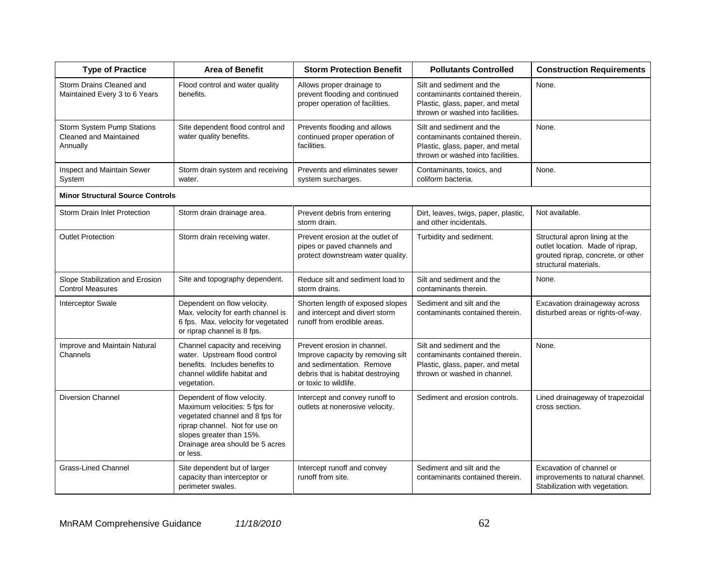| Type of Practice | Area of Benefit | Storm Protection Benefit | Pollutants Controlled | Construction Requirements |
|---|---|---|---|---|
| Storm Drains Cleaned and Maintained Every 3 to 6 Years | Flood control and water quality benefits. | Allows proper drainage to prevent flooding and continued proper operation of facilities. | Silt and sediment and the contaminants contained therein. Plastic, glass, paper, and metal thrown or washed into facilities. | None. |
| Storm System Pump Stations Cleaned and Maintained Annually | Site dependent flood control and water quality benefits. | Prevents flooding and allows continued proper operation of facilities. | Silt and sediment and the contaminants contained therein. Plastic, glass, paper, and metal thrown or washed into facilities. | None. |
| Inspect and Maintain Sewer System | Storm drain system and receiving water. | Prevents and eliminates sewer system surcharges. | Contaminants, toxics, and coliform bacteria. | None. |
| **Minor Structural Source Controls** | | | | |
| Storm Drain Inlet Protection | Storm drain drainage area. | Prevent debris from entering storm drain. | Dirt, leaves, twigs, paper, plastic, and other incidentals. | Not available. |
| Outlet Protection | Storm drain receiving water. | Prevent erosion at the outlet of pipes or paved channels and protect downstream water quality. | Turbidity and sediment. | Structural apron lining at the outlet location. Made of riprap, grouted riprap, concrete, or other structural materials. |
| Slope Stabilization and Erosion Control Measures | Site and topography dependent. | Reduce silt and sediment load to storm drains. | Silt and sediment and the contaminants therein. | None. |
| Interceptor Swale | Dependent on flow velocity. Max. velocity for earth channel is 6 fps. Max. velocity for vegetated or riprap channel is 8 fps. | Shorten length of exposed slopes and intercept and divert storm runoff from erodible areas. | Sediment and silt and the contaminants contained therein. | Excavation drainageway across disturbed areas or rights-of-way. |
| Improve and Maintain Natural Channels | Channel capacity and receiving water. Upstream flood control benefits. Includes benefits to channel wildlife habitat and vegetation. | Prevent erosion in channel. Improve capacity by removing silt and sedimentation. Remove debris that is habitat destroying or toxic to wildlife. | Silt and sediment and the contaminants contained therein. Plastic, glass, paper, and metal thrown or washed in channel. | None. |
| Diversion Channel | Dependent of flow velocity. Maximum velocities: 5 fps for vegetated channel and 8 fps for riprap channel. Not for use on slopes greater than 15%. Drainage area should be 5 acres or less. | Intercept and convey runoff to outlets at nonerosive velocity. | Sediment and erosion controls. | Lined drainageway of trapezoidal cross section. |
| Grass-Lined Channel | Site dependent but of larger capacity than interceptor or perimeter swales. | Intercept runoff and convey runoff from site. | Sediment and silt and the contaminants contained therein. | Excavation of channel or improvements to natural channel. Stabilization with vegetation. |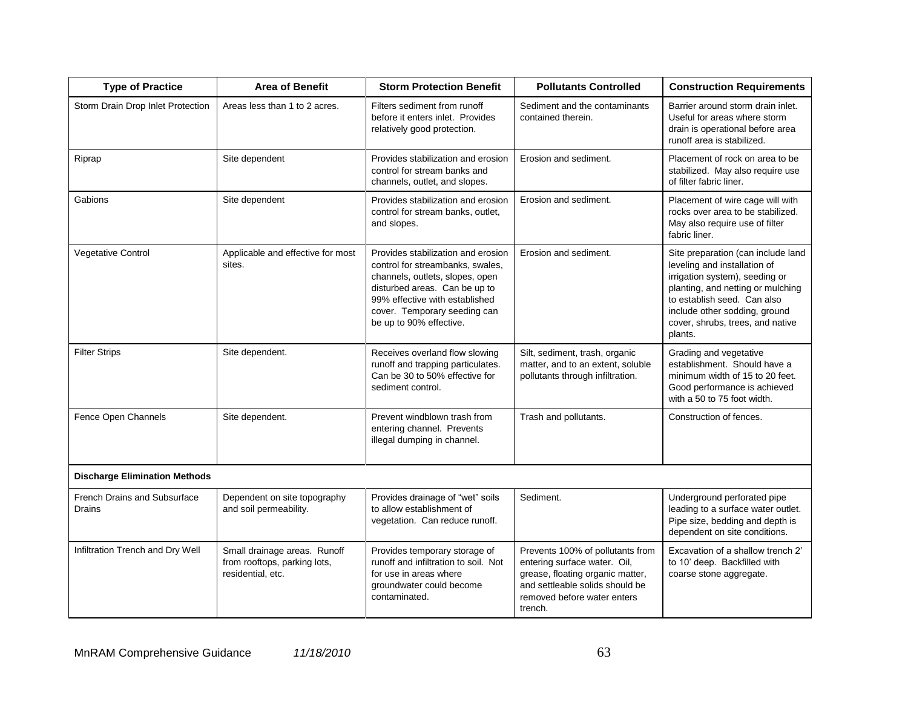| Type of Practice | Area of Benefit | Storm Protection Benefit | Pollutants Controlled | Construction Requirements |
|---|---|---|---|---|
| Storm Drain Drop Inlet Protection | Areas less than 1 to 2 acres. | Filters sediment from runoff before it enters inlet. Provides relatively good protection. | Sediment and the contaminants contained therein. | Barrier around storm drain inlet. Useful for areas where storm drain is operational before area runoff area is stabilized. |
| Riprap | Site dependent | Provides stabilization and erosion control for stream banks and channels, outlet, and slopes. | Erosion and sediment. | Placement of rock on area to be stabilized. May also require use of filter fabric liner. |
| Gabions | Site dependent | Provides stabilization and erosion control for stream banks, outlet, and slopes. | Erosion and sediment. | Placement of wire cage will with rocks over area to be stabilized. May also require use of filter fabric liner. |
| Vegetative Control | Applicable and effective for most sites. | Provides stabilization and erosion control for streambanks, swales, channels, outlets, slopes, open disturbed areas. Can be up to 99% effective with established cover. Temporary seeding can be up to 90% effective. | Erosion and sediment. | Site preparation (can include land leveling and installation of irrigation system), seeding or planting, and netting or mulching to establish seed. Can also include other sodding, ground cover, shrubs, trees, and native plants. |
| Filter Strips | Site dependent. | Receives overland flow slowing runoff and trapping particulates. Can be 30 to 50% effective for sediment control. | Silt, sediment, trash, organic matter, and to an extent, soluble pollutants through infiltration. | Grading and vegetative establishment. Should have a minimum width of 15 to 20 feet. Good performance is achieved with a 50 to 75 foot width. |
| Fence Open Channels | Site dependent. | Prevent windblown trash from entering channel. Prevents illegal dumping in channel. | Trash and pollutants. | Construction of fences. |
| **Discharge Elimination Methods** | | | | |
| French Drains and Subsurface Drains | Dependent on site topography and soil permeability. | Provides drainage of "wet" soils to allow establishment of vegetation. Can reduce runoff. | Sediment. | Underground perforated pipe leading to a surface water outlet. Pipe size, bedding and depth is dependent on site conditions. |
| Infiltration Trench and Dry Well | Small drainage areas. Runoff from rooftops, parking lots, residential, etc. | Provides temporary storage of runoff and infiltration to soil. Not for use in areas where groundwater could become contaminated. | Prevents 100% of pollutants from entering surface water. Oil, grease, floating organic matter, and settleable solids should be removed before water enters trench. | Excavation of a shallow trench 2' to 10' deep. Backfilled with coarse stone aggregate. |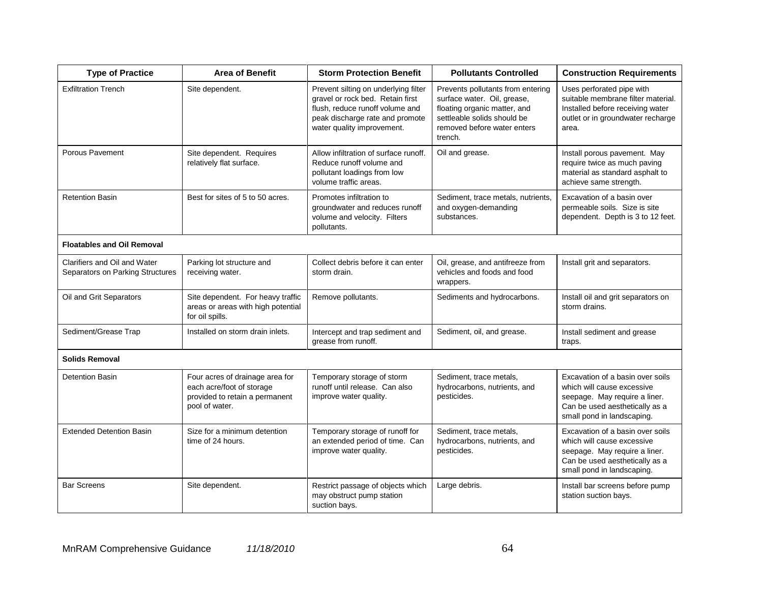| Type of Practice | Area of Benefit | Storm Protection Benefit | Pollutants Controlled | Construction Requirements |
|---|---|---|---|---|
| Exfiltration Trench | Site dependent. | Prevent silting on underlying filter gravel or rock bed. Retain first flush, reduce runoff volume and peak discharge rate and promote water quality improvement. | Prevents pollutants from entering surface water. Oil, grease, floating organic matter, and settleable solids should be removed before water enters trench. | Uses perforated pipe with suitable membrane filter material. Installed before receiving water outlet or in groundwater recharge area. |
| Porous Pavement | Site dependent. Requires relatively flat surface. | Allow infiltration of surface runoff. Reduce runoff volume and pollutant loadings from low volume traffic areas. | Oil and grease. | Install porous pavement. May require twice as much paving material as standard asphalt to achieve same strength. |
| Retention Basin | Best for sites of 5 to 50 acres. | Promotes infiltration to groundwater and reduces runoff volume and velocity. Filters pollutants. | Sediment, trace metals, nutrients, and oxygen-demanding substances. | Excavation of a basin over permeable soils. Size is site dependent. Depth is 3 to 12 feet. |
| **Floatables and Oil Removal** | | | | |
| Clarifiers and Oil and Water Separators on Parking Structures | Parking lot structure and receiving water. | Collect debris before it can enter storm drain. | Oil, grease, and antifreeze from vehicles and foods and food wrappers. | Install grit and separators. |
| Oil and Grit Separators | Site dependent. For heavy traffic areas or areas with high potential for oil spills. | Remove pollutants. | Sediments and hydrocarbons. | Install oil and grit separators on storm drains. |
| Sediment/Grease Trap | Installed on storm drain inlets. | Intercept and trap sediment and grease from runoff. | Sediment, oil, and grease. | Install sediment and grease traps. |
| **Solids Removal** | | | | |
| Detention Basin | Four acres of drainage area for each acre/foot of storage provided to retain a permanent pool of water. | Temporary storage of storm runoff until release. Can also improve water quality. | Sediment, trace metals, hydrocarbons, nutrients, and pesticides. | Excavation of a basin over soils which will cause excessive seepage. May require a liner. Can be used aesthetically as a small pond in landscaping. |
| Extended Detention Basin | Size for a minimum detention time of 24 hours. | Temporary storage of runoff for an extended period of time. Can improve water quality. | Sediment, trace metals, hydrocarbons, nutrients, and pesticides. | Excavation of a basin over soils which will cause excessive seepage. May require a liner. Can be used aesthetically as a small pond in landscaping. |
| Bar Screens | Site dependent. | Restrict passage of objects which may obstruct pump station suction bays. | Large debris. | Install bar screens before pump station suction bays. |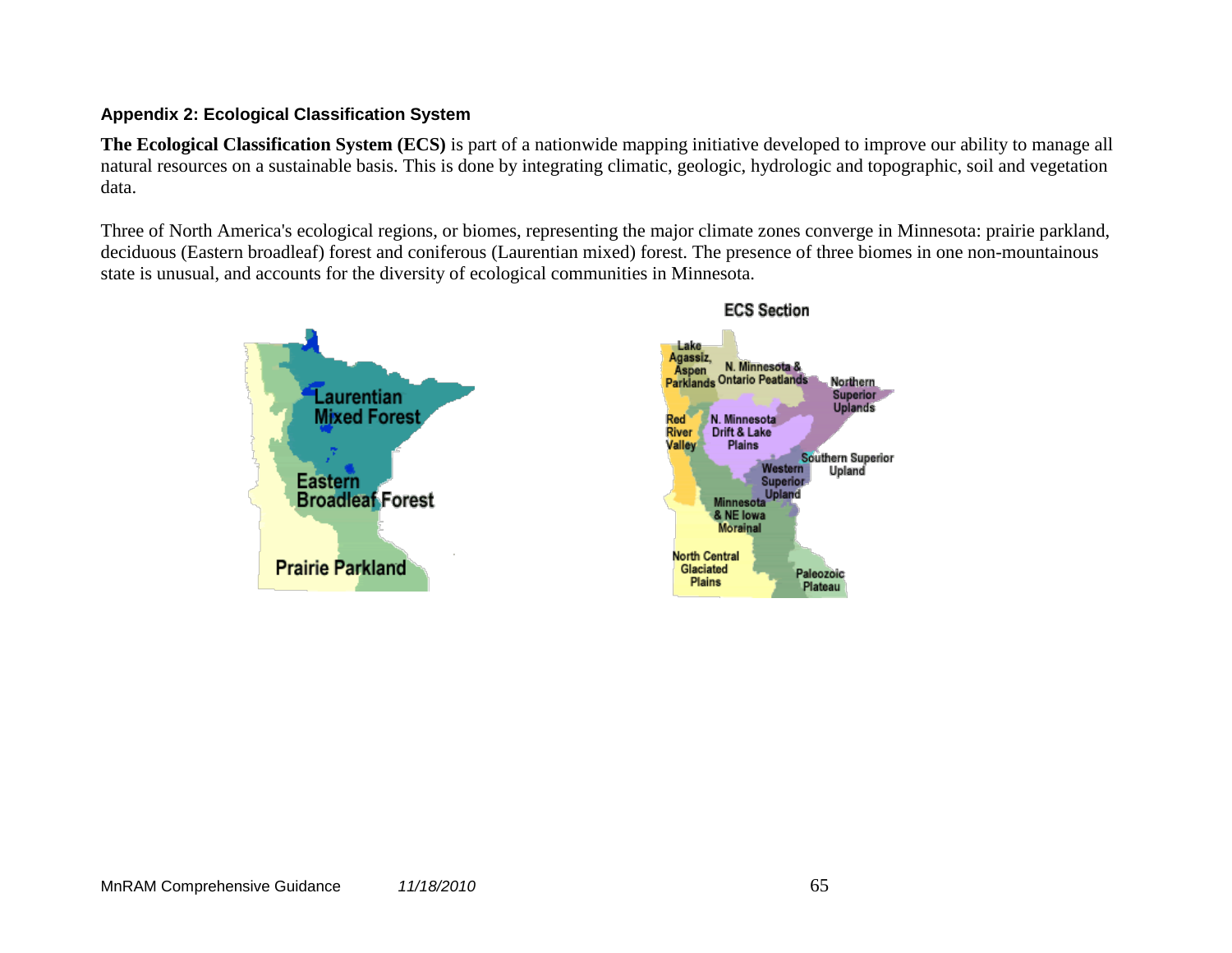### Appendix 2: Ecological Classification System

**The Ecological Classification System (ECS)** is part of a nationwide mapping initiative developed to improve our ability to manage all natural resources on a sustainable basis. This is done by integrating climatic, geologic, hydrologic and topographic, soil and vegetation data.

Three of North America's ecological regions, or biomes, representing the major climate zones converge in Minnesota: prairie parkland, deciduous (Eastern broadleaf) forest and coniferous (Laurentian mixed) forest. The presence of three biomes in one non-mountainous state is unusual, and accounts for the diversity of ecological communities in Minnesota.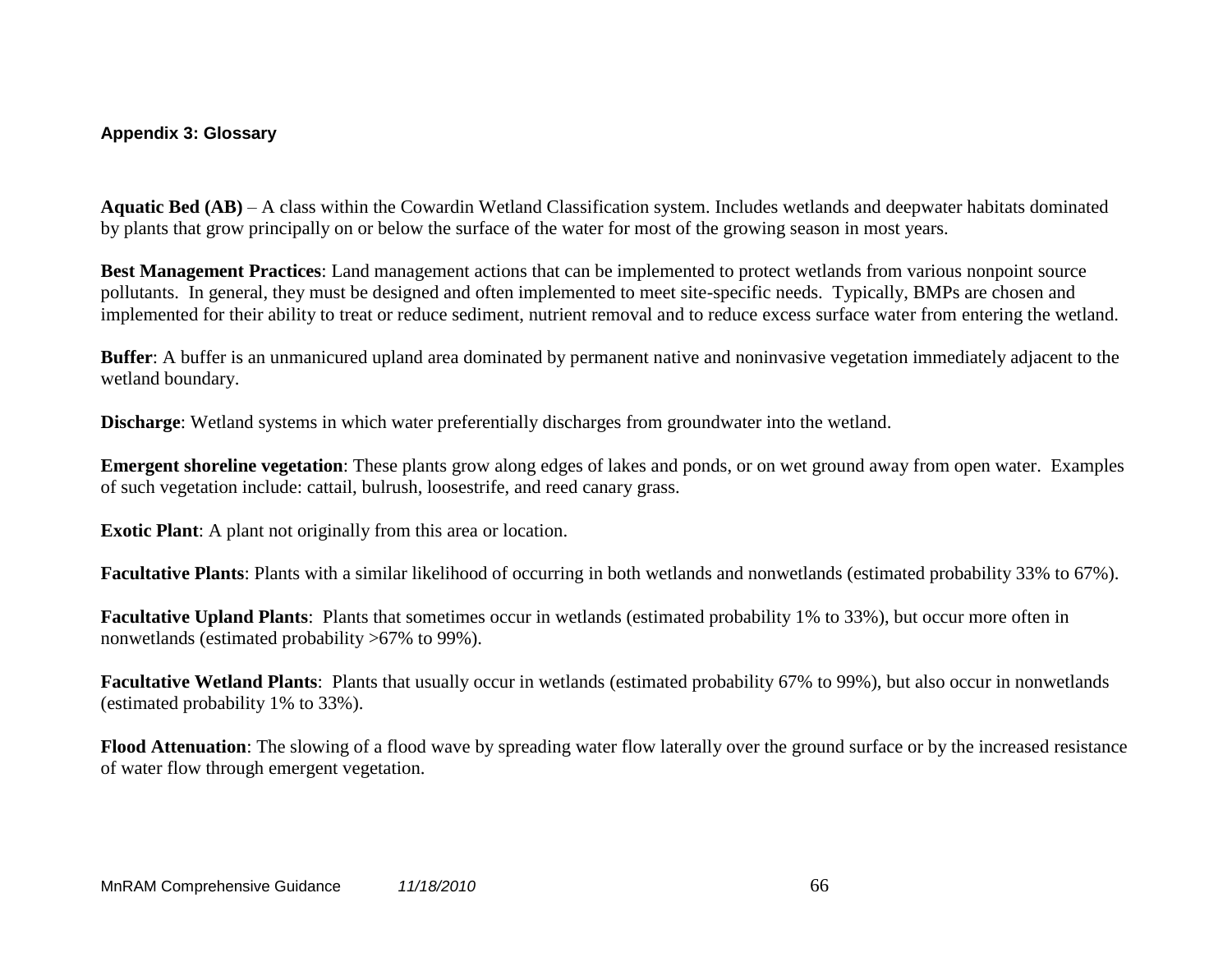## Appendix 3: Glossary

**Aquatic Bed (AB)** – A class within the Cowardin Wetland Classification system. Includes wetlands and deepwater habitats dominated by plants that grow principally on or below the surface of the water for most of the growing season in most years.

**Best Management Practices**: Land management actions that can be implemented to protect wetlands from various nonpoint source pollutants. In general, they must be designed and often implemented to meet site-specific needs. Typically, BMPs are chosen and implemented for their ability to treat or reduce sediment, nutrient removal and to reduce excess surface water from entering the wetland.

**Buffer**: A buffer is an unmanicured upland area dominated by permanent native and noninvasive vegetation immediately adjacent to the wetland boundary.

**Discharge**: Wetland systems in which water preferentially discharges from groundwater into the wetland.

**Emergent shoreline vegetation**: These plants grow along edges of lakes and ponds, or on wet ground away from open water. Examples of such vegetation include: cattail, bulrush, loosestrife, and reed canary grass.

**Exotic Plant**: A plant not originally from this area or location.

**Facultative Plants**: Plants with a similar likelihood of occurring in both wetlands and nonwetlands (estimated probability 33% to 67%).

**Facultative Upland Plants**: Plants that sometimes occur in wetlands (estimated probability 1% to 33%), but occur more often in nonwetlands (estimated probability >67% to 99%).

**Facultative Wetland Plants**: Plants that usually occur in wetlands (estimated probability 67% to 99%), but also occur in nonwetlands (estimated probability 1% to 33%).

**Flood Attenuation**: The slowing of a flood wave by spreading water flow laterally over the ground surface or by the increased resistance of water flow through emergent vegetation.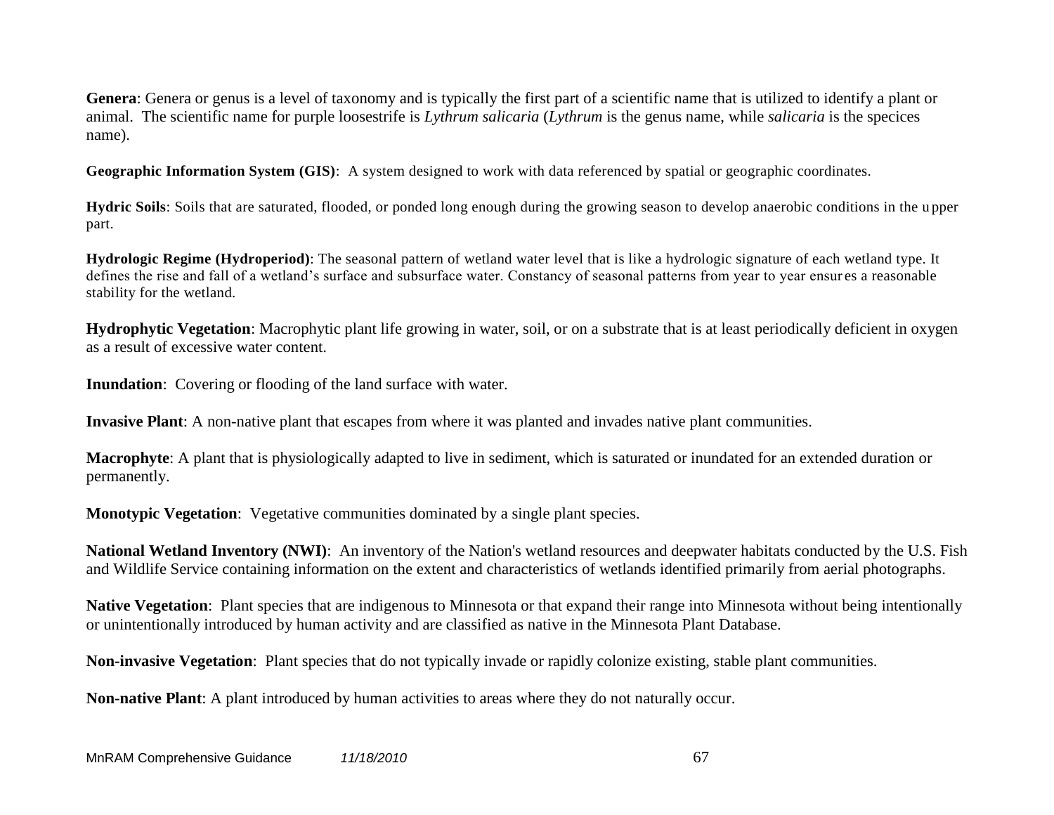**Genera**: Genera or genus is a level of taxonomy and is typically the first part of a scientific name that is utilized to identify a plant or animal. The scientific name for purple loosestrife is *Lythrum salicaria* (*Lythrum* is the genus name, while *salicaria* is the specices name).

**Geographic Information System (GIS)**: A system designed to work with data referenced by spatial or geographic coordinates.

**Hydric Soils**: Soils that are saturated, flooded, or ponded long enough during the growing season to develop anaerobic conditions in the upper part.

**Hydrologic Regime (Hydroperiod)**: The seasonal pattern of wetland water level that is like a hydrologic signature of each wetland type. It defines the rise and fall of a wetland's surface and subsurface water. Constancy of seasonal patterns from year to year ensures a reasonable stability for the wetland.

**Hydrophytic Vegetation**: Macrophytic plant life growing in water, soil, or on a substrate that is at least periodically deficient in oxygen as a result of excessive water content.

**Inundation**: Covering or flooding of the land surface with water.

**Invasive Plant**: A non-native plant that escapes from where it was planted and invades native plant communities.

**Macrophyte**: A plant that is physiologically adapted to live in sediment, which is saturated or inundated for an extended duration or permanently.

**Monotypic Vegetation**: Vegetative communities dominated by a single plant species.

**National Wetland Inventory (NWI)**: An inventory of the Nation's wetland resources and deepwater habitats conducted by the U.S. Fish and Wildlife Service containing information on the extent and characteristics of wetlands identified primarily from aerial photographs.

**Native Vegetation**: Plant species that are indigenous to Minnesota or that expand their range into Minnesota without being intentionally or unintentionally introduced by human activity and are classified as native in the Minnesota Plant Database.

**Non-invasive Vegetation**: Plant species that do not typically invade or rapidly colonize existing, stable plant communities.

**Non-native Plant**: A plant introduced by human activities to areas where they do not naturally occur.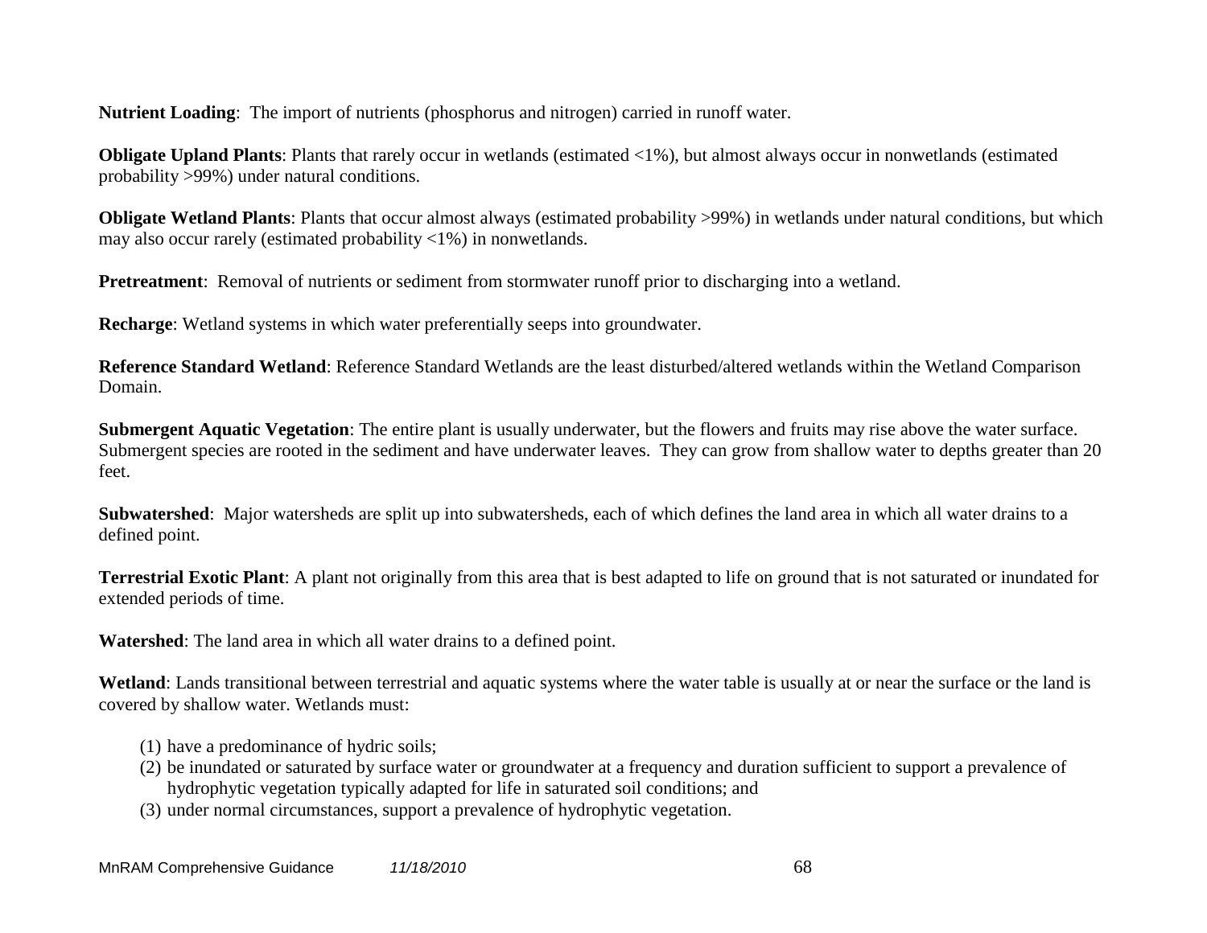**Nutrient Loading**: The import of nutrients (phosphorus and nitrogen) carried in runoff water.

**Obligate Upland Plants**: Plants that rarely occur in wetlands (estimated <1%), but almost always occur in nonwetlands (estimated probability >99%) under natural conditions.

**Obligate Wetland Plants**: Plants that occur almost always (estimated probability >99%) in wetlands under natural conditions, but which may also occur rarely (estimated probability <1%) in nonwetlands.

**Pretreatment**: Removal of nutrients or sediment from stormwater runoff prior to discharging into a wetland.

**Recharge**: Wetland systems in which water preferentially seeps into groundwater.

**Reference Standard Wetland**: Reference Standard Wetlands are the least disturbed/altered wetlands within the Wetland Comparison Domain.

**Submergent Aquatic Vegetation**: The entire plant is usually underwater, but the flowers and fruits may rise above the water surface. Submergent species are rooted in the sediment and have underwater leaves. They can grow from shallow water to depths greater than 20 feet.

**Subwatershed**: Major watersheds are split up into subwatersheds, each of which defines the land area in which all water drains to a defined point.

**Terrestrial Exotic Plant**: A plant not originally from this area that is best adapted to life on ground that is not saturated or inundated for extended periods of time.

**Watershed**: The land area in which all water drains to a defined point.

**Wetland**: Lands transitional between terrestrial and aquatic systems where the water table is usually at or near the surface or the land is covered by shallow water. Wetlands must:

(1) have a predominance of hydric soils;
(2) be inundated or saturated by surface water or groundwater at a frequency and duration sufficient to support a prevalence of hydrophytic vegetation typically adapted for life in saturated soil conditions; and
(3) under normal circumstances, support a prevalence of hydrophytic vegetation.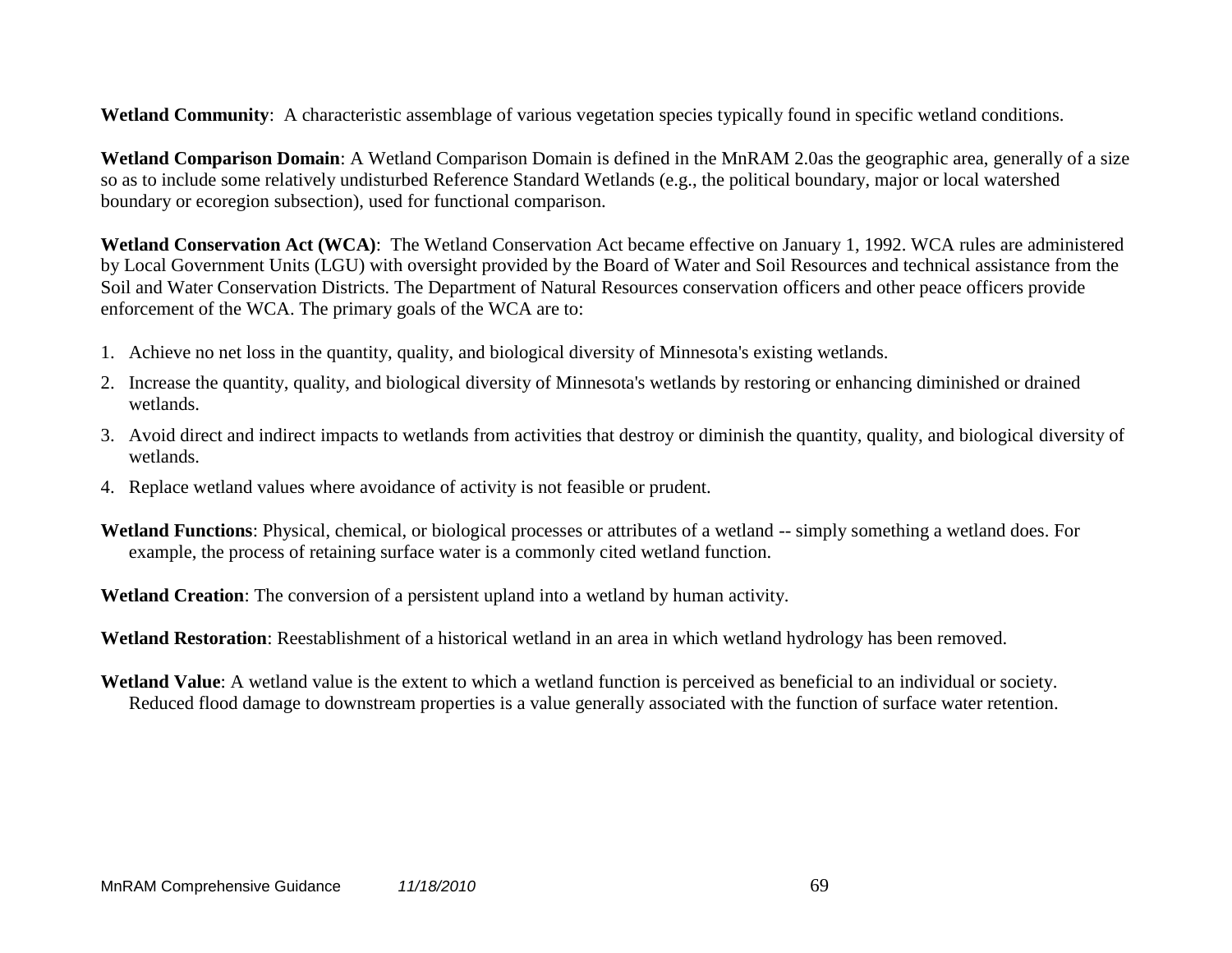**Wetland Community**: A characteristic assemblage of various vegetation species typically found in specific wetland conditions.

**Wetland Comparison Domain**: A Wetland Comparison Domain is defined in the MnRAM 2.0as the geographic area, generally of a size so as to include some relatively undisturbed Reference Standard Wetlands (e.g., the political boundary, major or local watershed boundary or ecoregion subsection), used for functional comparison.

**Wetland Conservation Act (WCA)**: The Wetland Conservation Act became effective on January 1, 1992. WCA rules are administered by Local Government Units (LGU) with oversight provided by the Board of Water and Soil Resources and technical assistance from the Soil and Water Conservation Districts. The Department of Natural Resources conservation officers and other peace officers provide enforcement of the WCA. The primary goals of the WCA are to:

1. Achieve no net loss in the quantity, quality, and biological diversity of Minnesota's existing wetlands.
2. Increase the quantity, quality, and biological diversity of Minnesota's wetlands by restoring or enhancing diminished or drained wetlands.
3. Avoid direct and indirect impacts to wetlands from activities that destroy or diminish the quantity, quality, and biological diversity of wetlands.
4. Replace wetland values where avoidance of activity is not feasible or prudent.

**Wetland Functions**: Physical, chemical, or biological processes or attributes of a wetland -- simply something a wetland does. For example, the process of retaining surface water is a commonly cited wetland function.

**Wetland Creation**: The conversion of a persistent upland into a wetland by human activity.

**Wetland Restoration**: Reestablishment of a historical wetland in an area in which wetland hydrology has been removed.

**Wetland Value**: A wetland value is the extent to which a wetland function is perceived as beneficial to an individual or society. Reduced flood damage to downstream properties is a value generally associated with the function of surface water retention.